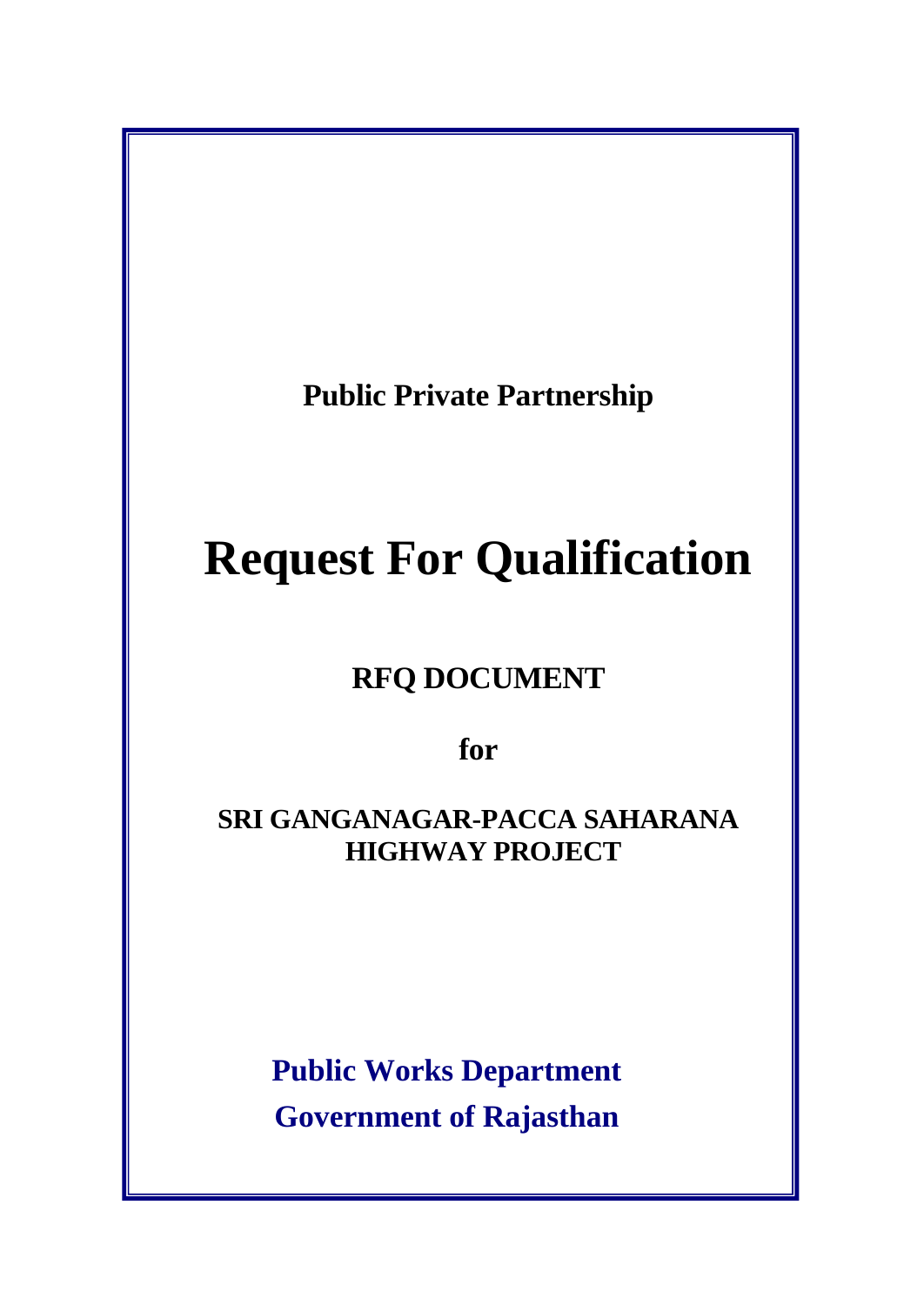**Public Private Partnership**

# Request For Qualification

## RFQ DOCUMENT

**for**

**SRI GANGANAGAR-PACCA SAHARANA HIGHWAY PROJECT**

**Public Works Department**
**Government of Rajasthan**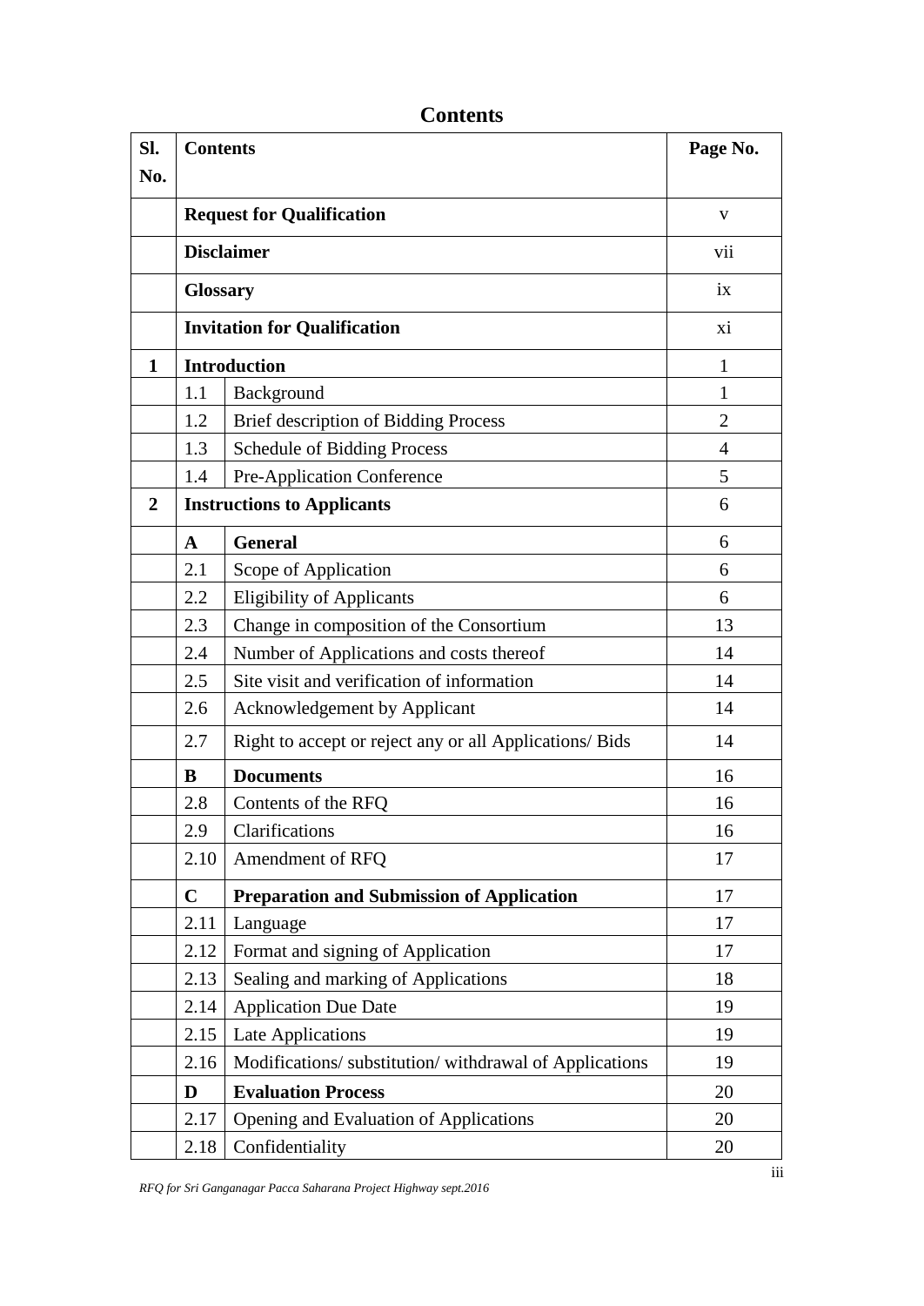# Contents

| Sl. No. | Contents | | Page No. |
|---|---|---|---|
| | **Request for Qualification** | | v |
| | **Disclaimer** | | vii |
| | **Glossary** | | ix |
| | **Invitation for Qualification** | | xi |
| **1** | **Introduction** | | 1 |
| | 1.1 | Background | 1 |
| | 1.2 | Brief description of Bidding Process | 2 |
| | 1.3 | Schedule of Bidding Process | 4 |
| | 1.4 | Pre-Application Conference | 5 |
| **2** | **Instructions to Applicants** | | 6 |
| | **A** | **General** | 6 |
| | 2.1 | Scope of Application | 6 |
| | 2.2 | Eligibility of Applicants | 6 |
| | 2.3 | Change in composition of the Consortium | 13 |
| | 2.4 | Number of Applications and costs thereof | 14 |
| | 2.5 | Site visit and verification of information | 14 |
| | 2.6 | Acknowledgement by Applicant | 14 |
| | 2.7 | Right to accept or reject any or all Applications/ Bids | 14 |
| | **B** | **Documents** | 16 |
| | 2.8 | Contents of the RFQ | 16 |
| | 2.9 | Clarifications | 16 |
| | 2.10 | Amendment of RFQ | 17 |
| | **C** | **Preparation and Submission of Application** | 17 |
| | 2.11 | Language | 17 |
| | 2.12 | Format and signing of Application | 17 |
| | 2.13 | Sealing and marking of Applications | 18 |
| | 2.14 | Application Due Date | 19 |
| | 2.15 | Late Applications | 19 |
| | 2.16 | Modifications/ substitution/ withdrawal of Applications | 19 |
| | **D** | **Evaluation Process** | 20 |
| | 2.17 | Opening and Evaluation of Applications | 20 |
| | 2.18 | Confidentiality | 20 |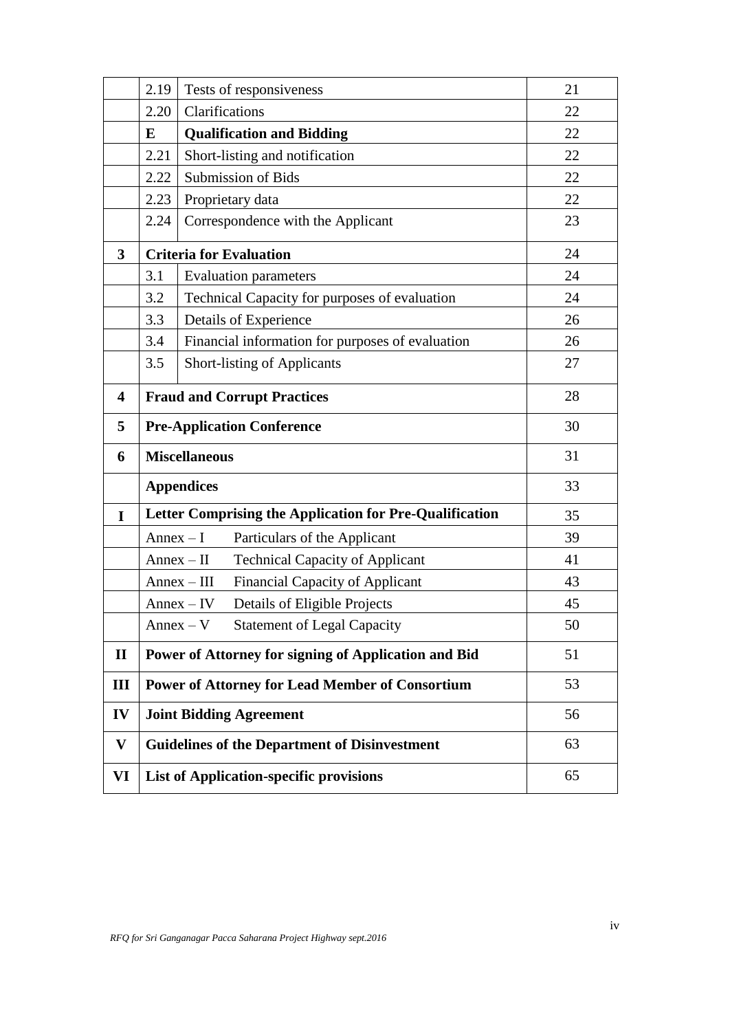| | | | |
|---|---|---|---|
| | 2.19 | Tests of responsiveness | 21 |
| | 2.20 | Clarifications | 22 |
| | **E** | **Qualification and Bidding** | 22 |
| | 2.21 | Short-listing and notification | 22 |
| | 2.22 | Submission of Bids | 22 |
| | 2.23 | Proprietary data | 22 |
| | 2.24 | Correspondence with the Applicant | 23 |
| **3** | **Criteria for Evaluation** | | 24 |
| | 3.1 | Evaluation parameters | 24 |
| | 3.2 | Technical Capacity for purposes of evaluation | 24 |
| | 3.3 | Details of Experience | 26 |
| | 3.4 | Financial information for purposes of evaluation | 26 |
| | 3.5 | Short-listing of Applicants | 27 |
| **4** | **Fraud and Corrupt Practices** | | 28 |
| **5** | **Pre-Application Conference** | | 30 |
| **6** | **Miscellaneous** | | 31 |
| | **Appendices** | | 33 |
| **I** | **Letter Comprising the Application for Pre-Qualification** | | 35 |
| | Annex – I | Particulars of the Applicant | 39 |
| | Annex – II | Technical Capacity of Applicant | 41 |
| | Annex – III | Financial Capacity of Applicant | 43 |
| | Annex – IV | Details of Eligible Projects | 45 |
| | Annex – V | Statement of Legal Capacity | 50 |
| **II** | **Power of Attorney for signing of Application and Bid** | | 51 |
| **III** | **Power of Attorney for Lead Member of Consortium** | | 53 |
| **IV** | **Joint Bidding Agreement** | | 56 |
| **V** | **Guidelines of the Department of Disinvestment** | | 63 |
| **VI** | **List of Application-specific provisions** | | 65 |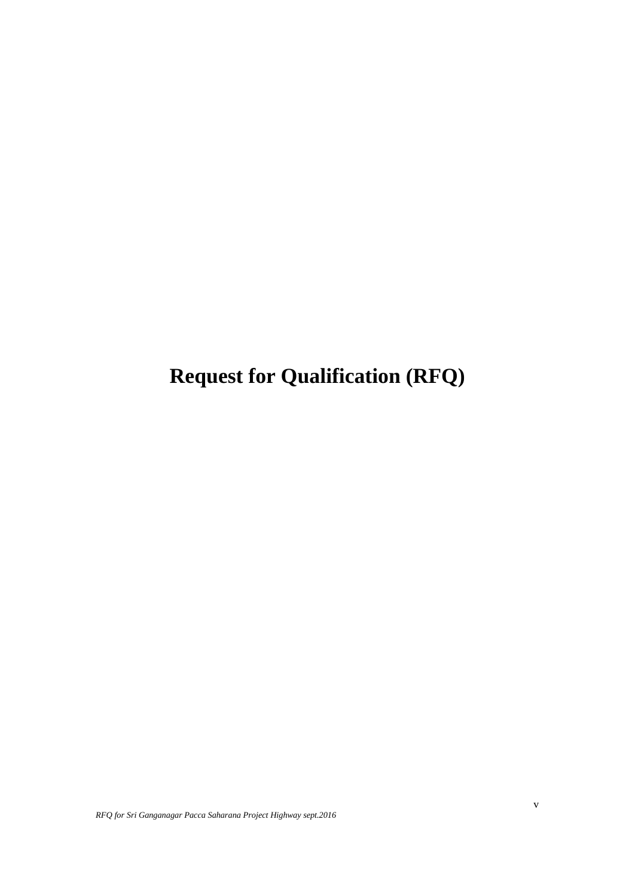# Request for Qualification (RFQ)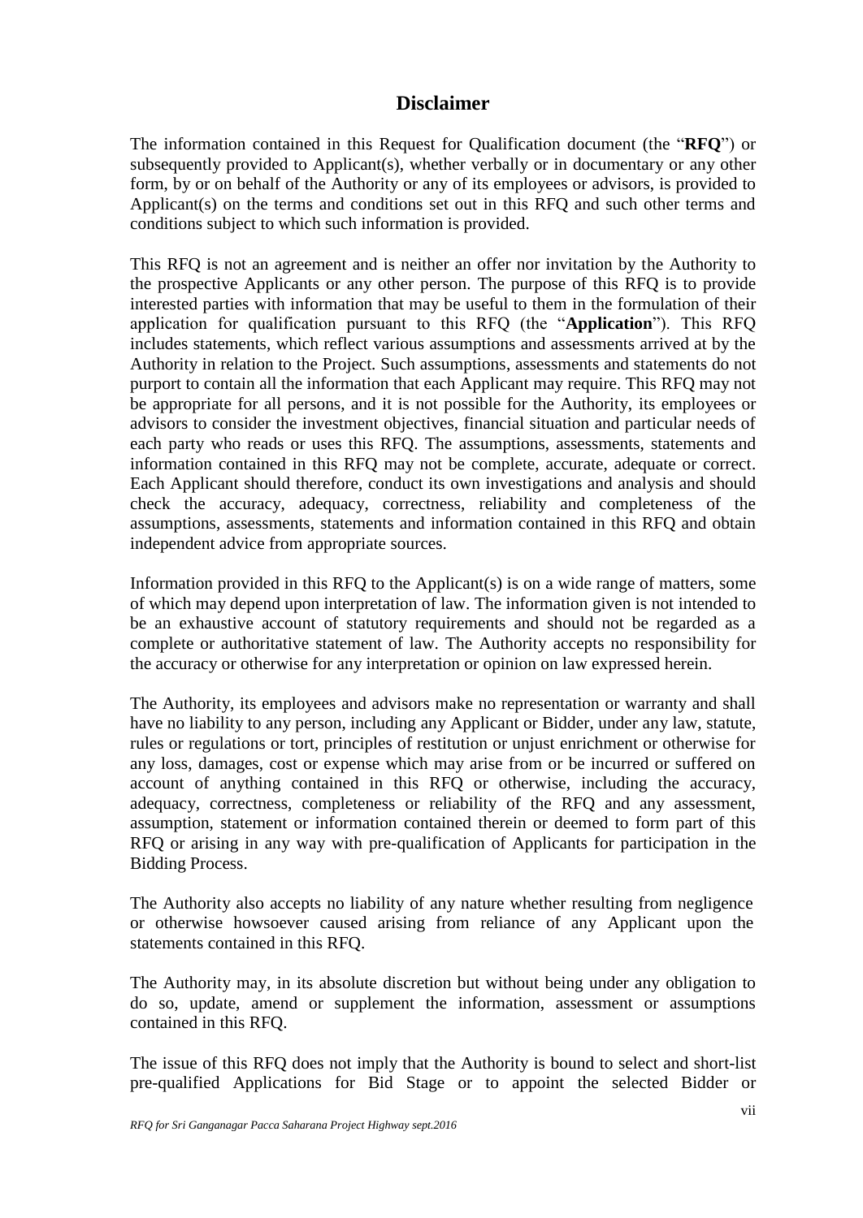## Disclaimer

The information contained in this Request for Qualification document (the "**RFQ**") or subsequently provided to Applicant(s), whether verbally or in documentary or any other form, by or on behalf of the Authority or any of its employees or advisors, is provided to Applicant(s) on the terms and conditions set out in this RFQ and such other terms and conditions subject to which such information is provided.

This RFQ is not an agreement and is neither an offer nor invitation by the Authority to the prospective Applicants or any other person. The purpose of this RFQ is to provide interested parties with information that may be useful to them in the formulation of their application for qualification pursuant to this RFQ (the "**Application**"). This RFQ includes statements, which reflect various assumptions and assessments arrived at by the Authority in relation to the Project. Such assumptions, assessments and statements do not purport to contain all the information that each Applicant may require. This RFQ may not be appropriate for all persons, and it is not possible for the Authority, its employees or advisors to consider the investment objectives, financial situation and particular needs of each party who reads or uses this RFQ. The assumptions, assessments, statements and information contained in this RFQ may not be complete, accurate, adequate or correct. Each Applicant should therefore, conduct its own investigations and analysis and should check the accuracy, adequacy, correctness, reliability and completeness of the assumptions, assessments, statements and information contained in this RFQ and obtain independent advice from appropriate sources.

Information provided in this RFQ to the Applicant(s) is on a wide range of matters, some of which may depend upon interpretation of law. The information given is not intended to be an exhaustive account of statutory requirements and should not be regarded as a complete or authoritative statement of law. The Authority accepts no responsibility for the accuracy or otherwise for any interpretation or opinion on law expressed herein.

The Authority, its employees and advisors make no representation or warranty and shall have no liability to any person, including any Applicant or Bidder, under any law, statute, rules or regulations or tort, principles of restitution or unjust enrichment or otherwise for any loss, damages, cost or expense which may arise from or be incurred or suffered on account of anything contained in this RFQ or otherwise, including the accuracy, adequacy, correctness, completeness or reliability of the RFQ and any assessment, assumption, statement or information contained therein or deemed to form part of this RFQ or arising in any way with pre-qualification of Applicants for participation in the Bidding Process.

The Authority also accepts no liability of any nature whether resulting from negligence or otherwise howsoever caused arising from reliance of any Applicant upon the statements contained in this RFQ.

The Authority may, in its absolute discretion but without being under any obligation to do so, update, amend or supplement the information, assessment or assumptions contained in this RFQ.

The issue of this RFQ does not imply that the Authority is bound to select and short-list pre-qualified Applications for Bid Stage or to appoint the selected Bidder or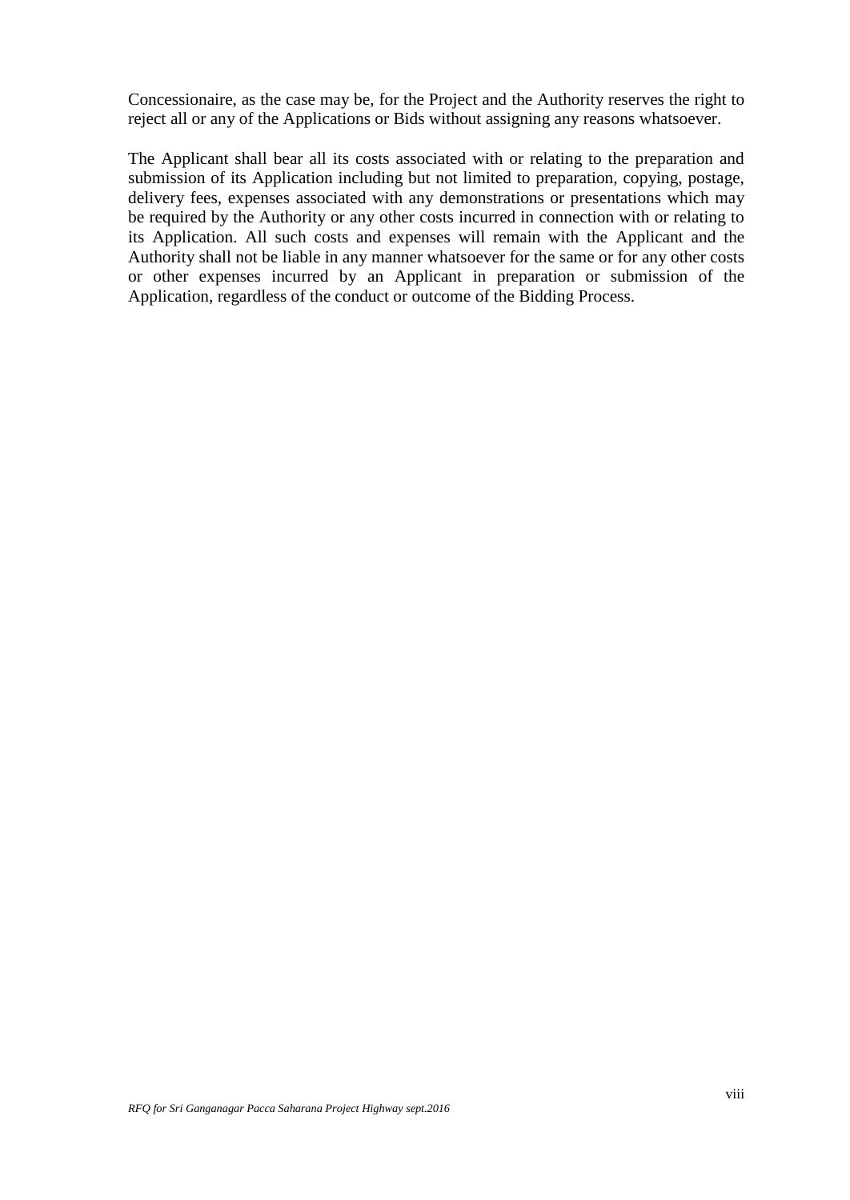Concessionaire, as the case may be, for the Project and the Authority reserves the right to reject all or any of the Applications or Bids without assigning any reasons whatsoever.

The Applicant shall bear all its costs associated with or relating to the preparation and submission of its Application including but not limited to preparation, copying, postage, delivery fees, expenses associated with any demonstrations or presentations which may be required by the Authority or any other costs incurred in connection with or relating to its Application. All such costs and expenses will remain with the Applicant and the Authority shall not be liable in any manner whatsoever for the same or for any other costs or other expenses incurred by an Applicant in preparation or submission of the Application, regardless of the conduct or outcome of the Bidding Process.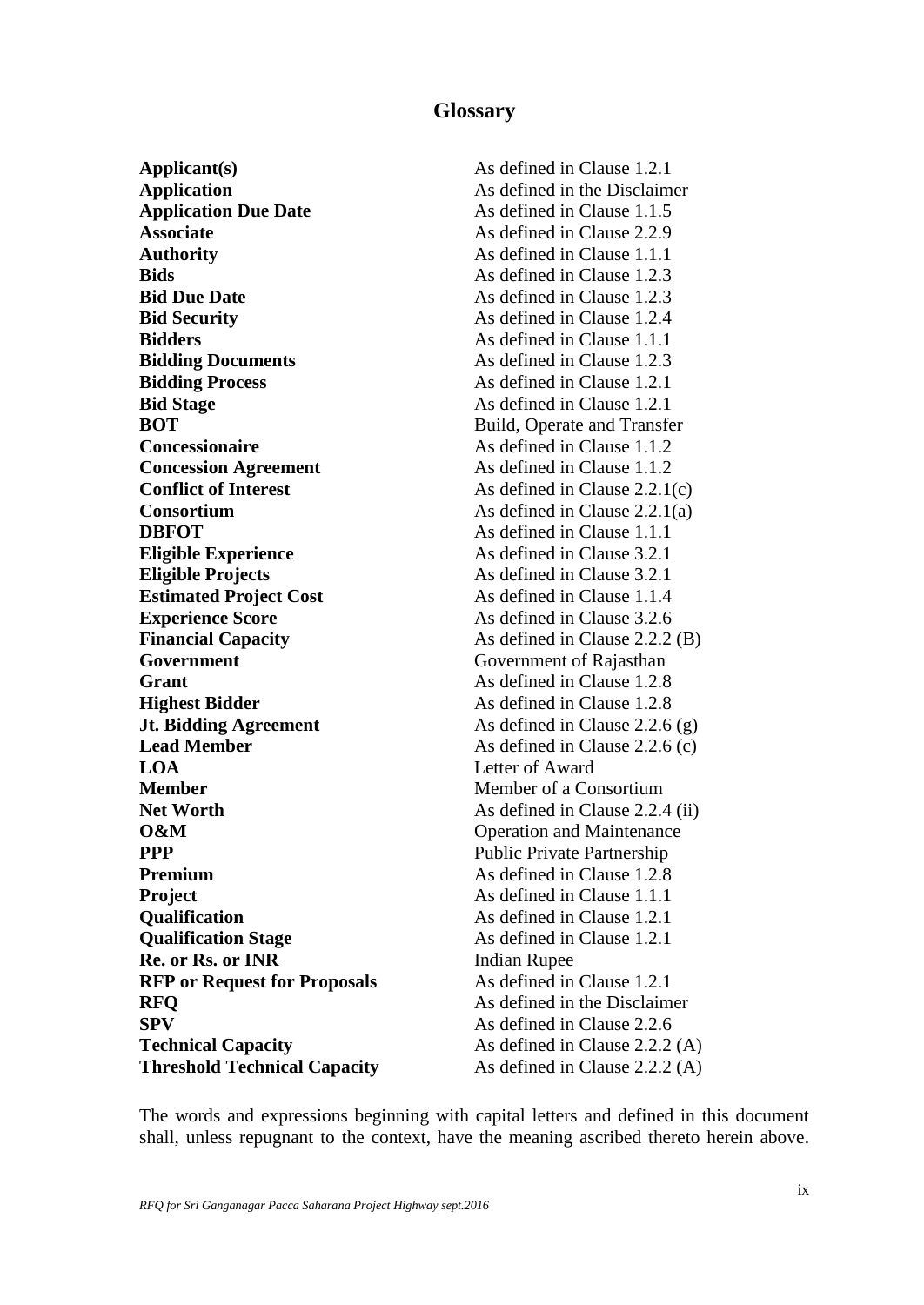# Glossary

| | |
|---|---|
| **Applicant(s)** | As defined in Clause 1.2.1 |
| **Application** | As defined in the Disclaimer |
| **Application Due Date** | As defined in Clause 1.1.5 |
| **Associate** | As defined in Clause 2.2.9 |
| **Authority** | As defined in Clause 1.1.1 |
| **Bids** | As defined in Clause 1.2.3 |
| **Bid Due Date** | As defined in Clause 1.2.3 |
| **Bid Security** | As defined in Clause 1.2.4 |
| **Bidders** | As defined in Clause 1.1.1 |
| **Bidding Documents** | As defined in Clause 1.2.3 |
| **Bidding Process** | As defined in Clause 1.2.1 |
| **Bid Stage** | As defined in Clause 1.2.1 |
| **BOT** | Build, Operate and Transfer |
| **Concessionaire** | As defined in Clause 1.1.2 |
| **Concession Agreement** | As defined in Clause 1.1.2 |
| **Conflict of Interest** | As defined in Clause 2.2.1(c) |
| **Consortium** | As defined in Clause 2.2.1(a) |
| **DBFOT** | As defined in Clause 1.1.1 |
| **Eligible Experience** | As defined in Clause 3.2.1 |
| **Eligible Projects** | As defined in Clause 3.2.1 |
| **Estimated Project Cost** | As defined in Clause 1.1.4 |
| **Experience Score** | As defined in Clause 3.2.6 |
| **Financial Capacity** | As defined in Clause 2.2.2 (B) |
| **Government** | Government of Rajasthan |
| **Grant** | As defined in Clause 1.2.8 |
| **Highest Bidder** | As defined in Clause 1.2.8 |
| **Jt. Bidding Agreement** | As defined in Clause 2.2.6 (g) |
| **Lead Member** | As defined in Clause 2.2.6 (c) |
| **LOA** | Letter of Award |
| **Member** | Member of a Consortium |
| **Net Worth** | As defined in Clause 2.2.4 (ii) |
| **O&M** | Operation and Maintenance |
| **PPP** | Public Private Partnership |
| **Premium** | As defined in Clause 1.2.8 |
| **Project** | As defined in Clause 1.1.1 |
| **Qualification** | As defined in Clause 1.2.1 |
| **Qualification Stage** | As defined in Clause 1.2.1 |
| **Re. or Rs. or INR** | Indian Rupee |
| **RFP or Request for Proposals** | As defined in Clause 1.2.1 |
| **RFQ** | As defined in the Disclaimer |
| **SPV** | As defined in Clause 2.2.6 |
| **Technical Capacity** | As defined in Clause 2.2.2 (A) |
| **Threshold Technical Capacity** | As defined in Clause 2.2.2 (A) |

The words and expressions beginning with capital letters and defined in this document shall, unless repugnant to the context, have the meaning ascribed thereto herein above.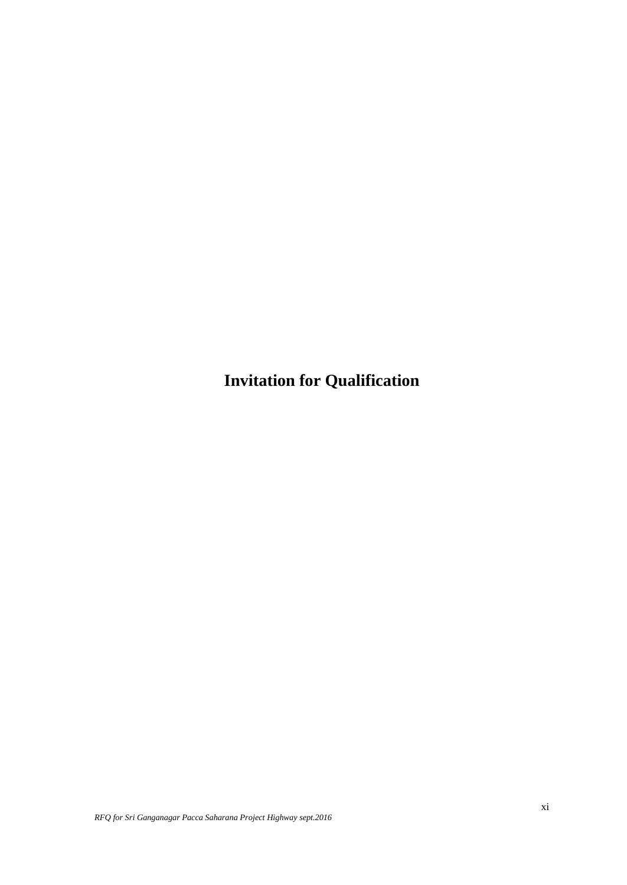# Invitation for Qualification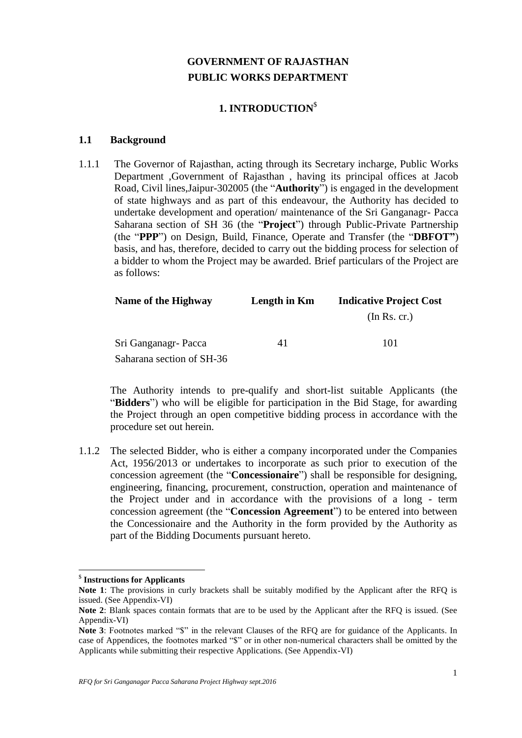# GOVERNMENT OF RAJASTHAN
# PUBLIC WORKS DEPARTMENT

## 1. INTRODUCTION[$]

### 1.1 Background

1.1.1 The Governor of Rajasthan, acting through its Secretary incharge, Public Works Department ,Government of Rajasthan , having its principal offices at Jacob Road, Civil lines,Jaipur-302005 (the "**Authority**") is engaged in the development of state highways and as part of this endeavour, the Authority has decided to undertake development and operation/ maintenance of the Sri Ganganagr- Pacca Saharana section of SH 36 (the "**Project**") through Public-Private Partnership (the "**PPP**") on Design, Build, Finance, Operate and Transfer (the "**DBFOT"**) basis, and has, therefore, decided to carry out the bidding process for selection of a bidder to whom the Project may be awarded. Brief particulars of the Project are as follows:

| Name of the Highway | Length in Km | Indicative Project Cost (In Rs. cr.) |
|---|---|---|
| Sri Ganganagr- Pacca Saharana section of SH-36 | 41 | 101 |

The Authority intends to pre-qualify and short-list suitable Applicants (the "**Bidders**") who will be eligible for participation in the Bid Stage, for awarding the Project through an open competitive bidding process in accordance with the procedure set out herein.

1.1.2 The selected Bidder, who is either a company incorporated under the Companies Act, 1956/2013 or undertakes to incorporate as such prior to execution of the concession agreement (the "**Concessionaire**") shall be responsible for designing, engineering, financing, procurement, construction, operation and maintenance of the Project under and in accordance with the provisions of a long - term concession agreement (the "**Concession Agreement**") to be entered into between the Concessionaire and the Authority in the form provided by the Authority as part of the Bidding Documents pursuant hereto.

---

[$] **Instructions for Applicants**

**Note 1**: The provisions in curly brackets shall be suitably modified by the Applicant after the RFQ is issued. (See Appendix-VI)

**Note 2**: Blank spaces contain formats that are to be used by the Applicant after the RFQ is issued. (See Appendix-VI)

**Note 3**: Footnotes marked "$" in the relevant Clauses of the RFQ are for guidance of the Applicants. In case of Appendices, the footnotes marked "$" or in other non-numerical characters shall be omitted by the Applicants while submitting their respective Applications. (See Appendix-VI)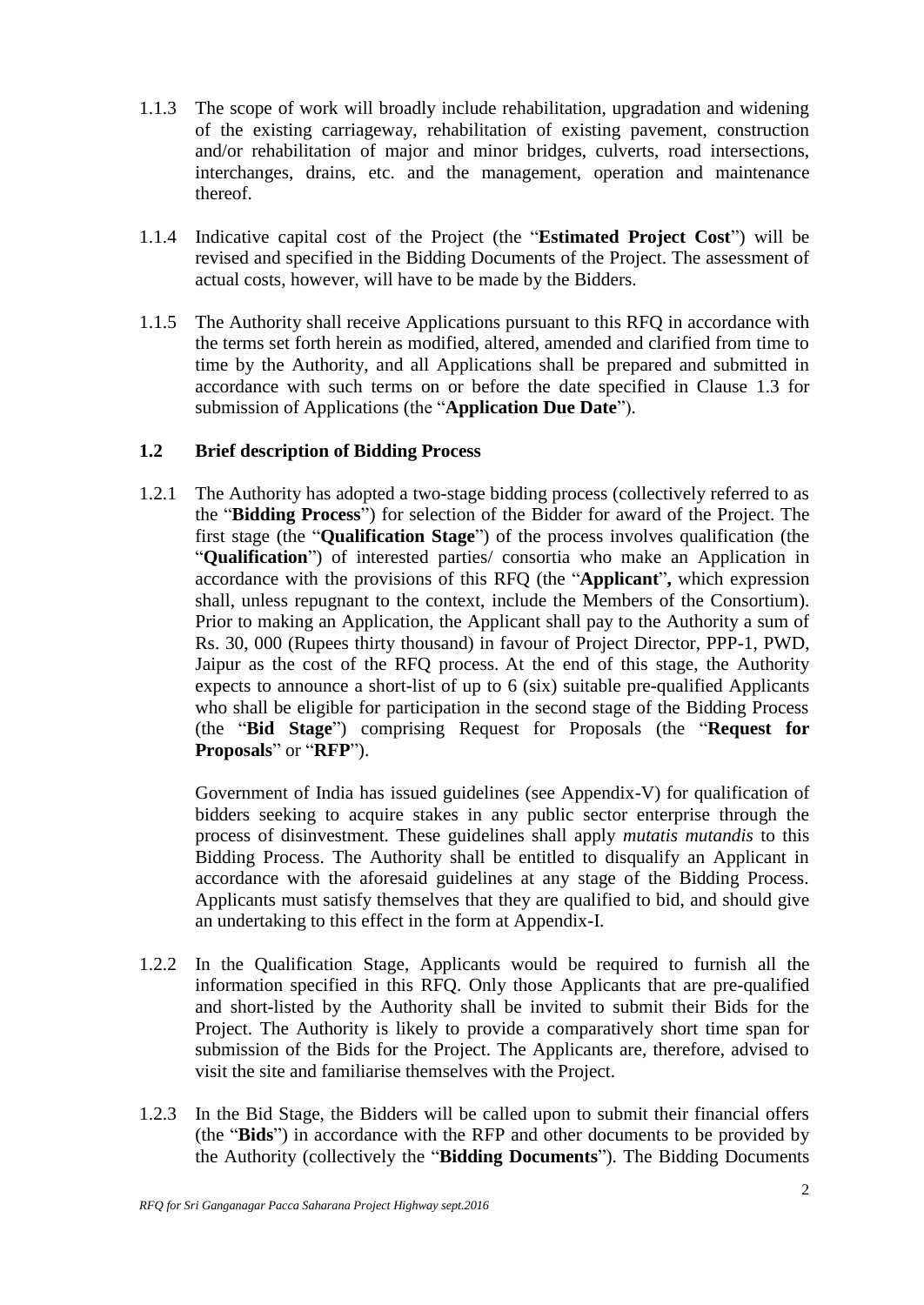1.1.3 The scope of work will broadly include rehabilitation, upgradation and widening of the existing carriageway, rehabilitation of existing pavement, construction and/or rehabilitation of major and minor bridges, culverts, road intersections, interchanges, drains, etc. and the management, operation and maintenance thereof.

1.1.4 Indicative capital cost of the Project (the "**Estimated Project Cost**") will be revised and specified in the Bidding Documents of the Project. The assessment of actual costs, however, will have to be made by the Bidders.

1.1.5 The Authority shall receive Applications pursuant to this RFQ in accordance with the terms set forth herein as modified, altered, amended and clarified from time to time by the Authority, and all Applications shall be prepared and submitted in accordance with such terms on or before the date specified in Clause 1.3 for submission of Applications (the "**Application Due Date**").

### 1.2 Brief description of Bidding Process

1.2.1 The Authority has adopted a two-stage bidding process (collectively referred to as the "**Bidding Process**") for selection of the Bidder for award of the Project. The first stage (the "**Qualification Stage**") of the process involves qualification (the "**Qualification**") of interested parties/ consortia who make an Application in accordance with the provisions of this RFQ (the "**Applicant**", which expression shall, unless repugnant to the context, include the Members of the Consortium). Prior to making an Application, the Applicant shall pay to the Authority a sum of Rs. 30, 000 (Rupees thirty thousand) in favour of Project Director, PPP-1, PWD, Jaipur as the cost of the RFQ process. At the end of this stage, the Authority expects to announce a short-list of up to 6 (six) suitable pre-qualified Applicants who shall be eligible for participation in the second stage of the Bidding Process (the "**Bid Stage**") comprising Request for Proposals (the "**Request for Proposals**" or "**RFP**").

Government of India has issued guidelines (see Appendix-V) for qualification of bidders seeking to acquire stakes in any public sector enterprise through the process of disinvestment. These guidelines shall apply *mutatis mutandis* to this Bidding Process. The Authority shall be entitled to disqualify an Applicant in accordance with the aforesaid guidelines at any stage of the Bidding Process. Applicants must satisfy themselves that they are qualified to bid, and should give an undertaking to this effect in the form at Appendix-I.

1.2.2 In the Qualification Stage, Applicants would be required to furnish all the information specified in this RFQ. Only those Applicants that are pre-qualified and short-listed by the Authority shall be invited to submit their Bids for the Project. The Authority is likely to provide a comparatively short time span for submission of the Bids for the Project. The Applicants are, therefore, advised to visit the site and familiarise themselves with the Project.

1.2.3 In the Bid Stage, the Bidders will be called upon to submit their financial offers (the "**Bids**") in accordance with the RFP and other documents to be provided by the Authority (collectively the "**Bidding Documents**"). The Bidding Documents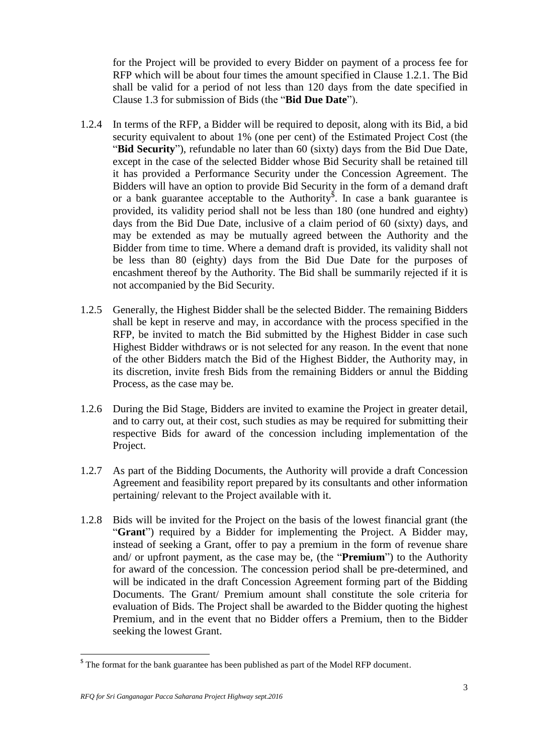for the Project will be provided to every Bidder on payment of a process fee for RFP which will be about four times the amount specified in Clause 1.2.1. The Bid shall be valid for a period of not less than 120 days from the date specified in Clause 1.3 for submission of Bids (the "**Bid Due Date**").

1.2.4 In terms of the RFP, a Bidder will be required to deposit, along with its Bid, a bid security equivalent to about 1% (one per cent) of the Estimated Project Cost (the "**Bid Security**"), refundable no later than 60 (sixty) days from the Bid Due Date, except in the case of the selected Bidder whose Bid Security shall be retained till it has provided a Performance Security under the Concession Agreement. The Bidders will have an option to provide Bid Security in the form of a demand draft or a bank guarantee acceptable to the Authority[$]. In case a bank guarantee is provided, its validity period shall not be less than 180 (one hundred and eighty) days from the Bid Due Date, inclusive of a claim period of 60 (sixty) days, and may be extended as may be mutually agreed between the Authority and the Bidder from time to time. Where a demand draft is provided, its validity shall not be less than 80 (eighty) days from the Bid Due Date for the purposes of encashment thereof by the Authority. The Bid shall be summarily rejected if it is not accompanied by the Bid Security.

1.2.5 Generally, the Highest Bidder shall be the selected Bidder. The remaining Bidders shall be kept in reserve and may, in accordance with the process specified in the RFP, be invited to match the Bid submitted by the Highest Bidder in case such Highest Bidder withdraws or is not selected for any reason. In the event that none of the other Bidders match the Bid of the Highest Bidder, the Authority may, in its discretion, invite fresh Bids from the remaining Bidders or annul the Bidding Process, as the case may be.

1.2.6 During the Bid Stage, Bidders are invited to examine the Project in greater detail, and to carry out, at their cost, such studies as may be required for submitting their respective Bids for award of the concession including implementation of the Project.

1.2.7 As part of the Bidding Documents, the Authority will provide a draft Concession Agreement and feasibility report prepared by its consultants and other information pertaining/ relevant to the Project available with it.

1.2.8 Bids will be invited for the Project on the basis of the lowest financial grant (the "**Grant**") required by a Bidder for implementing the Project. A Bidder may, instead of seeking a Grant, offer to pay a premium in the form of revenue share and/ or upfront payment, as the case may be, (the "**Premium**") to the Authority for award of the concession. The concession period shall be pre-determined, and will be indicated in the draft Concession Agreement forming part of the Bidding Documents. The Grant/ Premium amount shall constitute the sole criteria for evaluation of Bids. The Project shall be awarded to the Bidder quoting the highest Premium, and in the event that no Bidder offers a Premium, then to the Bidder seeking the lowest Grant.

---

[$] The format for the bank guarantee has been published as part of the Model RFP document.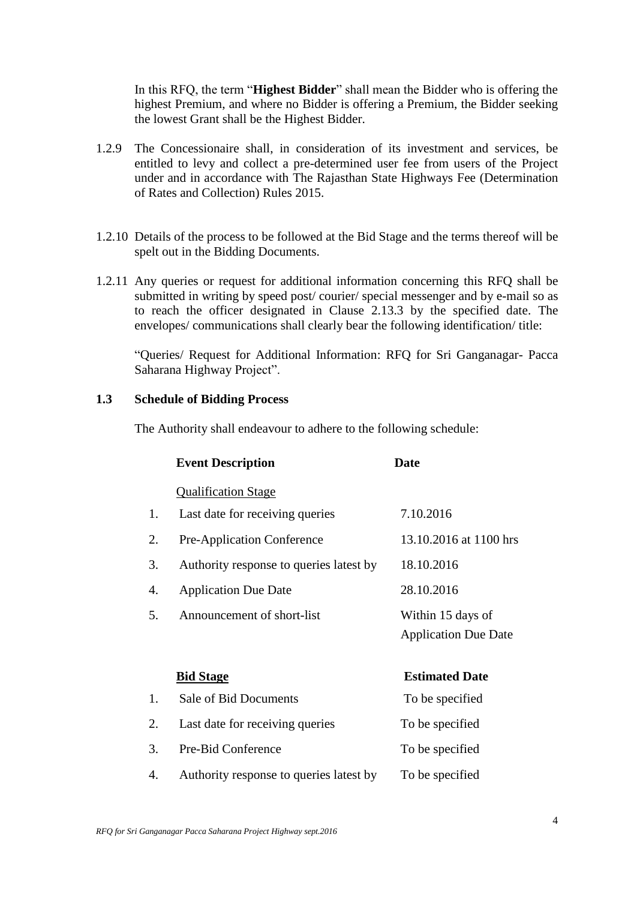In this RFQ, the term "**Highest Bidder**" shall mean the Bidder who is offering the highest Premium, and where no Bidder is offering a Premium, the Bidder seeking the lowest Grant shall be the Highest Bidder.

1.2.9 The Concessionaire shall, in consideration of its investment and services, be entitled to levy and collect a pre-determined user fee from users of the Project under and in accordance with The Rajasthan State Highways Fee (Determination of Rates and Collection) Rules 2015.

1.2.10 Details of the process to be followed at the Bid Stage and the terms thereof will be spelt out in the Bidding Documents.

1.2.11 Any queries or request for additional information concerning this RFQ shall be submitted in writing by speed post/ courier/ special messenger and by e-mail so as to reach the officer designated in Clause 2.13.3 by the specified date. The envelopes/ communications shall clearly bear the following identification/ title:

"Queries/ Request for Additional Information: RFQ for Sri Ganganagar- Pacca Saharana Highway Project".

## 1.3 Schedule of Bidding Process

The Authority shall endeavour to adhere to the following schedule:

| | **Event Description** | **Date** |
|---|---|---|
| | Qualification Stage | |
| 1. | Last date for receiving queries | 7.10.2016 |
| 2. | Pre-Application Conference | 13.10.2016 at 1100 hrs |
| 3. | Authority response to queries latest by | 18.10.2016 |
| 4. | Application Due Date | 28.10.2016 |
| 5. | Announcement of short-list | Within 15 days of Application Due Date |
| | **Bid Stage** | **Estimated Date** |
| 1. | Sale of Bid Documents | To be specified |
| 2. | Last date for receiving queries | To be specified |
| 3. | Pre-Bid Conference | To be specified |
| 4. | Authority response to queries latest by | To be specified |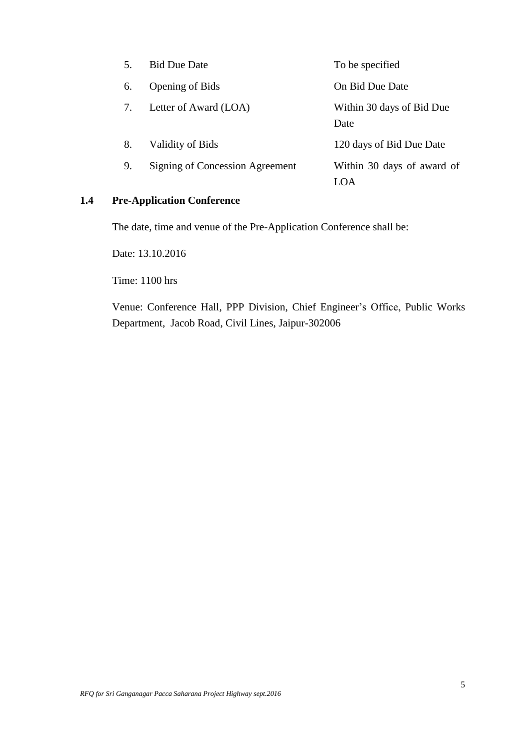| | | |
|---|---|---|
| 5. | Bid Due Date | To be specified |
| 6. | Opening of Bids | On Bid Due Date |
| 7. | Letter of Award (LOA) | Within 30 days of Bid Due Date |
| 8. | Validity of Bids | 120 days of Bid Due Date |
| 9. | Signing of Concession Agreement | Within 30 days of award of LOA |

**1.4 Pre-Application Conference**

The date, time and venue of the Pre-Application Conference shall be:

Date: 13.10.2016

Time: 1100 hrs

Venue: Conference Hall, PPP Division, Chief Engineer's Office, Public Works Department, Jacob Road, Civil Lines, Jaipur-302006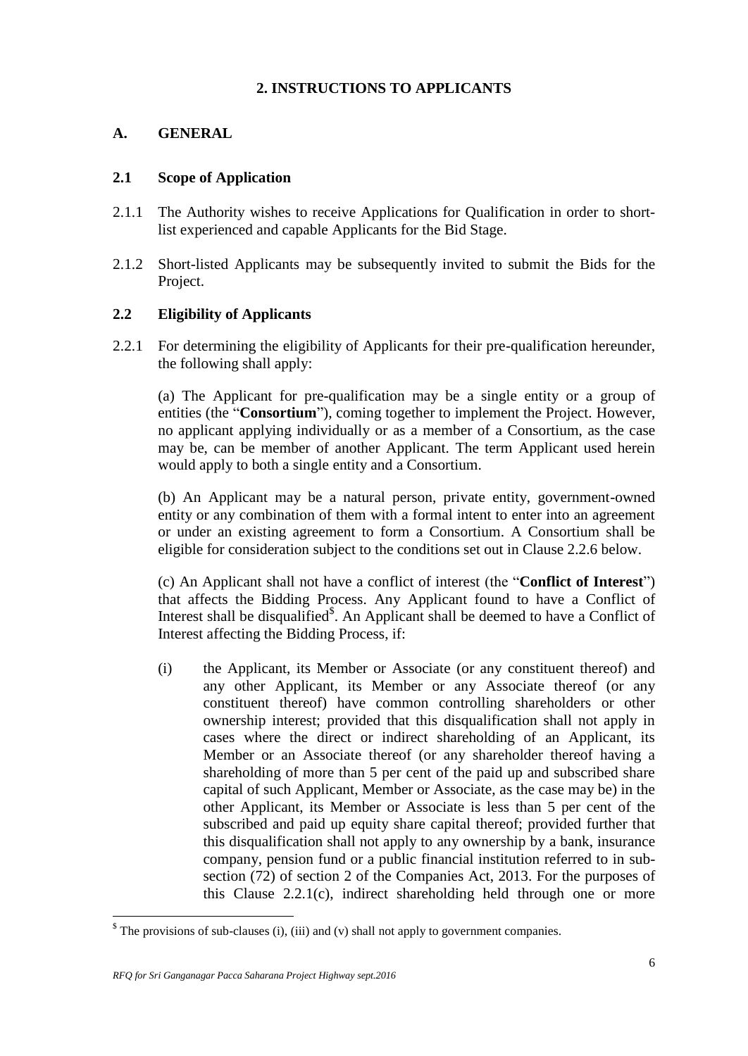# 2. INSTRUCTIONS TO APPLICANTS

## A. GENERAL

### 2.1 Scope of Application

2.1.1 The Authority wishes to receive Applications for Qualification in order to short-list experienced and capable Applicants for the Bid Stage.

2.1.2 Short-listed Applicants may be subsequently invited to submit the Bids for the Project.

### 2.2 Eligibility of Applicants

2.2.1 For determining the eligibility of Applicants for their pre-qualification hereunder, the following shall apply:

(a) The Applicant for pre-qualification may be a single entity or a group of entities (the "**Consortium**"), coming together to implement the Project. However, no applicant applying individually or as a member of a Consortium, as the case may be, can be member of another Applicant. The term Applicant used herein would apply to both a single entity and a Consortium.

(b) An Applicant may be a natural person, private entity, government-owned entity or any combination of them with a formal intent to enter into an agreement or under an existing agreement to form a Consortium. A Consortium shall be eligible for consideration subject to the conditions set out in Clause 2.2.6 below.

(c) An Applicant shall not have a conflict of interest (the "**Conflict of Interest**") that affects the Bidding Process. Any Applicant found to have a Conflict of Interest shall be disqualified[$]. An Applicant shall be deemed to have a Conflict of Interest affecting the Bidding Process, if:

(i) the Applicant, its Member or Associate (or any constituent thereof) and any other Applicant, its Member or any Associate thereof (or any constituent thereof) have common controlling shareholders or other ownership interest; provided that this disqualification shall not apply in cases where the direct or indirect shareholding of an Applicant, its Member or an Associate thereof (or any shareholder thereof having a shareholding of more than 5 per cent of the paid up and subscribed share capital of such Applicant, Member or Associate, as the case may be) in the other Applicant, its Member or Associate is less than 5 per cent of the subscribed and paid up equity share capital thereof; provided further that this disqualification shall not apply to any ownership by a bank, insurance company, pension fund or a public financial institution referred to in sub-section (72) of section 2 of the Companies Act, 2013. For the purposes of this Clause 2.2.1(c), indirect shareholding held through one or more

[$] The provisions of sub-clauses (i), (iii) and (v) shall not apply to government companies.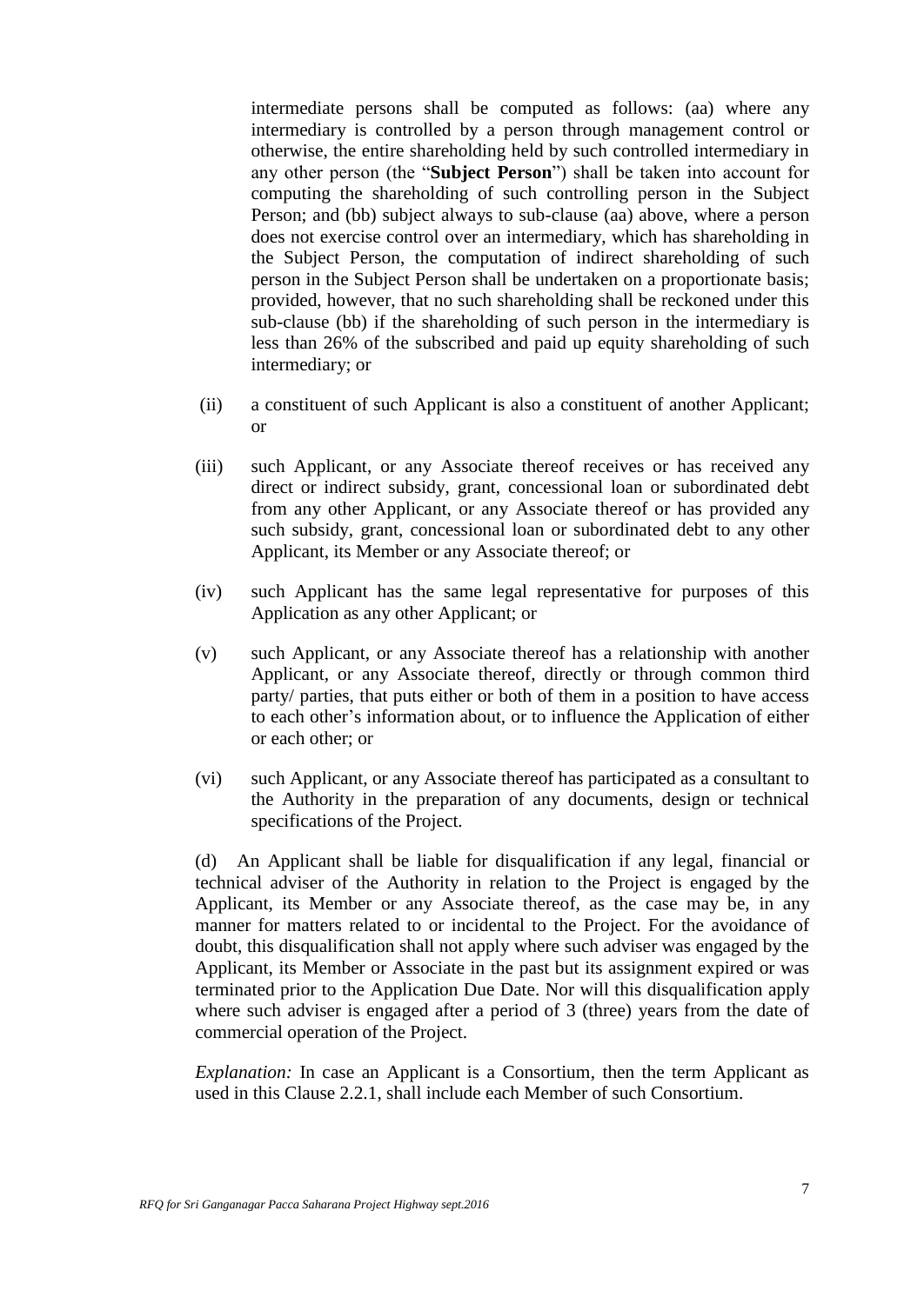intermediate persons shall be computed as follows: (aa) where any intermediary is controlled by a person through management control or otherwise, the entire shareholding held by such controlled intermediary in any other person (the "**Subject Person**") shall be taken into account for computing the shareholding of such controlling person in the Subject Person; and (bb) subject always to sub-clause (aa) above, where a person does not exercise control over an intermediary, which has shareholding in the Subject Person, the computation of indirect shareholding of such person in the Subject Person shall be undertaken on a proportionate basis; provided, however, that no such shareholding shall be reckoned under this sub-clause (bb) if the shareholding of such person in the intermediary is less than 26% of the subscribed and paid up equity shareholding of such intermediary; or

(ii) a constituent of such Applicant is also a constituent of another Applicant; or

(iii) such Applicant, or any Associate thereof receives or has received any direct or indirect subsidy, grant, concessional loan or subordinated debt from any other Applicant, or any Associate thereof or has provided any such subsidy, grant, concessional loan or subordinated debt to any other Applicant, its Member or any Associate thereof; or

(iv) such Applicant has the same legal representative for purposes of this Application as any other Applicant; or

(v) such Applicant, or any Associate thereof has a relationship with another Applicant, or any Associate thereof, directly or through common third party/ parties, that puts either or both of them in a position to have access to each other's information about, or to influence the Application of either or each other; or

(vi) such Applicant, or any Associate thereof has participated as a consultant to the Authority in the preparation of any documents, design or technical specifications of the Project.

(d) An Applicant shall be liable for disqualification if any legal, financial or technical adviser of the Authority in relation to the Project is engaged by the Applicant, its Member or any Associate thereof, as the case may be, in any manner for matters related to or incidental to the Project. For the avoidance of doubt, this disqualification shall not apply where such adviser was engaged by the Applicant, its Member or Associate in the past but its assignment expired or was terminated prior to the Application Due Date. Nor will this disqualification apply where such adviser is engaged after a period of 3 (three) years from the date of commercial operation of the Project.

*Explanation:* In case an Applicant is a Consortium, then the term Applicant as used in this Clause 2.2.1, shall include each Member of such Consortium.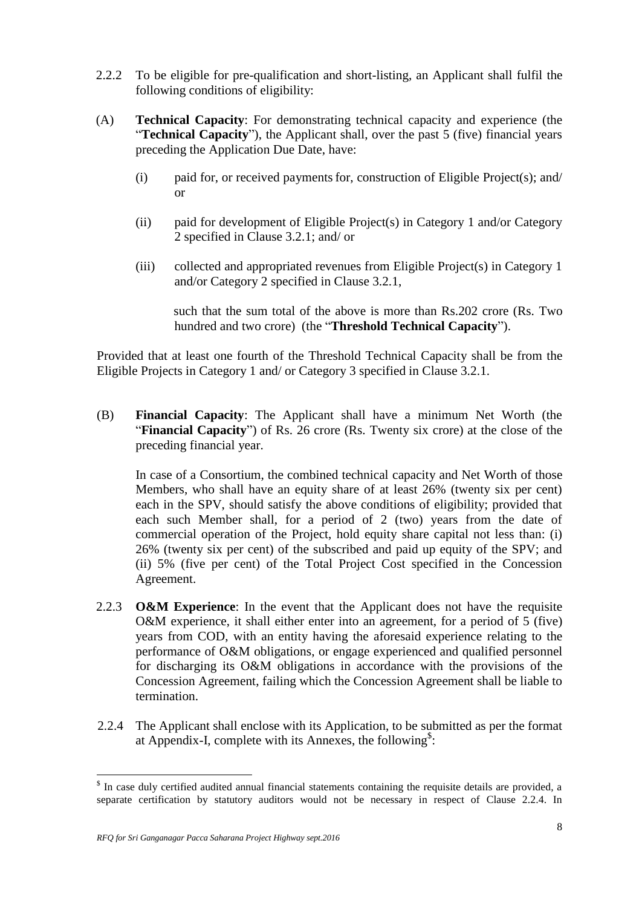2.2.2 To be eligible for pre-qualification and short-listing, an Applicant shall fulfil the following conditions of eligibility:

(A) **Technical Capacity**: For demonstrating technical capacity and experience (the "**Technical Capacity**"), the Applicant shall, over the past 5 (five) financial years preceding the Application Due Date, have:

(i) paid for, or received payments for, construction of Eligible Project(s); and/ or

(ii) paid for development of Eligible Project(s) in Category 1 and/or Category 2 specified in Clause 3.2.1; and/ or

(iii) collected and appropriated revenues from Eligible Project(s) in Category 1 and/or Category 2 specified in Clause 3.2.1,

such that the sum total of the above is more than Rs.202 crore (Rs. Two hundred and two crore) (the "**Threshold Technical Capacity**").

Provided that at least one fourth of the Threshold Technical Capacity shall be from the Eligible Projects in Category 1 and/ or Category 3 specified in Clause 3.2.1.

(B) **Financial Capacity**: The Applicant shall have a minimum Net Worth (the "**Financial Capacity**") of Rs. 26 crore (Rs. Twenty six crore) at the close of the preceding financial year.

In case of a Consortium, the combined technical capacity and Net Worth of those Members, who shall have an equity share of at least 26% (twenty six per cent) each in the SPV, should satisfy the above conditions of eligibility; provided that each such Member shall, for a period of 2 (two) years from the date of commercial operation of the Project, hold equity share capital not less than: (i) 26% (twenty six per cent) of the subscribed and paid up equity of the SPV; and (ii) 5% (five per cent) of the Total Project Cost specified in the Concession Agreement.

2.2.3 **O&M Experience**: In the event that the Applicant does not have the requisite O&M experience, it shall either enter into an agreement, for a period of 5 (five) years from COD, with an entity having the aforesaid experience relating to the performance of O&M obligations, or engage experienced and qualified personnel for discharging its O&M obligations in accordance with the provisions of the Concession Agreement, failing which the Concession Agreement shall be liable to termination.

2.2.4 The Applicant shall enclose with its Application, to be submitted as per the format at Appendix-I, complete with its Annexes, the following[$]:

---

[$] In case duly certified audited annual financial statements containing the requisite details are provided, a separate certification by statutory auditors would not be necessary in respect of Clause 2.2.4. In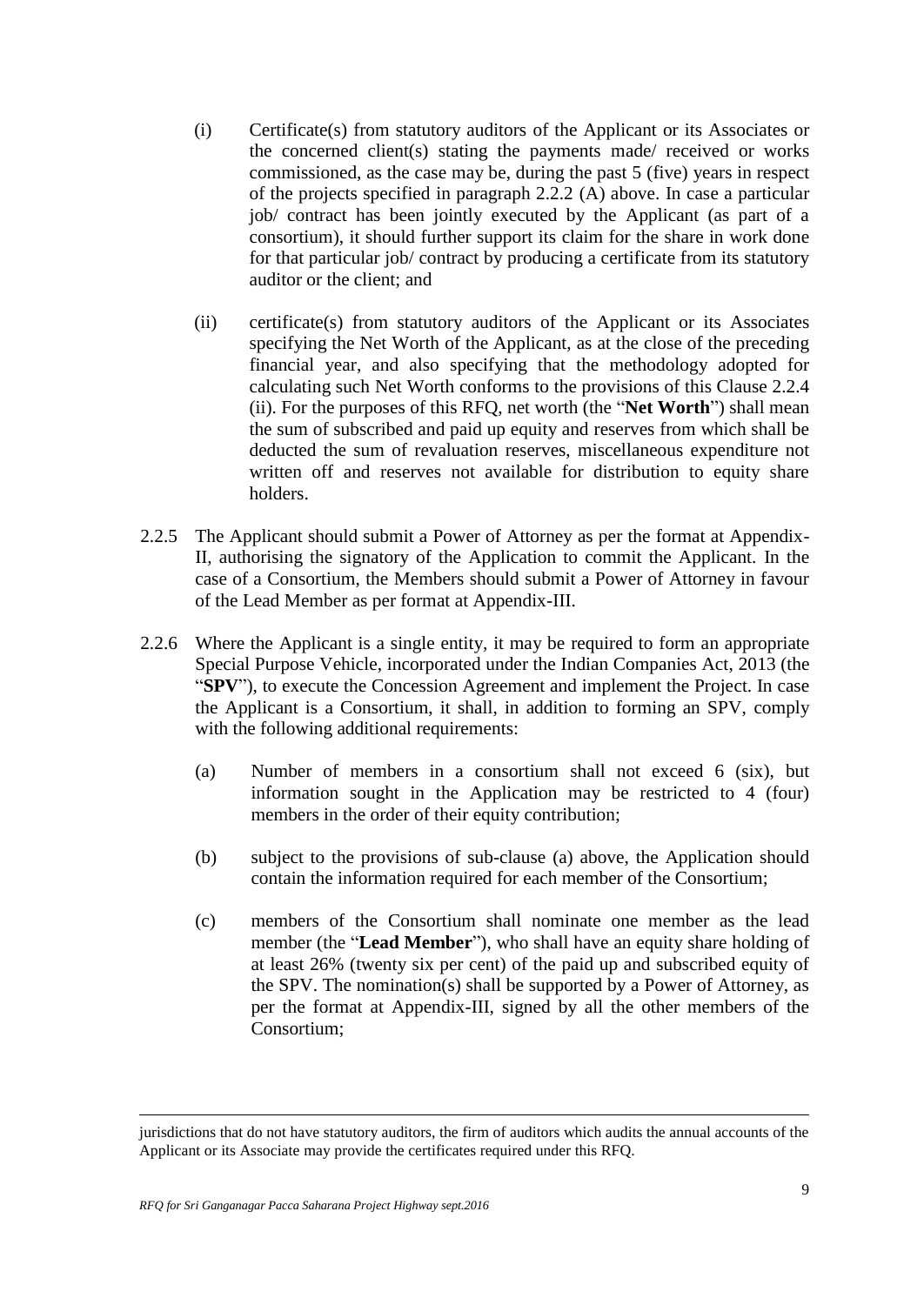(i) Certificate(s) from statutory auditors of the Applicant or its Associates or the concerned client(s) stating the payments made/ received or works commissioned, as the case may be, during the past 5 (five) years in respect of the projects specified in paragraph 2.2.2 (A) above. In case a particular job/ contract has been jointly executed by the Applicant (as part of a consortium), it should further support its claim for the share in work done for that particular job/ contract by producing a certificate from its statutory auditor or the client; and

(ii) certificate(s) from statutory auditors of the Applicant or its Associates specifying the Net Worth of the Applicant, as at the close of the preceding financial year, and also specifying that the methodology adopted for calculating such Net Worth conforms to the provisions of this Clause 2.2.4 (ii). For the purposes of this RFQ, net worth (the "**Net Worth**") shall mean the sum of subscribed and paid up equity and reserves from which shall be deducted the sum of revaluation reserves, miscellaneous expenditure not written off and reserves not available for distribution to equity share holders.

2.2.5 The Applicant should submit a Power of Attorney as per the format at Appendix-II, authorising the signatory of the Application to commit the Applicant. In the case of a Consortium, the Members should submit a Power of Attorney in favour of the Lead Member as per format at Appendix-III.

2.2.6 Where the Applicant is a single entity, it may be required to form an appropriate Special Purpose Vehicle, incorporated under the Indian Companies Act, 2013 (the "**SPV**"), to execute the Concession Agreement and implement the Project. In case the Applicant is a Consortium, it shall, in addition to forming an SPV, comply with the following additional requirements:

(a) Number of members in a consortium shall not exceed 6 (six), but information sought in the Application may be restricted to 4 (four) members in the order of their equity contribution;

(b) subject to the provisions of sub-clause (a) above, the Application should contain the information required for each member of the Consortium;

(c) members of the Consortium shall nominate one member as the lead member (the "**Lead Member**"), who shall have an equity share holding of at least 26% (twenty six per cent) of the paid up and subscribed equity of the SPV. The nomination(s) shall be supported by a Power of Attorney, as per the format at Appendix-III, signed by all the other members of the Consortium;

---

jurisdictions that do not have statutory auditors, the firm of auditors which audits the annual accounts of the Applicant or its Associate may provide the certificates required under this RFQ.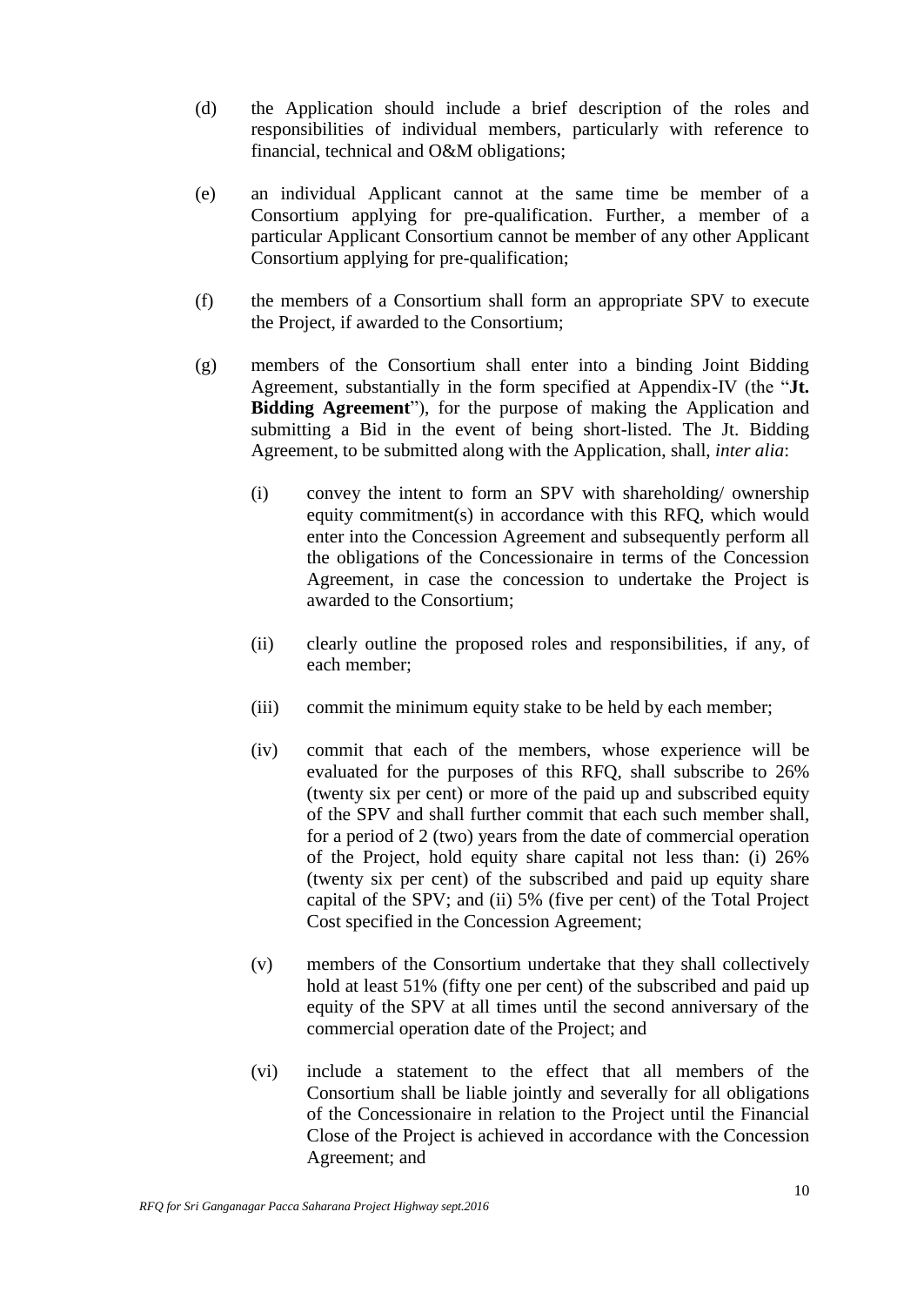(d) the Application should include a brief description of the roles and responsibilities of individual members, particularly with reference to financial, technical and O&M obligations;

(e) an individual Applicant cannot at the same time be member of a Consortium applying for pre-qualification. Further, a member of a particular Applicant Consortium cannot be member of any other Applicant Consortium applying for pre-qualification;

(f) the members of a Consortium shall form an appropriate SPV to execute the Project, if awarded to the Consortium;

(g) members of the Consortium shall enter into a binding Joint Bidding Agreement, substantially in the form specified at Appendix-IV (the "**Jt. Bidding Agreement**"), for the purpose of making the Application and submitting a Bid in the event of being short-listed. The Jt. Bidding Agreement, to be submitted along with the Application, shall, *inter alia*:

   (i) convey the intent to form an SPV with shareholding/ ownership equity commitment(s) in accordance with this RFQ, which would enter into the Concession Agreement and subsequently perform all the obligations of the Concessionaire in terms of the Concession Agreement, in case the concession to undertake the Project is awarded to the Consortium;

   (ii) clearly outline the proposed roles and responsibilities, if any, of each member;

   (iii) commit the minimum equity stake to be held by each member;

   (iv) commit that each of the members, whose experience will be evaluated for the purposes of this RFQ, shall subscribe to 26% (twenty six per cent) or more of the paid up and subscribed equity of the SPV and shall further commit that each such member shall, for a period of 2 (two) years from the date of commercial operation of the Project, hold equity share capital not less than: (i) 26% (twenty six per cent) of the subscribed and paid up equity share capital of the SPV; and (ii) 5% (five per cent) of the Total Project Cost specified in the Concession Agreement;

   (v) members of the Consortium undertake that they shall collectively hold at least 51% (fifty one per cent) of the subscribed and paid up equity of the SPV at all times until the second anniversary of the commercial operation date of the Project; and

   (vi) include a statement to the effect that all members of the Consortium shall be liable jointly and severally for all obligations of the Concessionaire in relation to the Project until the Financial Close of the Project is achieved in accordance with the Concession Agreement; and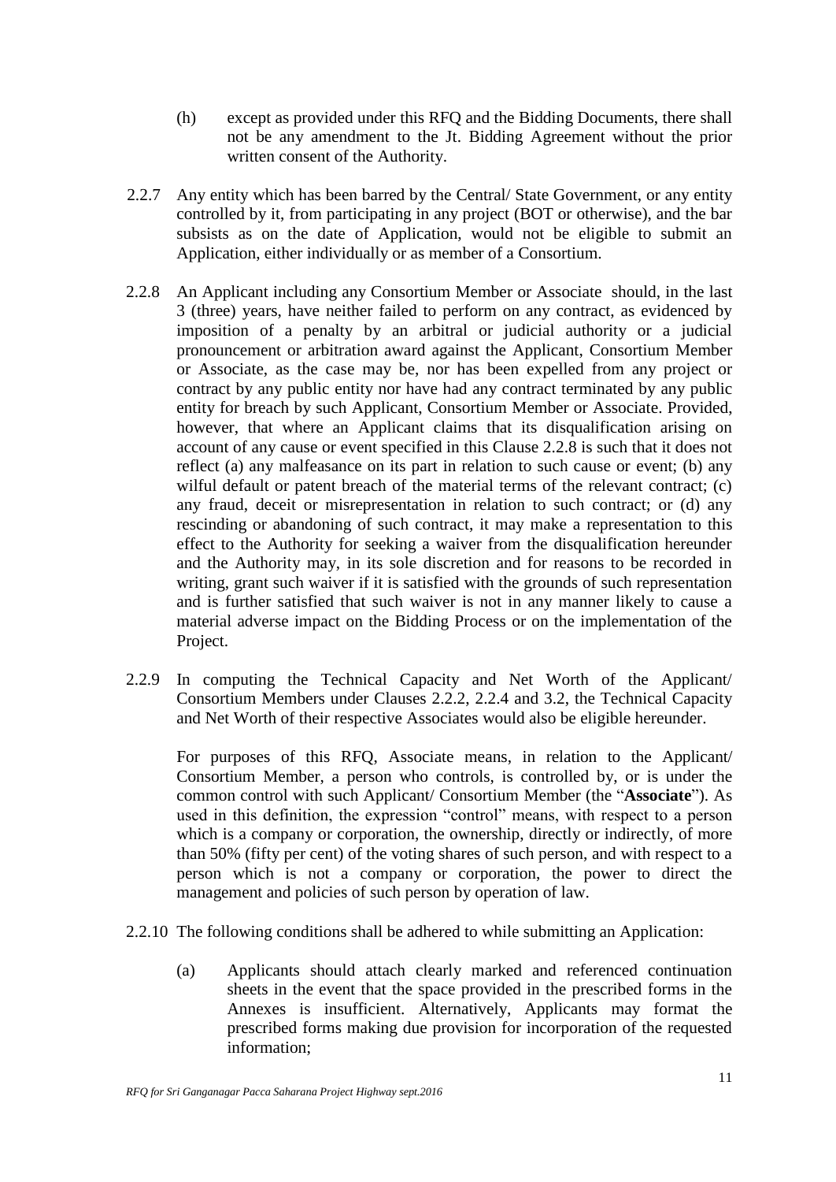(h) except as provided under this RFQ and the Bidding Documents, there shall not be any amendment to the Jt. Bidding Agreement without the prior written consent of the Authority.

2.2.7 Any entity which has been barred by the Central/ State Government, or any entity controlled by it, from participating in any project (BOT or otherwise), and the bar subsists as on the date of Application, would not be eligible to submit an Application, either individually or as member of a Consortium.

2.2.8 An Applicant including any Consortium Member or Associate should, in the last 3 (three) years, have neither failed to perform on any contract, as evidenced by imposition of a penalty by an arbitral or judicial authority or a judicial pronouncement or arbitration award against the Applicant, Consortium Member or Associate, as the case may be, nor has been expelled from any project or contract by any public entity nor have had any contract terminated by any public entity for breach by such Applicant, Consortium Member or Associate. Provided, however, that where an Applicant claims that its disqualification arising on account of any cause or event specified in this Clause 2.2.8 is such that it does not reflect (a) any malfeasance on its part in relation to such cause or event; (b) any wilful default or patent breach of the material terms of the relevant contract; (c) any fraud, deceit or misrepresentation in relation to such contract; or (d) any rescinding or abandoning of such contract, it may make a representation to this effect to the Authority for seeking a waiver from the disqualification hereunder and the Authority may, in its sole discretion and for reasons to be recorded in writing, grant such waiver if it is satisfied with the grounds of such representation and is further satisfied that such waiver is not in any manner likely to cause a material adverse impact on the Bidding Process or on the implementation of the Project.

2.2.9 In computing the Technical Capacity and Net Worth of the Applicant/ Consortium Members under Clauses 2.2.2, 2.2.4 and 3.2, the Technical Capacity and Net Worth of their respective Associates would also be eligible hereunder.

For purposes of this RFQ, Associate means, in relation to the Applicant/ Consortium Member, a person who controls, is controlled by, or is under the common control with such Applicant/ Consortium Member (the "**Associate**"). As used in this definition, the expression "control" means, with respect to a person which is a company or corporation, the ownership, directly or indirectly, of more than 50% (fifty per cent) of the voting shares of such person, and with respect to a person which is not a company or corporation, the power to direct the management and policies of such person by operation of law.

2.2.10 The following conditions shall be adhered to while submitting an Application:

(a) Applicants should attach clearly marked and referenced continuation sheets in the event that the space provided in the prescribed forms in the Annexes is insufficient. Alternatively, Applicants may format the prescribed forms making due provision for incorporation of the requested information;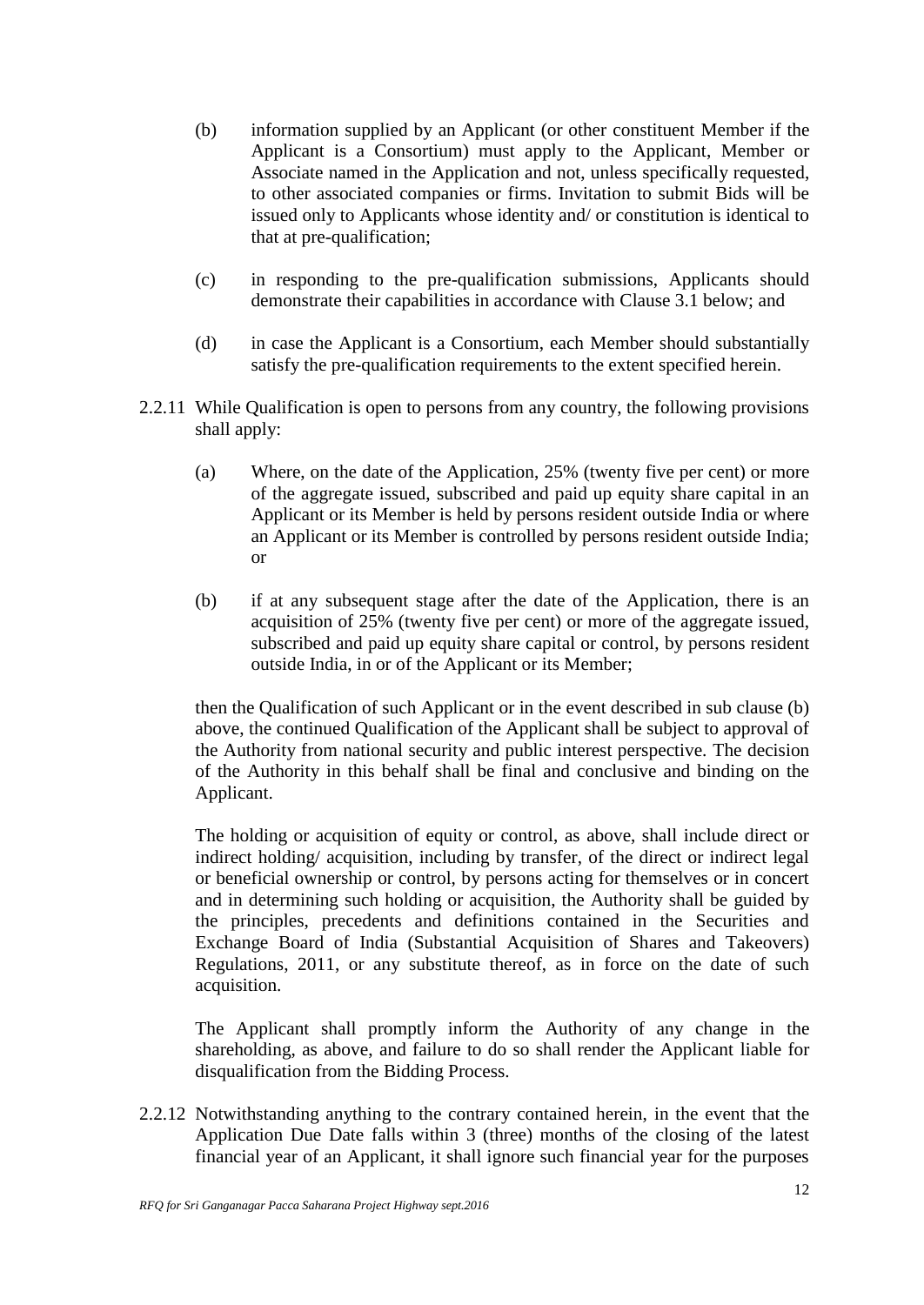(b) information supplied by an Applicant (or other constituent Member if the Applicant is a Consortium) must apply to the Applicant, Member or Associate named in the Application and not, unless specifically requested, to other associated companies or firms. Invitation to submit Bids will be issued only to Applicants whose identity and/ or constitution is identical to that at pre-qualification;

(c) in responding to the pre-qualification submissions, Applicants should demonstrate their capabilities in accordance with Clause 3.1 below; and

(d) in case the Applicant is a Consortium, each Member should substantially satisfy the pre-qualification requirements to the extent specified herein.

2.2.11 While Qualification is open to persons from any country, the following provisions shall apply:

(a) Where, on the date of the Application, 25% (twenty five per cent) or more of the aggregate issued, subscribed and paid up equity share capital in an Applicant or its Member is held by persons resident outside India or where an Applicant or its Member is controlled by persons resident outside India; or

(b) if at any subsequent stage after the date of the Application, there is an acquisition of 25% (twenty five per cent) or more of the aggregate issued, subscribed and paid up equity share capital or control, by persons resident outside India, in or of the Applicant or its Member;

then the Qualification of such Applicant or in the event described in sub clause (b) above, the continued Qualification of the Applicant shall be subject to approval of the Authority from national security and public interest perspective. The decision of the Authority in this behalf shall be final and conclusive and binding on the Applicant.

The holding or acquisition of equity or control, as above, shall include direct or indirect holding/ acquisition, including by transfer, of the direct or indirect legal or beneficial ownership or control, by persons acting for themselves or in concert and in determining such holding or acquisition, the Authority shall be guided by the principles, precedents and definitions contained in the Securities and Exchange Board of India (Substantial Acquisition of Shares and Takeovers) Regulations, 2011, or any substitute thereof, as in force on the date of such acquisition.

The Applicant shall promptly inform the Authority of any change in the shareholding, as above, and failure to do so shall render the Applicant liable for disqualification from the Bidding Process.

2.2.12 Notwithstanding anything to the contrary contained herein, in the event that the Application Due Date falls within 3 (three) months of the closing of the latest financial year of an Applicant, it shall ignore such financial year for the purposes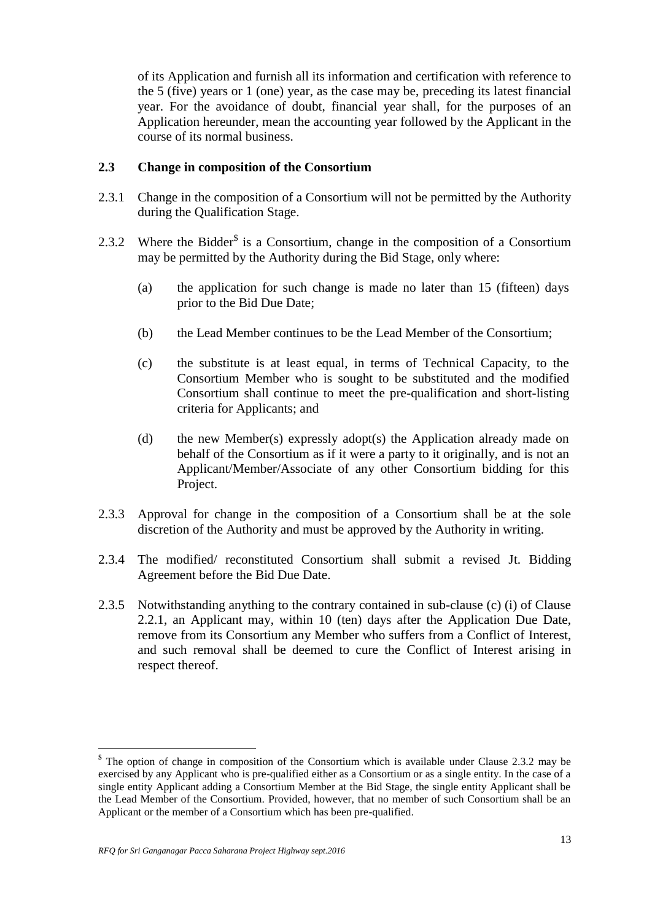of its Application and furnish all its information and certification with reference to the 5 (five) years or 1 (one) year, as the case may be, preceding its latest financial year. For the avoidance of doubt, financial year shall, for the purposes of an Application hereunder, mean the accounting year followed by the Applicant in the course of its normal business.

### 2.3 Change in composition of the Consortium

2.3.1 Change in the composition of a Consortium will not be permitted by the Authority during the Qualification Stage.

2.3.2 Where the Bidder[$] is a Consortium, change in the composition of a Consortium may be permitted by the Authority during the Bid Stage, only where:

(a) the application for such change is made no later than 15 (fifteen) days prior to the Bid Due Date;

(b) the Lead Member continues to be the Lead Member of the Consortium;

(c) the substitute is at least equal, in terms of Technical Capacity, to the Consortium Member who is sought to be substituted and the modified Consortium shall continue to meet the pre-qualification and short-listing criteria for Applicants; and

(d) the new Member(s) expressly adopt(s) the Application already made on behalf of the Consortium as if it were a party to it originally, and is not an Applicant/Member/Associate of any other Consortium bidding for this Project.

2.3.3 Approval for change in the composition of a Consortium shall be at the sole discretion of the Authority and must be approved by the Authority in writing.

2.3.4 The modified/ reconstituted Consortium shall submit a revised Jt. Bidding Agreement before the Bid Due Date.

2.3.5 Notwithstanding anything to the contrary contained in sub-clause (c) (i) of Clause 2.2.1, an Applicant may, within 10 (ten) days after the Application Due Date, remove from its Consortium any Member who suffers from a Conflict of Interest, and such removal shall be deemed to cure the Conflict of Interest arising in respect thereof.

---

[$] The option of change in composition of the Consortium which is available under Clause 2.3.2 may be exercised by any Applicant who is pre-qualified either as a Consortium or as a single entity. In the case of a single entity Applicant adding a Consortium Member at the Bid Stage, the single entity Applicant shall be the Lead Member of the Consortium. Provided, however, that no member of such Consortium shall be an Applicant or the member of a Consortium which has been pre-qualified.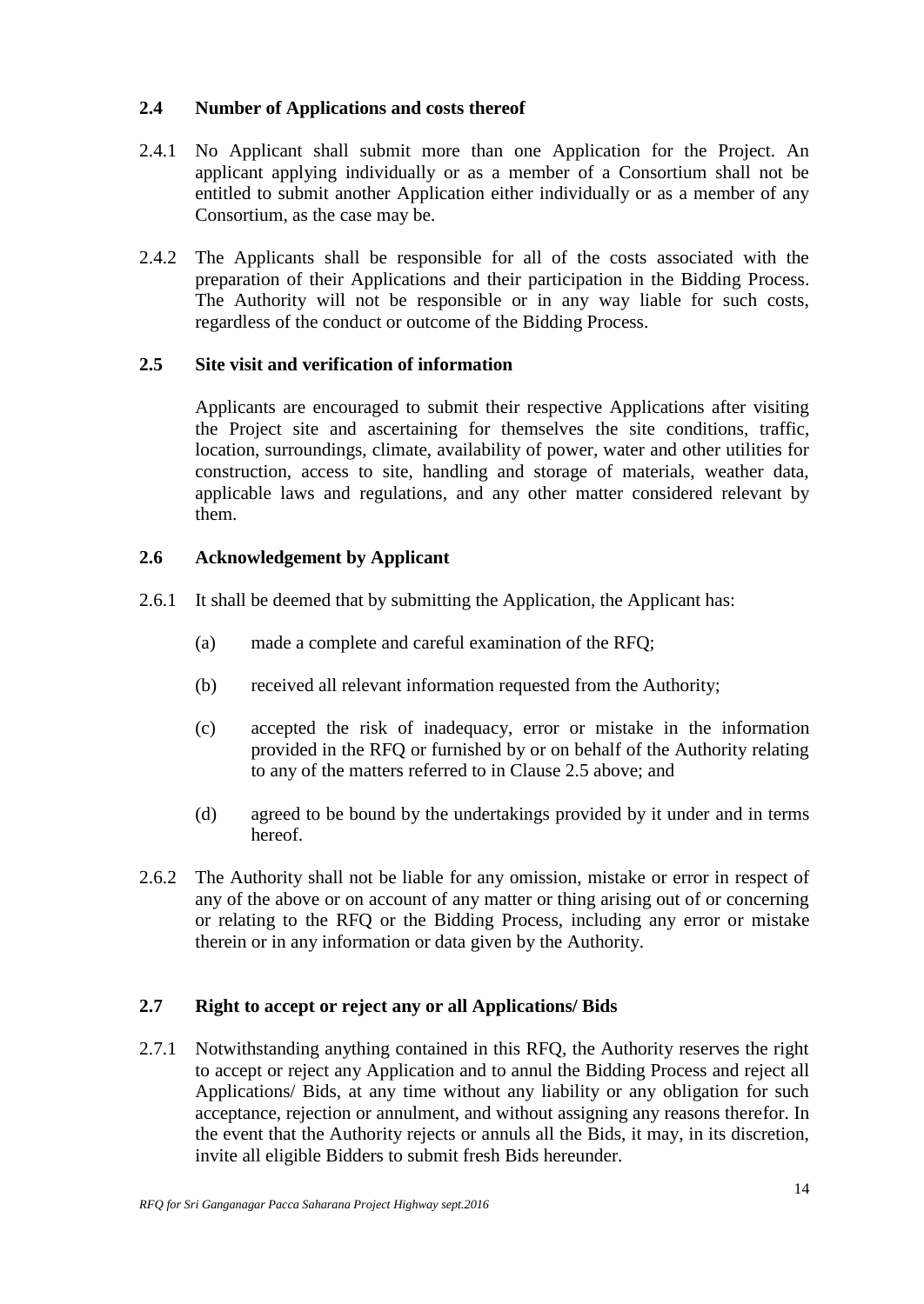### 2.4 Number of Applications and costs thereof

2.4.1 No Applicant shall submit more than one Application for the Project. An applicant applying individually or as a member of a Consortium shall not be entitled to submit another Application either individually or as a member of any Consortium, as the case may be.

2.4.2 The Applicants shall be responsible for all of the costs associated with the preparation of their Applications and their participation in the Bidding Process. The Authority will not be responsible or in any way liable for such costs, regardless of the conduct or outcome of the Bidding Process.

### 2.5 Site visit and verification of information

Applicants are encouraged to submit their respective Applications after visiting the Project site and ascertaining for themselves the site conditions, traffic, location, surroundings, climate, availability of power, water and other utilities for construction, access to site, handling and storage of materials, weather data, applicable laws and regulations, and any other matter considered relevant by them.

### 2.6 Acknowledgement by Applicant

2.6.1 It shall be deemed that by submitting the Application, the Applicant has:

(a) made a complete and careful examination of the RFQ;

(b) received all relevant information requested from the Authority;

(c) accepted the risk of inadequacy, error or mistake in the information provided in the RFQ or furnished by or on behalf of the Authority relating to any of the matters referred to in Clause 2.5 above; and

(d) agreed to be bound by the undertakings provided by it under and in terms hereof.

2.6.2 The Authority shall not be liable for any omission, mistake or error in respect of any of the above or on account of any matter or thing arising out of or concerning or relating to the RFQ or the Bidding Process, including any error or mistake therein or in any information or data given by the Authority.

### 2.7 Right to accept or reject any or all Applications/ Bids

2.7.1 Notwithstanding anything contained in this RFQ, the Authority reserves the right to accept or reject any Application and to annul the Bidding Process and reject all Applications/ Bids, at any time without any liability or any obligation for such acceptance, rejection or annulment, and without assigning any reasons therefor. In the event that the Authority rejects or annuls all the Bids, it may, in its discretion, invite all eligible Bidders to submit fresh Bids hereunder.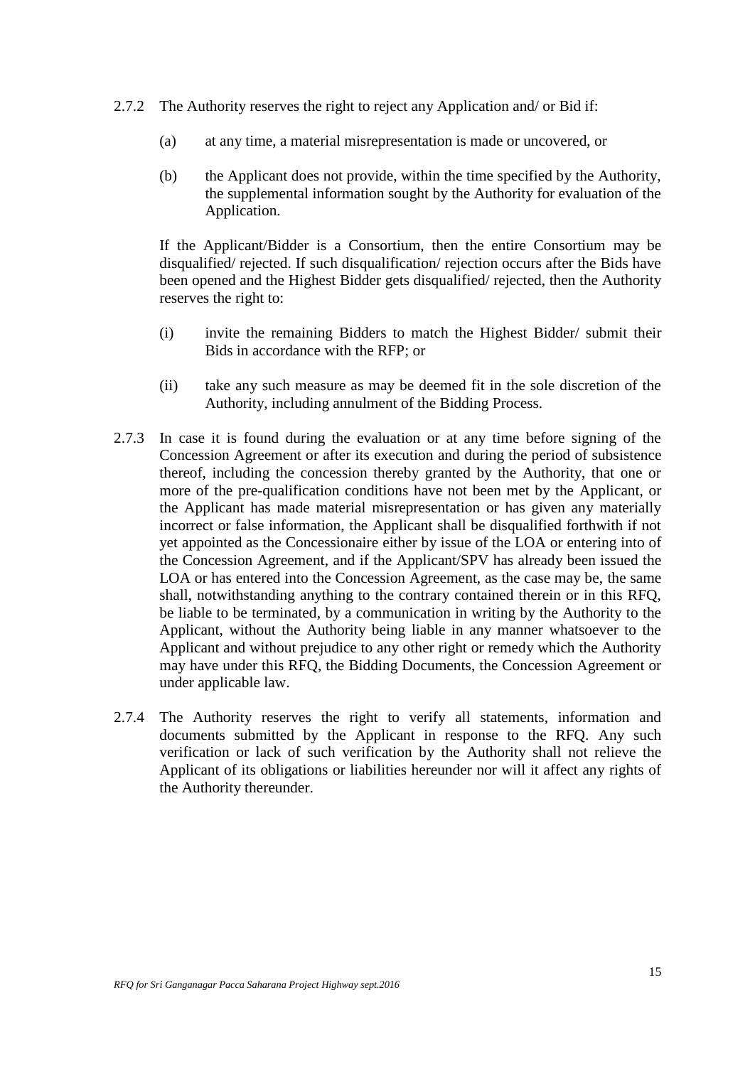2.7.2 The Authority reserves the right to reject any Application and/ or Bid if:

(a) at any time, a material misrepresentation is made or uncovered, or

(b) the Applicant does not provide, within the time specified by the Authority, the supplemental information sought by the Authority for evaluation of the Application.

If the Applicant/Bidder is a Consortium, then the entire Consortium may be disqualified/ rejected. If such disqualification/ rejection occurs after the Bids have been opened and the Highest Bidder gets disqualified/ rejected, then the Authority reserves the right to:

(i) invite the remaining Bidders to match the Highest Bidder/ submit their Bids in accordance with the RFP; or

(ii) take any such measure as may be deemed fit in the sole discretion of the Authority, including annulment of the Bidding Process.

2.7.3 In case it is found during the evaluation or at any time before signing of the Concession Agreement or after its execution and during the period of subsistence thereof, including the concession thereby granted by the Authority, that one or more of the pre-qualification conditions have not been met by the Applicant, or the Applicant has made material misrepresentation or has given any materially incorrect or false information, the Applicant shall be disqualified forthwith if not yet appointed as the Concessionaire either by issue of the LOA or entering into of the Concession Agreement, and if the Applicant/SPV has already been issued the LOA or has entered into the Concession Agreement, as the case may be, the same shall, notwithstanding anything to the contrary contained therein or in this RFQ, be liable to be terminated, by a communication in writing by the Authority to the Applicant, without the Authority being liable in any manner whatsoever to the Applicant and without prejudice to any other right or remedy which the Authority may have under this RFQ, the Bidding Documents, the Concession Agreement or under applicable law.

2.7.4 The Authority reserves the right to verify all statements, information and documents submitted by the Applicant in response to the RFQ. Any such verification or lack of such verification by the Authority shall not relieve the Applicant of its obligations or liabilities hereunder nor will it affect any rights of the Authority thereunder.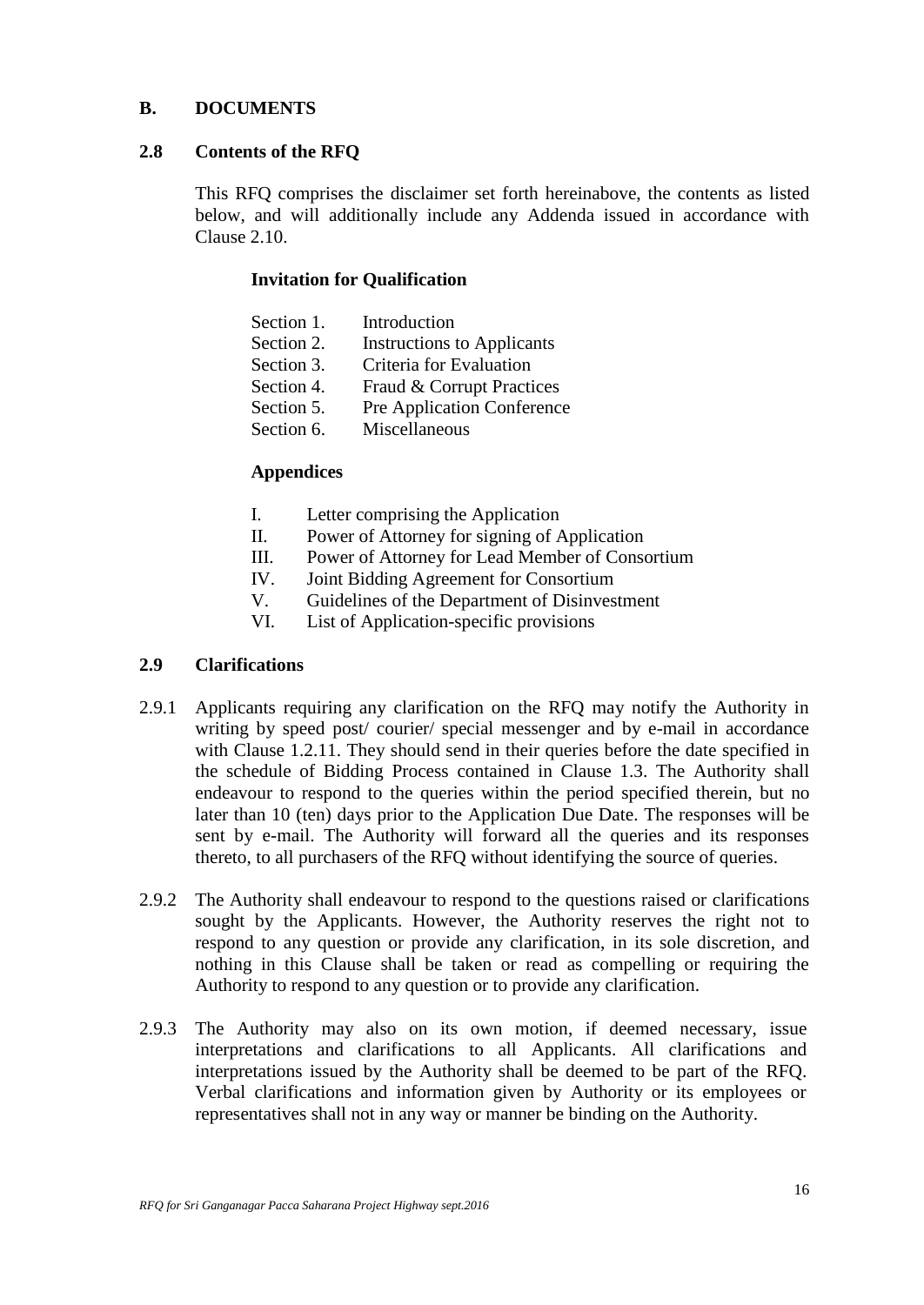## B. DOCUMENTS

### 2.8 Contents of the RFQ

This RFQ comprises the disclaimer set forth hereinabove, the contents as listed below, and will additionally include any Addenda issued in accordance with Clause 2.10.

**Invitation for Qualification**

Section 1. Introduction
Section 2. Instructions to Applicants
Section 3. Criteria for Evaluation
Section 4. Fraud & Corrupt Practices
Section 5. Pre Application Conference
Section 6. Miscellaneous

**Appendices**

I. Letter comprising the Application
II. Power of Attorney for signing of Application
III. Power of Attorney for Lead Member of Consortium
IV. Joint Bidding Agreement for Consortium
V. Guidelines of the Department of Disinvestment
VI. List of Application-specific provisions

### 2.9 Clarifications

2.9.1 Applicants requiring any clarification on the RFQ may notify the Authority in writing by speed post/ courier/ special messenger and by e-mail in accordance with Clause 1.2.11. They should send in their queries before the date specified in the schedule of Bidding Process contained in Clause 1.3. The Authority shall endeavour to respond to the queries within the period specified therein, but no later than 10 (ten) days prior to the Application Due Date. The responses will be sent by e-mail. The Authority will forward all the queries and its responses thereto, to all purchasers of the RFQ without identifying the source of queries.

2.9.2 The Authority shall endeavour to respond to the questions raised or clarifications sought by the Applicants. However, the Authority reserves the right not to respond to any question or provide any clarification, in its sole discretion, and nothing in this Clause shall be taken or read as compelling or requiring the Authority to respond to any question or to provide any clarification.

2.9.3 The Authority may also on its own motion, if deemed necessary, issue interpretations and clarifications to all Applicants. All clarifications and interpretations issued by the Authority shall be deemed to be part of the RFQ. Verbal clarifications and information given by Authority or its employees or representatives shall not in any way or manner be binding on the Authority.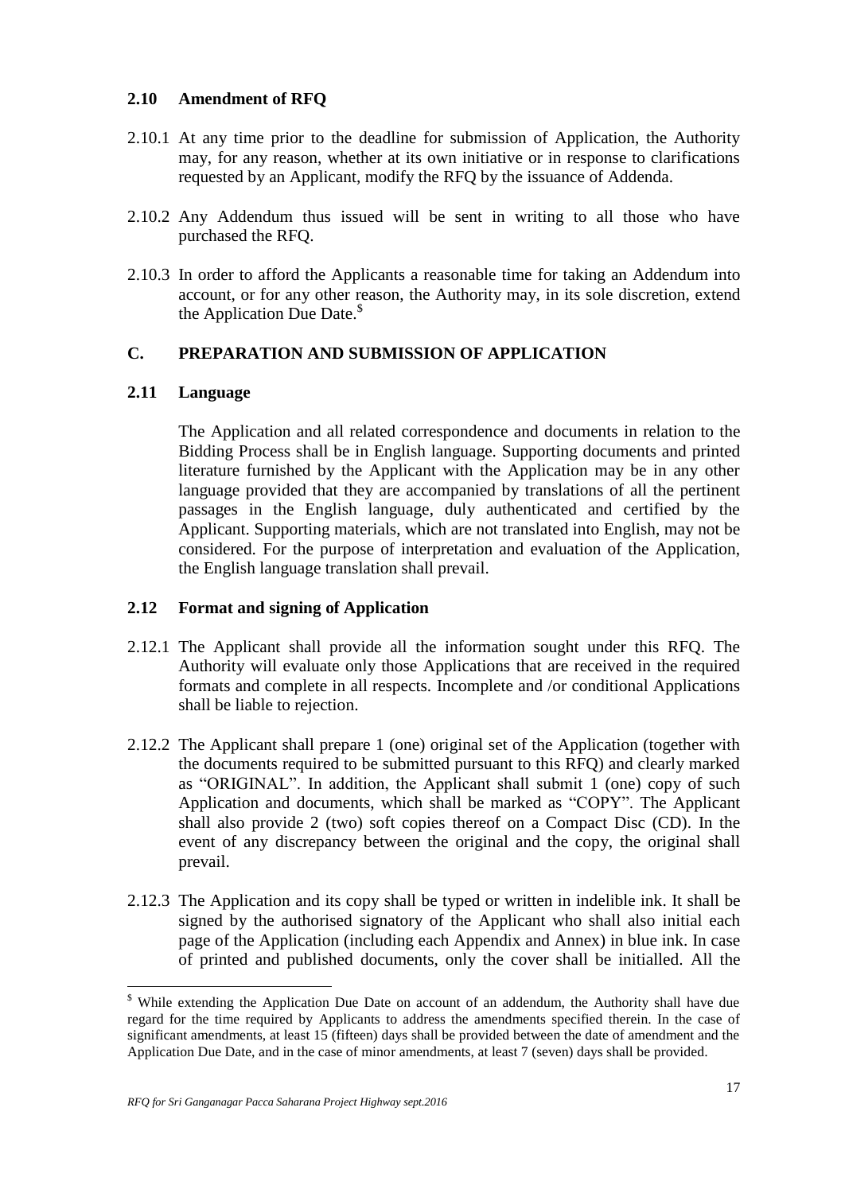### 2.10 Amendment of RFQ

2.10.1 At any time prior to the deadline for submission of Application, the Authority may, for any reason, whether at its own initiative or in response to clarifications requested by an Applicant, modify the RFQ by the issuance of Addenda.

2.10.2 Any Addendum thus issued will be sent in writing to all those who have purchased the RFQ.

2.10.3 In order to afford the Applicants a reasonable time for taking an Addendum into account, or for any other reason, the Authority may, in its sole discretion, extend the Application Due Date.[$]

## C. PREPARATION AND SUBMISSION OF APPLICATION

### 2.11 Language

The Application and all related correspondence and documents in relation to the Bidding Process shall be in English language. Supporting documents and printed literature furnished by the Applicant with the Application may be in any other language provided that they are accompanied by translations of all the pertinent passages in the English language, duly authenticated and certified by the Applicant. Supporting materials, which are not translated into English, may not be considered. For the purpose of interpretation and evaluation of the Application, the English language translation shall prevail.

### 2.12 Format and signing of Application

2.12.1 The Applicant shall provide all the information sought under this RFQ. The Authority will evaluate only those Applications that are received in the required formats and complete in all respects. Incomplete and /or conditional Applications shall be liable to rejection.

2.12.2 The Applicant shall prepare 1 (one) original set of the Application (together with the documents required to be submitted pursuant to this RFQ) and clearly marked as "ORIGINAL". In addition, the Applicant shall submit 1 (one) copy of such Application and documents, which shall be marked as "COPY". The Applicant shall also provide 2 (two) soft copies thereof on a Compact Disc (CD). In the event of any discrepancy between the original and the copy, the original shall prevail.

2.12.3 The Application and its copy shall be typed or written in indelible ink. It shall be signed by the authorised signatory of the Applicant who shall also initial each page of the Application (including each Appendix and Annex) in blue ink. In case of printed and published documents, only the cover shall be initialled. All the

---

[$] While extending the Application Due Date on account of an addendum, the Authority shall have due regard for the time required by Applicants to address the amendments specified therein. In the case of significant amendments, at least 15 (fifteen) days shall be provided between the date of amendment and the Application Due Date, and in the case of minor amendments, at least 7 (seven) days shall be provided.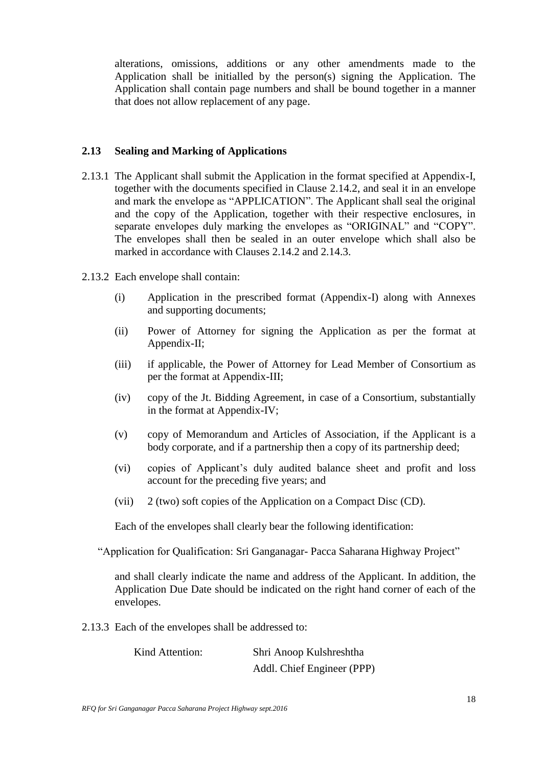alterations, omissions, additions or any other amendments made to the Application shall be initialled by the person(s) signing the Application. The Application shall contain page numbers and shall be bound together in a manner that does not allow replacement of any page.

## 2.13 Sealing and Marking of Applications

2.13.1 The Applicant shall submit the Application in the format specified at Appendix-I, together with the documents specified in Clause 2.14.2, and seal it in an envelope and mark the envelope as "APPLICATION". The Applicant shall seal the original and the copy of the Application, together with their respective enclosures, in separate envelopes duly marking the envelopes as "ORIGINAL" and "COPY". The envelopes shall then be sealed in an outer envelope which shall also be marked in accordance with Clauses 2.14.2 and 2.14.3.

2.13.2 Each envelope shall contain:

(i) Application in the prescribed format (Appendix-I) along with Annexes and supporting documents;

(ii) Power of Attorney for signing the Application as per the format at Appendix-II;

(iii) if applicable, the Power of Attorney for Lead Member of Consortium as per the format at Appendix-III;

(iv) copy of the Jt. Bidding Agreement, in case of a Consortium, substantially in the format at Appendix-IV;

(v) copy of Memorandum and Articles of Association, if the Applicant is a body corporate, and if a partnership then a copy of its partnership deed;

(vi) copies of Applicant's duly audited balance sheet and profit and loss account for the preceding five years; and

(vii) 2 (two) soft copies of the Application on a Compact Disc (CD).

Each of the envelopes shall clearly bear the following identification:

"Application for Qualification: Sri Ganganagar- Pacca Saharana Highway Project"

and shall clearly indicate the name and address of the Applicant. In addition, the Application Due Date should be indicated on the right hand corner of each of the envelopes.

2.13.3 Each of the envelopes shall be addressed to:

Kind Attention: Shri Anoop Kulshreshtha
Addl. Chief Engineer (PPP)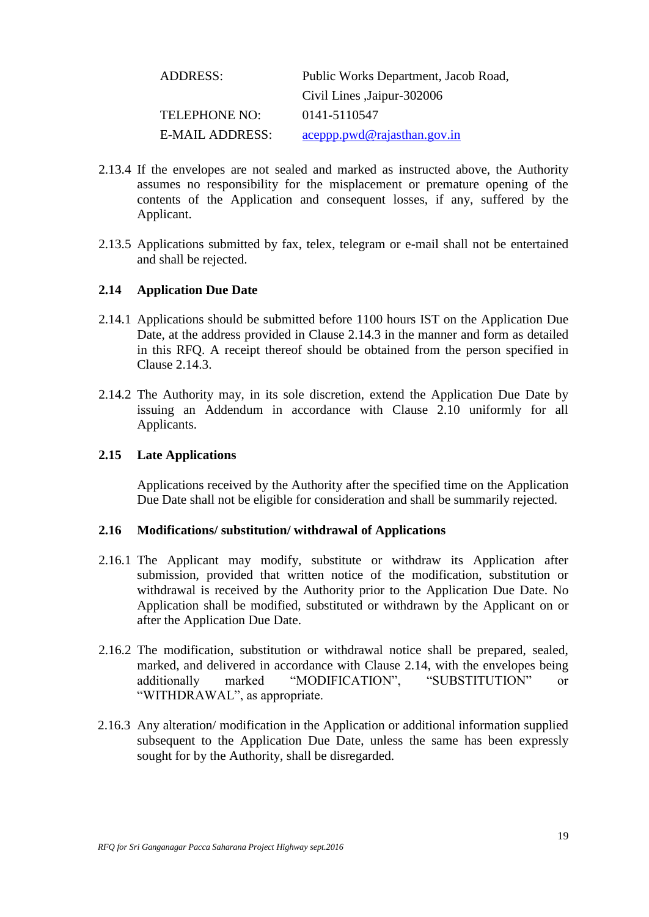| | |
|---|---|
| ADDRESS: | Public Works Department, Jacob Road, Civil Lines ,Jaipur-302006 |
| TELEPHONE NO: | 0141-5110547 |
| E-MAIL ADDRESS: | aceppp.pwd@rajasthan.gov.in |

2.13.4 If the envelopes are not sealed and marked as instructed above, the Authority assumes no responsibility for the misplacement or premature opening of the contents of the Application and consequent losses, if any, suffered by the Applicant.

2.13.5 Applications submitted by fax, telex, telegram or e-mail shall not be entertained and shall be rejected.

**2.14 Application Due Date**

2.14.1 Applications should be submitted before 1100 hours IST on the Application Due Date, at the address provided in Clause 2.14.3 in the manner and form as detailed in this RFQ. A receipt thereof should be obtained from the person specified in Clause 2.14.3.

2.14.2 The Authority may, in its sole discretion, extend the Application Due Date by issuing an Addendum in accordance with Clause 2.10 uniformly for all Applicants.

**2.15 Late Applications**

Applications received by the Authority after the specified time on the Application Due Date shall not be eligible for consideration and shall be summarily rejected.

**2.16 Modifications/ substitution/ withdrawal of Applications**

2.16.1 The Applicant may modify, substitute or withdraw its Application after submission, provided that written notice of the modification, substitution or withdrawal is received by the Authority prior to the Application Due Date. No Application shall be modified, substituted or withdrawn by the Applicant on or after the Application Due Date.

2.16.2 The modification, substitution or withdrawal notice shall be prepared, sealed, marked, and delivered in accordance with Clause 2.14, with the envelopes being additionally marked "MODIFICATION", "SUBSTITUTION" or "WITHDRAWAL", as appropriate.

2.16.3 Any alteration/ modification in the Application or additional information supplied subsequent to the Application Due Date, unless the same has been expressly sought for by the Authority, shall be disregarded.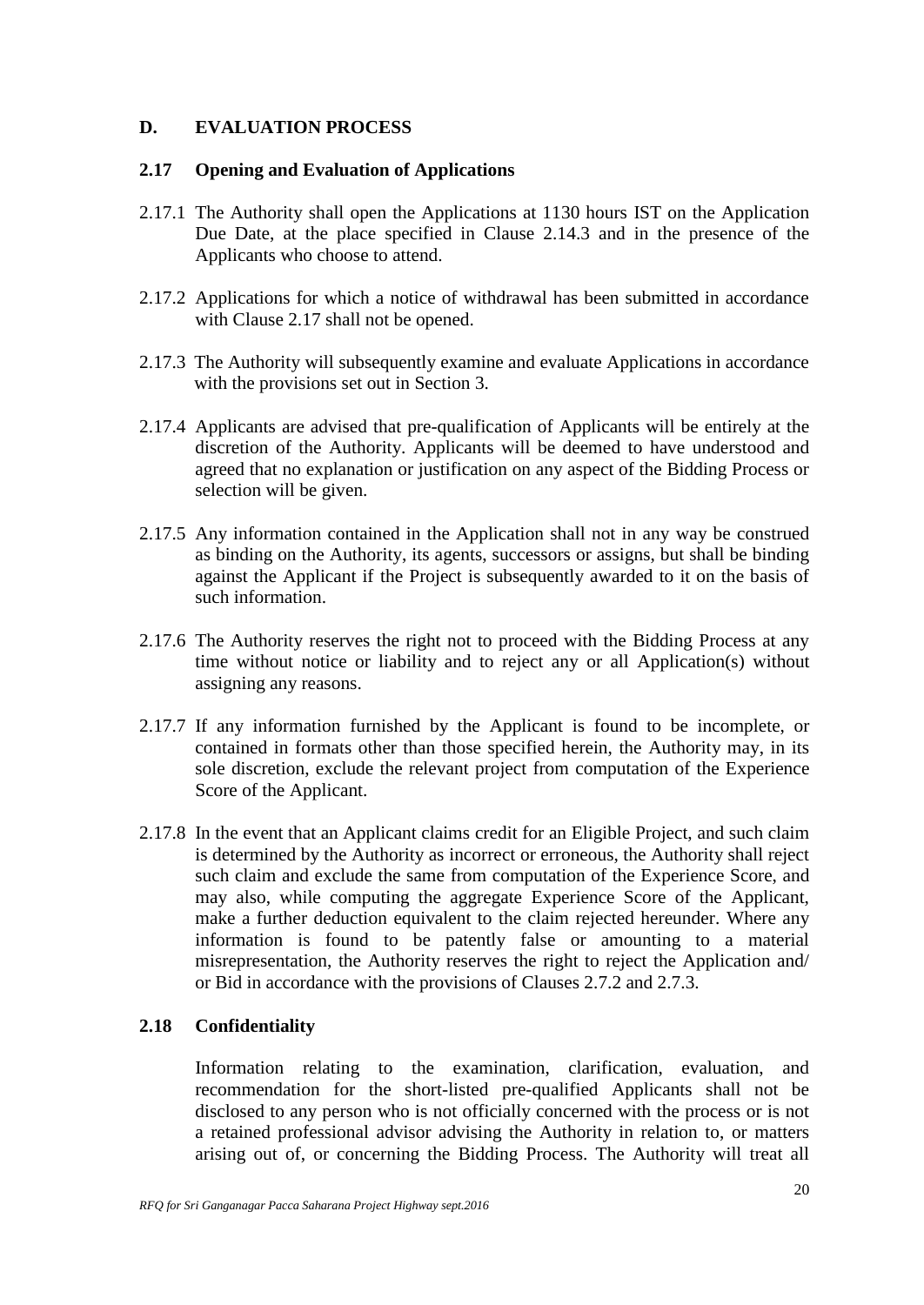## D. EVALUATION PROCESS

### 2.17 Opening and Evaluation of Applications

2.17.1 The Authority shall open the Applications at 1130 hours IST on the Application Due Date, at the place specified in Clause 2.14.3 and in the presence of the Applicants who choose to attend.

2.17.2 Applications for which a notice of withdrawal has been submitted in accordance with Clause 2.17 shall not be opened.

2.17.3 The Authority will subsequently examine and evaluate Applications in accordance with the provisions set out in Section 3.

2.17.4 Applicants are advised that pre-qualification of Applicants will be entirely at the discretion of the Authority. Applicants will be deemed to have understood and agreed that no explanation or justification on any aspect of the Bidding Process or selection will be given.

2.17.5 Any information contained in the Application shall not in any way be construed as binding on the Authority, its agents, successors or assigns, but shall be binding against the Applicant if the Project is subsequently awarded to it on the basis of such information.

2.17.6 The Authority reserves the right not to proceed with the Bidding Process at any time without notice or liability and to reject any or all Application(s) without assigning any reasons.

2.17.7 If any information furnished by the Applicant is found to be incomplete, or contained in formats other than those specified herein, the Authority may, in its sole discretion, exclude the relevant project from computation of the Experience Score of the Applicant.

2.17.8 In the event that an Applicant claims credit for an Eligible Project, and such claim is determined by the Authority as incorrect or erroneous, the Authority shall reject such claim and exclude the same from computation of the Experience Score, and may also, while computing the aggregate Experience Score of the Applicant, make a further deduction equivalent to the claim rejected hereunder. Where any information is found to be patently false or amounting to a material misrepresentation, the Authority reserves the right to reject the Application and/ or Bid in accordance with the provisions of Clauses 2.7.2 and 2.7.3.

### 2.18 Confidentiality

Information relating to the examination, clarification, evaluation, and recommendation for the short-listed pre-qualified Applicants shall not be disclosed to any person who is not officially concerned with the process or is not a retained professional advisor advising the Authority in relation to, or matters arising out of, or concerning the Bidding Process. The Authority will treat all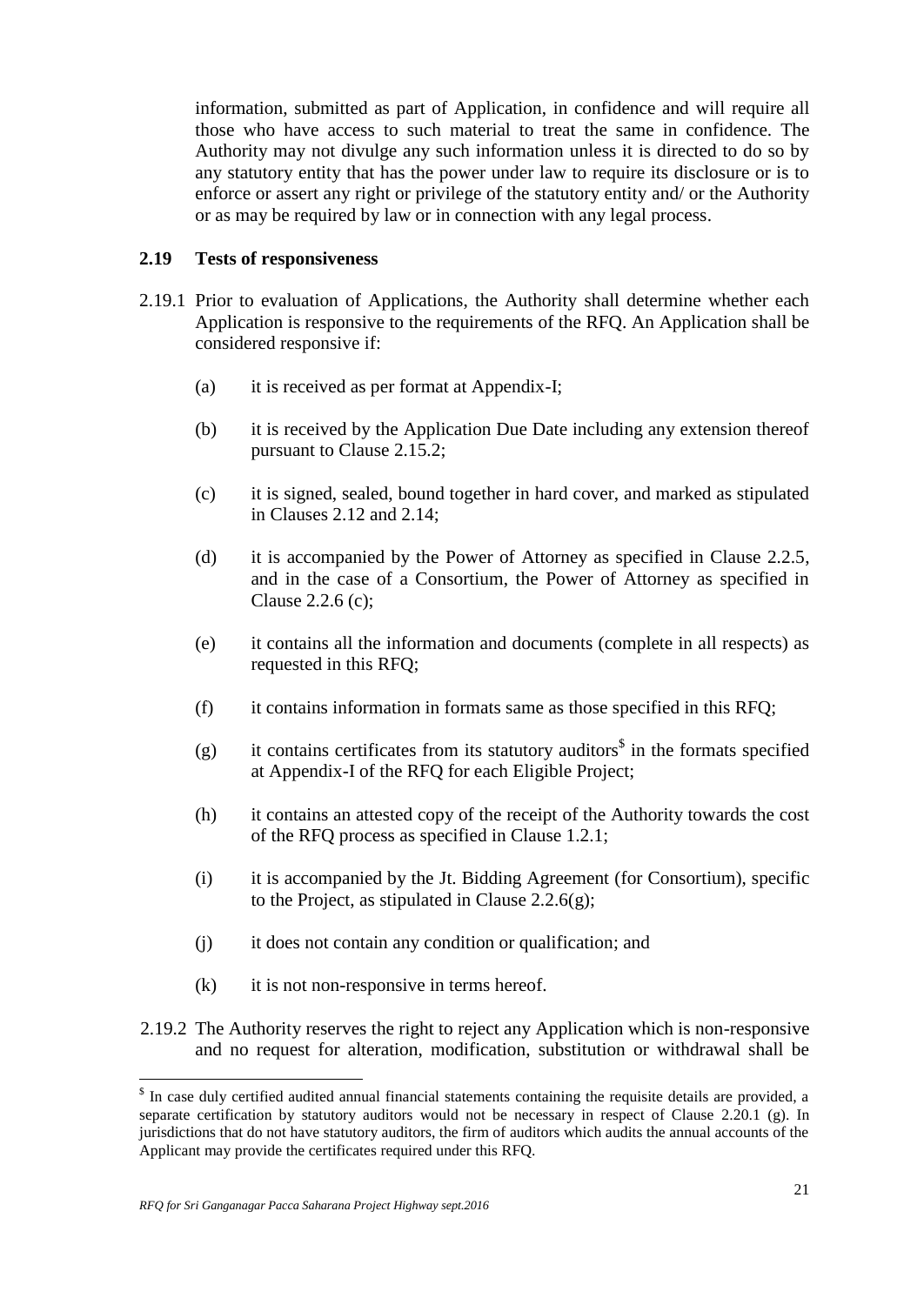information, submitted as part of Application, in confidence and will require all those who have access to such material to treat the same in confidence. The Authority may not divulge any such information unless it is directed to do so by any statutory entity that has the power under law to require its disclosure or is to enforce or assert any right or privilege of the statutory entity and/ or the Authority or as may be required by law or in connection with any legal process.

### 2.19 Tests of responsiveness

2.19.1 Prior to evaluation of Applications, the Authority shall determine whether each Application is responsive to the requirements of the RFQ. An Application shall be considered responsive if:

(a) it is received as per format at Appendix-I;

(b) it is received by the Application Due Date including any extension thereof pursuant to Clause 2.15.2;

(c) it is signed, sealed, bound together in hard cover, and marked as stipulated in Clauses 2.12 and 2.14;

(d) it is accompanied by the Power of Attorney as specified in Clause 2.2.5, and in the case of a Consortium, the Power of Attorney as specified in Clause 2.2.6 (c);

(e) it contains all the information and documents (complete in all respects) as requested in this RFQ;

(f) it contains information in formats same as those specified in this RFQ;

(g) it contains certificates from its statutory auditors[$] in the formats specified at Appendix-I of the RFQ for each Eligible Project;

(h) it contains an attested copy of the receipt of the Authority towards the cost of the RFQ process as specified in Clause 1.2.1;

(i) it is accompanied by the Jt. Bidding Agreement (for Consortium), specific to the Project, as stipulated in Clause 2.2.6(g);

(j) it does not contain any condition or qualification; and

(k) it is not non-responsive in terms hereof.

2.19.2 The Authority reserves the right to reject any Application which is non-responsive and no request for alteration, modification, substitution or withdrawal shall be

[$] In case duly certified audited annual financial statements containing the requisite details are provided, a separate certification by statutory auditors would not be necessary in respect of Clause 2.20.1 (g). In jurisdictions that do not have statutory auditors, the firm of auditors which audits the annual accounts of the Applicant may provide the certificates required under this RFQ.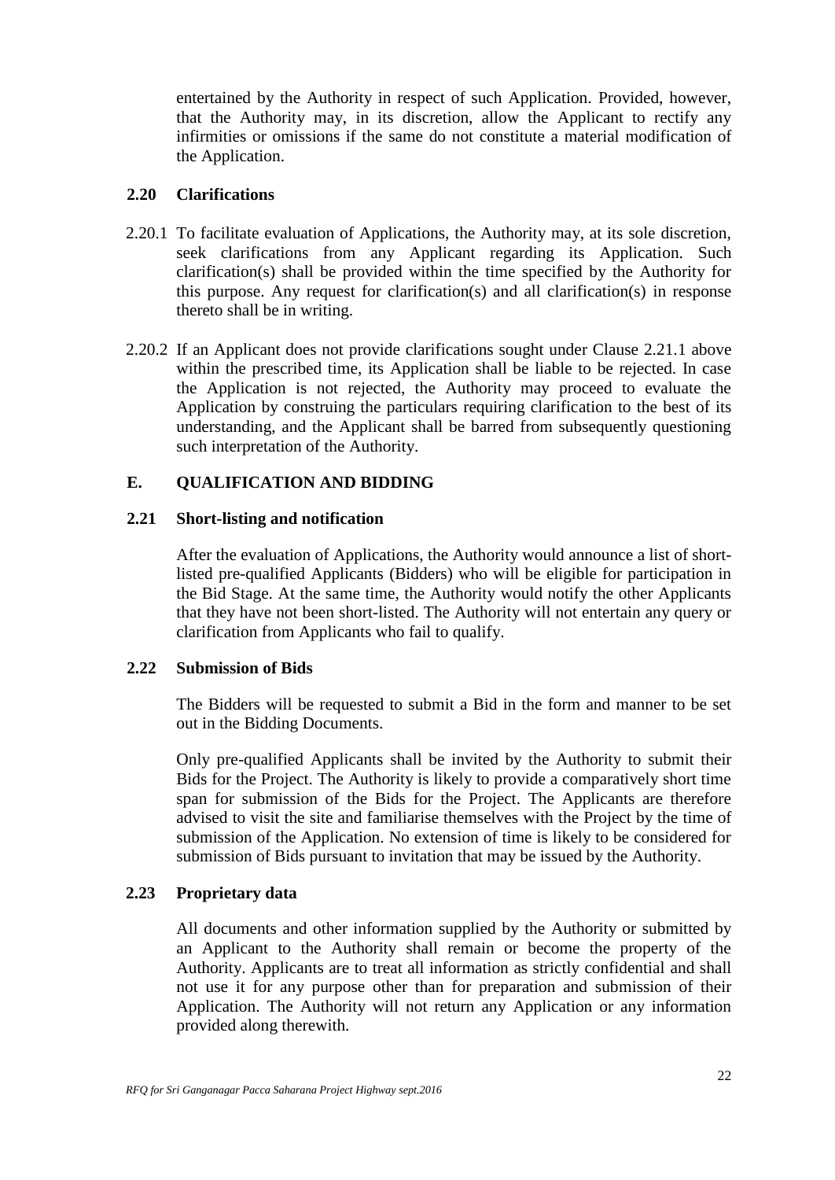entertained by the Authority in respect of such Application. Provided, however, that the Authority may, in its discretion, allow the Applicant to rectify any infirmities or omissions if the same do not constitute a material modification of the Application.

### 2.20 Clarifications

2.20.1 To facilitate evaluation of Applications, the Authority may, at its sole discretion, seek clarifications from any Applicant regarding its Application. Such clarification(s) shall be provided within the time specified by the Authority for this purpose. Any request for clarification(s) and all clarification(s) in response thereto shall be in writing.

2.20.2 If an Applicant does not provide clarifications sought under Clause 2.21.1 above within the prescribed time, its Application shall be liable to be rejected. In case the Application is not rejected, the Authority may proceed to evaluate the Application by construing the particulars requiring clarification to the best of its understanding, and the Applicant shall be barred from subsequently questioning such interpretation of the Authority.

## E. QUALIFICATION AND BIDDING

### 2.21 Short-listing and notification

After the evaluation of Applications, the Authority would announce a list of short-listed pre-qualified Applicants (Bidders) who will be eligible for participation in the Bid Stage. At the same time, the Authority would notify the other Applicants that they have not been short-listed. The Authority will not entertain any query or clarification from Applicants who fail to qualify.

### 2.22 Submission of Bids

The Bidders will be requested to submit a Bid in the form and manner to be set out in the Bidding Documents.

Only pre-qualified Applicants shall be invited by the Authority to submit their Bids for the Project. The Authority is likely to provide a comparatively short time span for submission of the Bids for the Project. The Applicants are therefore advised to visit the site and familiarise themselves with the Project by the time of submission of the Application. No extension of time is likely to be considered for submission of Bids pursuant to invitation that may be issued by the Authority.

### 2.23 Proprietary data

All documents and other information supplied by the Authority or submitted by an Applicant to the Authority shall remain or become the property of the Authority. Applicants are to treat all information as strictly confidential and shall not use it for any purpose other than for preparation and submission of their Application. The Authority will not return any Application or any information provided along therewith.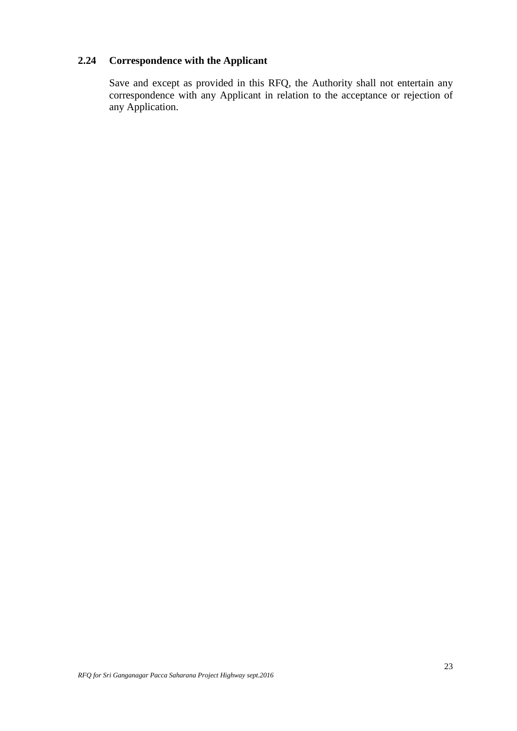### 2.24 Correspondence with the Applicant

Save and except as provided in this RFQ, the Authority shall not entertain any correspondence with any Applicant in relation to the acceptance or rejection of any Application.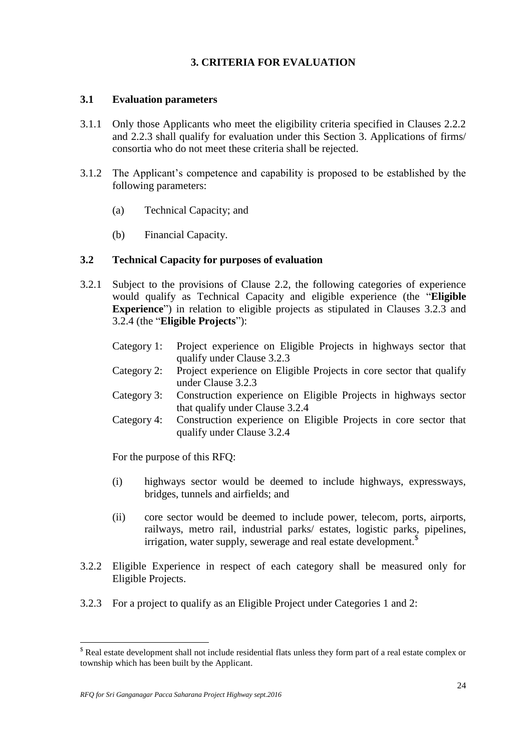# 3. CRITERIA FOR EVALUATION

## 3.1 Evaluation parameters

3.1.1 Only those Applicants who meet the eligibility criteria specified in Clauses 2.2.2 and 2.2.3 shall qualify for evaluation under this Section 3. Applications of firms/ consortia who do not meet these criteria shall be rejected.

3.1.2 The Applicant's competence and capability is proposed to be established by the following parameters:

(a) Technical Capacity; and

(b) Financial Capacity.

## 3.2 Technical Capacity for purposes of evaluation

3.2.1 Subject to the provisions of Clause 2.2, the following categories of experience would qualify as Technical Capacity and eligible experience (the "**Eligible Experience**") in relation to eligible projects as stipulated in Clauses 3.2.3 and 3.2.4 (the "**Eligible Projects**"):

Category 1: Project experience on Eligible Projects in highways sector that qualify under Clause 3.2.3

Category 2: Project experience on Eligible Projects in core sector that qualify under Clause 3.2.3

Category 3: Construction experience on Eligible Projects in highways sector that qualify under Clause 3.2.4

Category 4: Construction experience on Eligible Projects in core sector that qualify under Clause 3.2.4

For the purpose of this RFQ:

(i) highways sector would be deemed to include highways, expressways, bridges, tunnels and airfields; and

(ii) core sector would be deemed to include power, telecom, ports, airports, railways, metro rail, industrial parks/ estates, logistic parks, pipelines, irrigation, water supply, sewerage and real estate development.[$]

3.2.2 Eligible Experience in respect of each category shall be measured only for Eligible Projects.

3.2.3 For a project to qualify as an Eligible Project under Categories 1 and 2:

---

[$] Real estate development shall not include residential flats unless they form part of a real estate complex or township which has been built by the Applicant.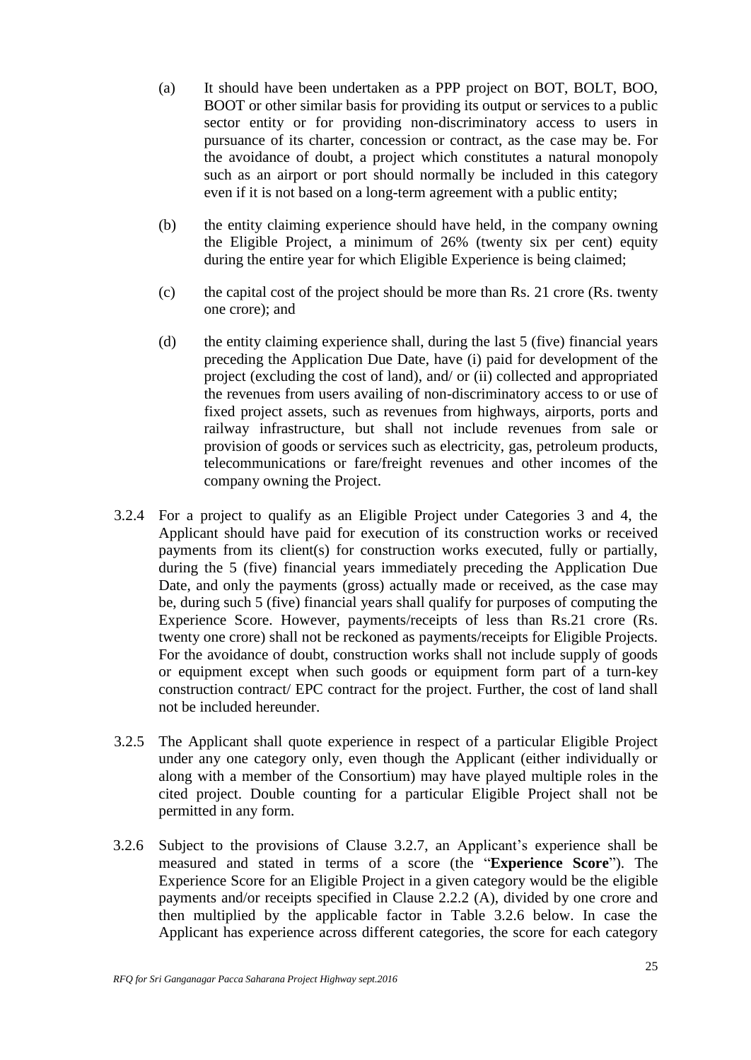(a) It should have been undertaken as a PPP project on BOT, BOLT, BOO, BOOT or other similar basis for providing its output or services to a public sector entity or for providing non-discriminatory access to users in pursuance of its charter, concession or contract, as the case may be. For the avoidance of doubt, a project which constitutes a natural monopoly such as an airport or port should normally be included in this category even if it is not based on a long-term agreement with a public entity;

(b) the entity claiming experience should have held, in the company owning the Eligible Project, a minimum of 26% (twenty six per cent) equity during the entire year for which Eligible Experience is being claimed;

(c) the capital cost of the project should be more than Rs. 21 crore (Rs. twenty one crore); and

(d) the entity claiming experience shall, during the last 5 (five) financial years preceding the Application Due Date, have (i) paid for development of the project (excluding the cost of land), and/ or (ii) collected and appropriated the revenues from users availing of non-discriminatory access to or use of fixed project assets, such as revenues from highways, airports, ports and railway infrastructure, but shall not include revenues from sale or provision of goods or services such as electricity, gas, petroleum products, telecommunications or fare/freight revenues and other incomes of the company owning the Project.

3.2.4 For a project to qualify as an Eligible Project under Categories 3 and 4, the Applicant should have paid for execution of its construction works or received payments from its client(s) for construction works executed, fully or partially, during the 5 (five) financial years immediately preceding the Application Due Date, and only the payments (gross) actually made or received, as the case may be, during such 5 (five) financial years shall qualify for purposes of computing the Experience Score. However, payments/receipts of less than Rs.21 crore (Rs. twenty one crore) shall not be reckoned as payments/receipts for Eligible Projects. For the avoidance of doubt, construction works shall not include supply of goods or equipment except when such goods or equipment form part of a turn-key construction contract/ EPC contract for the project. Further, the cost of land shall not be included hereunder.

3.2.5 The Applicant shall quote experience in respect of a particular Eligible Project under any one category only, even though the Applicant (either individually or along with a member of the Consortium) may have played multiple roles in the cited project. Double counting for a particular Eligible Project shall not be permitted in any form.

3.2.6 Subject to the provisions of Clause 3.2.7, an Applicant's experience shall be measured and stated in terms of a score (the "**Experience Score**"). The Experience Score for an Eligible Project in a given category would be the eligible payments and/or receipts specified in Clause 2.2.2 (A), divided by one crore and then multiplied by the applicable factor in Table 3.2.6 below. In case the Applicant has experience across different categories, the score for each category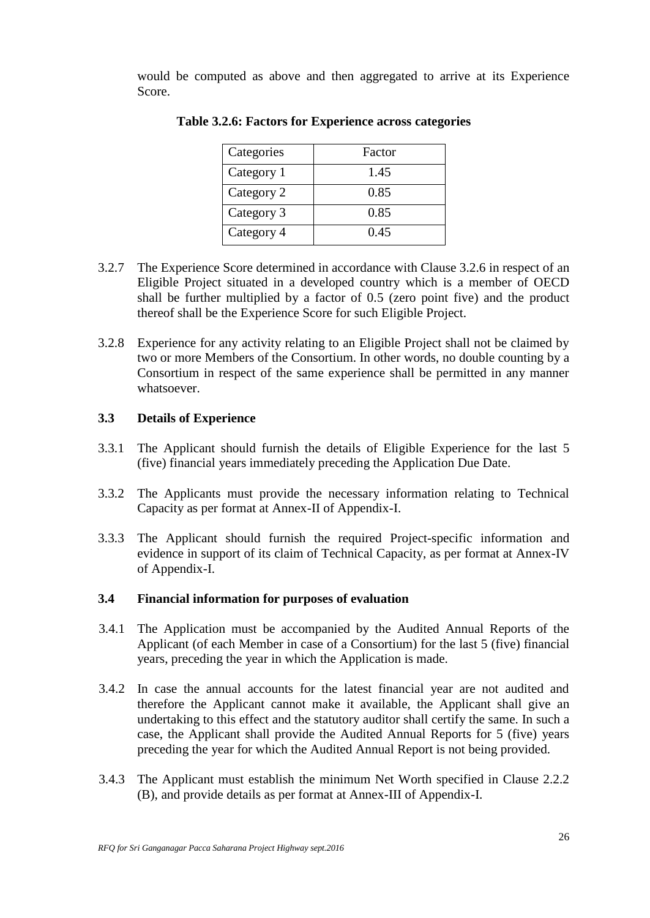would be computed as above and then aggregated to arrive at its Experience Score.

**Table 3.2.6: Factors for Experience across categories**

| Categories | Factor |
|---|---|
| Category 1 | 1.45 |
| Category 2 | 0.85 |
| Category 3 | 0.85 |
| Category 4 | 0.45 |

3.2.7 The Experience Score determined in accordance with Clause 3.2.6 in respect of an Eligible Project situated in a developed country which is a member of OECD shall be further multiplied by a factor of 0.5 (zero point five) and the product thereof shall be the Experience Score for such Eligible Project.

3.2.8 Experience for any activity relating to an Eligible Project shall not be claimed by two or more Members of the Consortium. In other words, no double counting by a Consortium in respect of the same experience shall be permitted in any manner whatsoever.

### 3.3 Details of Experience

3.3.1 The Applicant should furnish the details of Eligible Experience for the last 5 (five) financial years immediately preceding the Application Due Date.

3.3.2 The Applicants must provide the necessary information relating to Technical Capacity as per format at Annex-II of Appendix-I.

3.3.3 The Applicant should furnish the required Project-specific information and evidence in support of its claim of Technical Capacity, as per format at Annex-IV of Appendix-I.

### 3.4 Financial information for purposes of evaluation

3.4.1 The Application must be accompanied by the Audited Annual Reports of the Applicant (of each Member in case of a Consortium) for the last 5 (five) financial years, preceding the year in which the Application is made.

3.4.2 In case the annual accounts for the latest financial year are not audited and therefore the Applicant cannot make it available, the Applicant shall give an undertaking to this effect and the statutory auditor shall certify the same. In such a case, the Applicant shall provide the Audited Annual Reports for 5 (five) years preceding the year for which the Audited Annual Report is not being provided.

3.4.3 The Applicant must establish the minimum Net Worth specified in Clause 2.2.2 (B), and provide details as per format at Annex-III of Appendix-I.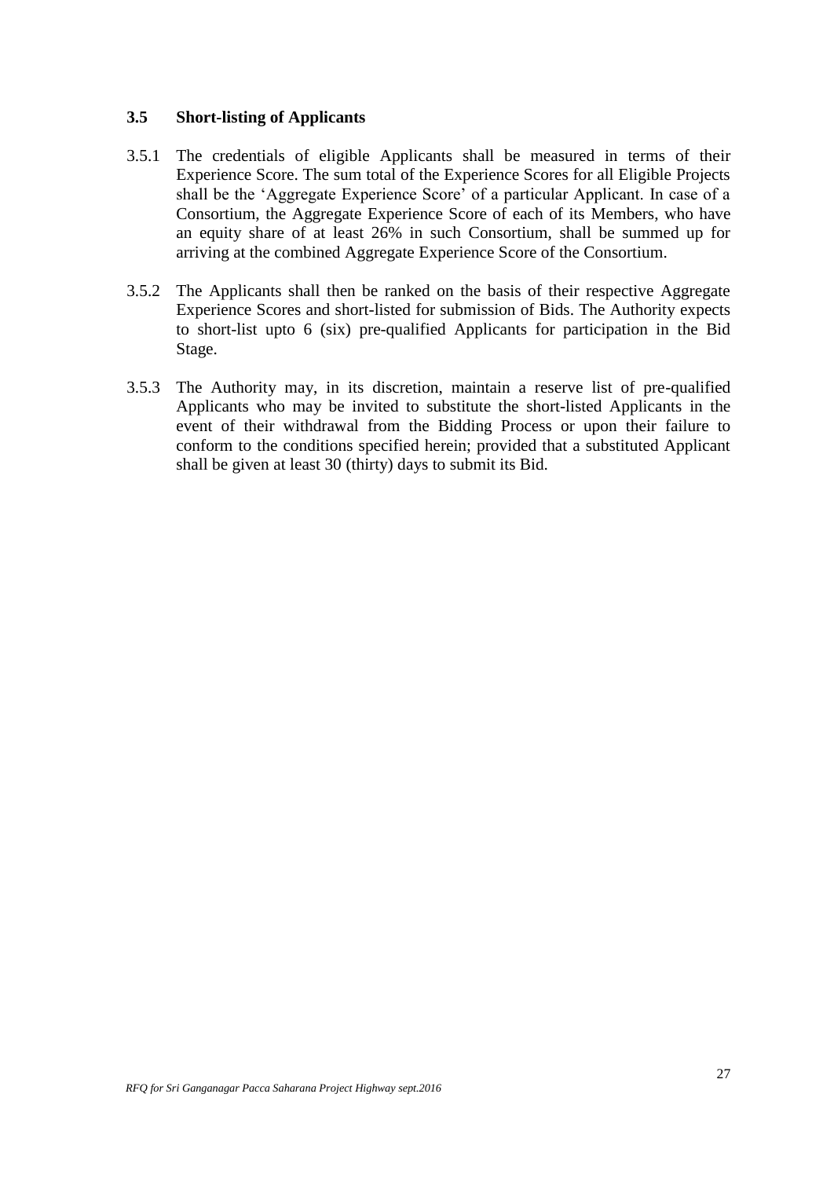### 3.5 Short-listing of Applicants

3.5.1 The credentials of eligible Applicants shall be measured in terms of their Experience Score. The sum total of the Experience Scores for all Eligible Projects shall be the 'Aggregate Experience Score' of a particular Applicant. In case of a Consortium, the Aggregate Experience Score of each of its Members, who have an equity share of at least 26% in such Consortium, shall be summed up for arriving at the combined Aggregate Experience Score of the Consortium.

3.5.2 The Applicants shall then be ranked on the basis of their respective Aggregate Experience Scores and short-listed for submission of Bids. The Authority expects to short-list upto 6 (six) pre-qualified Applicants for participation in the Bid Stage.

3.5.3 The Authority may, in its discretion, maintain a reserve list of pre-qualified Applicants who may be invited to substitute the short-listed Applicants in the event of their withdrawal from the Bidding Process or upon their failure to conform to the conditions specified herein; provided that a substituted Applicant shall be given at least 30 (thirty) days to submit its Bid.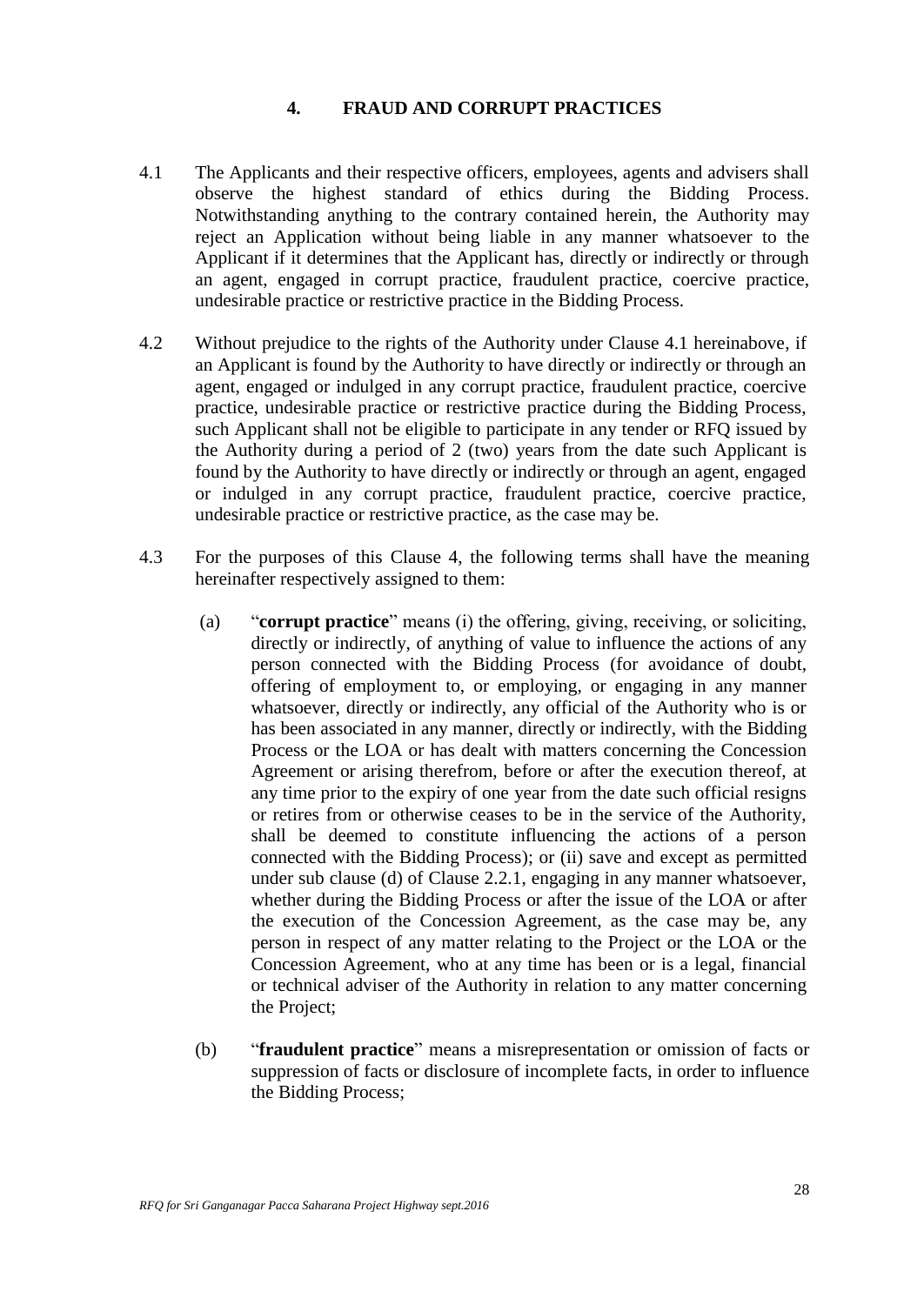## 4. FRAUD AND CORRUPT PRACTICES

4.1 The Applicants and their respective officers, employees, agents and advisers shall observe the highest standard of ethics during the Bidding Process. Notwithstanding anything to the contrary contained herein, the Authority may reject an Application without being liable in any manner whatsoever to the Applicant if it determines that the Applicant has, directly or indirectly or through an agent, engaged in corrupt practice, fraudulent practice, coercive practice, undesirable practice or restrictive practice in the Bidding Process.

4.2 Without prejudice to the rights of the Authority under Clause 4.1 hereinabove, if an Applicant is found by the Authority to have directly or indirectly or through an agent, engaged or indulged in any corrupt practice, fraudulent practice, coercive practice, undesirable practice or restrictive practice during the Bidding Process, such Applicant shall not be eligible to participate in any tender or RFQ issued by the Authority during a period of 2 (two) years from the date such Applicant is found by the Authority to have directly or indirectly or through an agent, engaged or indulged in any corrupt practice, fraudulent practice, coercive practice, undesirable practice or restrictive practice, as the case may be.

4.3 For the purposes of this Clause 4, the following terms shall have the meaning hereinafter respectively assigned to them:

(a) "**corrupt practice**" means (i) the offering, giving, receiving, or soliciting, directly or indirectly, of anything of value to influence the actions of any person connected with the Bidding Process (for avoidance of doubt, offering of employment to, or employing, or engaging in any manner whatsoever, directly or indirectly, any official of the Authority who is or has been associated in any manner, directly or indirectly, with the Bidding Process or the LOA or has dealt with matters concerning the Concession Agreement or arising therefrom, before or after the execution thereof, at any time prior to the expiry of one year from the date such official resigns or retires from or otherwise ceases to be in the service of the Authority, shall be deemed to constitute influencing the actions of a person connected with the Bidding Process); or (ii) save and except as permitted under sub clause (d) of Clause 2.2.1, engaging in any manner whatsoever, whether during the Bidding Process or after the issue of the LOA or after the execution of the Concession Agreement, as the case may be, any person in respect of any matter relating to the Project or the LOA or the Concession Agreement, who at any time has been or is a legal, financial or technical adviser of the Authority in relation to any matter concerning the Project;

(b) "**fraudulent practice**" means a misrepresentation or omission of facts or suppression of facts or disclosure of incomplete facts, in order to influence the Bidding Process;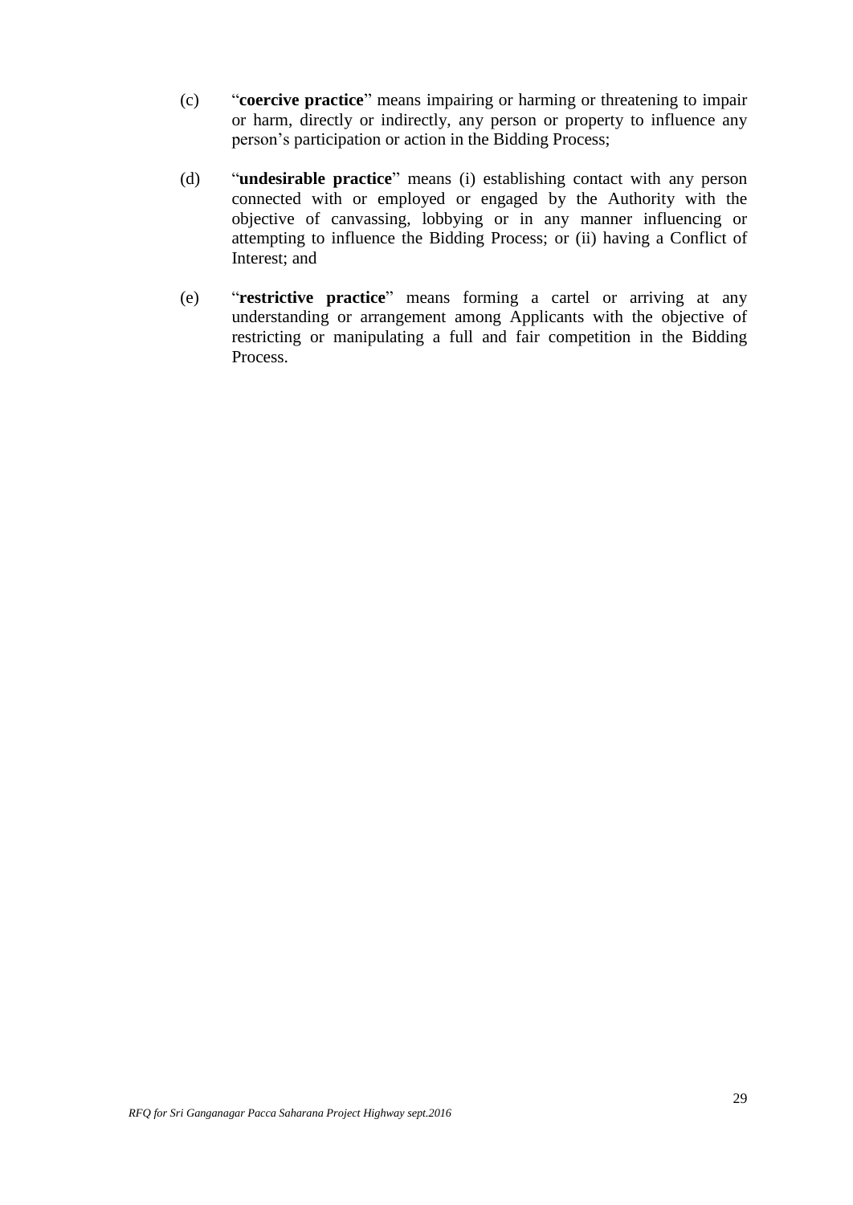(c) "**coercive practice**" means impairing or harming or threatening to impair or harm, directly or indirectly, any person or property to influence any person's participation or action in the Bidding Process;

(d) "**undesirable practice**" means (i) establishing contact with any person connected with or employed or engaged by the Authority with the objective of canvassing, lobbying or in any manner influencing or attempting to influence the Bidding Process; or (ii) having a Conflict of Interest; and

(e) "**restrictive practice**" means forming a cartel or arriving at any understanding or arrangement among Applicants with the objective of restricting or manipulating a full and fair competition in the Bidding Process.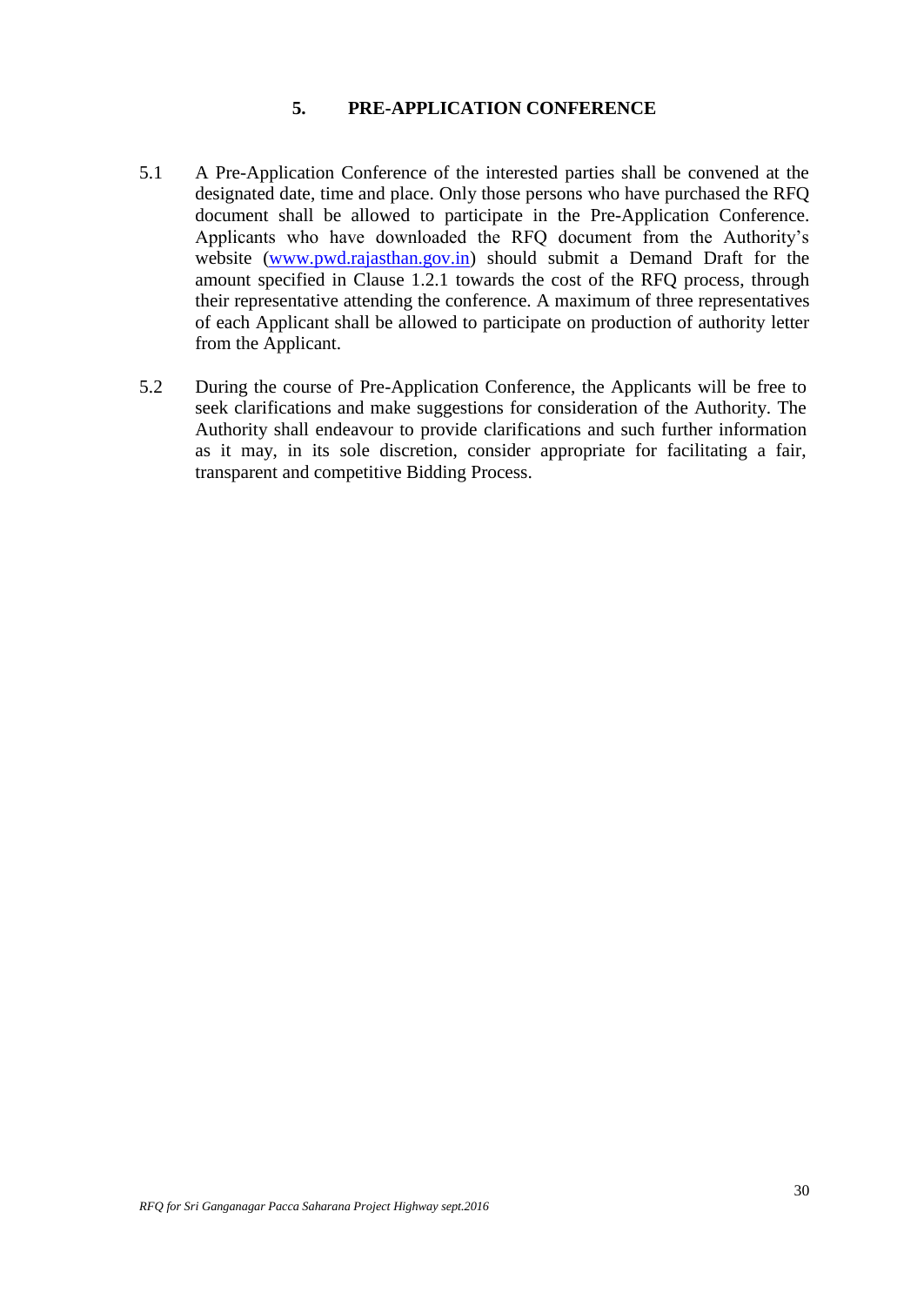## 5. PRE-APPLICATION CONFERENCE

5.1 A Pre-Application Conference of the interested parties shall be convened at the designated date, time and place. Only those persons who have purchased the RFQ document shall be allowed to participate in the Pre-Application Conference. Applicants who have downloaded the RFQ document from the Authority's website (www.pwd.rajasthan.gov.in) should submit a Demand Draft for the amount specified in Clause 1.2.1 towards the cost of the RFQ process, through their representative attending the conference. A maximum of three representatives of each Applicant shall be allowed to participate on production of authority letter from the Applicant.

5.2 During the course of Pre-Application Conference, the Applicants will be free to seek clarifications and make suggestions for consideration of the Authority. The Authority shall endeavour to provide clarifications and such further information as it may, in its sole discretion, consider appropriate for facilitating a fair, transparent and competitive Bidding Process.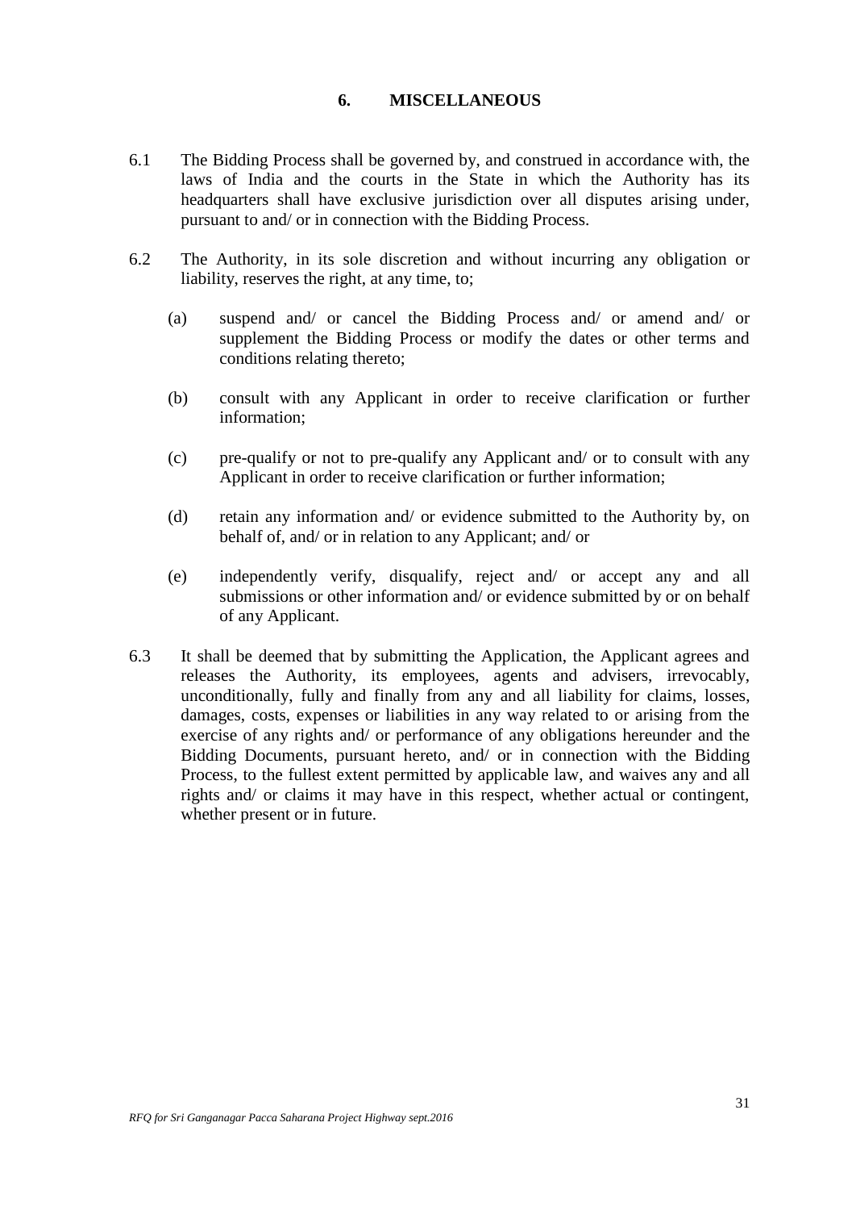# 6. MISCELLANEOUS

6.1 The Bidding Process shall be governed by, and construed in accordance with, the laws of India and the courts in the State in which the Authority has its headquarters shall have exclusive jurisdiction over all disputes arising under, pursuant to and/ or in connection with the Bidding Process.

6.2 The Authority, in its sole discretion and without incurring any obligation or liability, reserves the right, at any time, to;

(a) suspend and/ or cancel the Bidding Process and/ or amend and/ or supplement the Bidding Process or modify the dates or other terms and conditions relating thereto;

(b) consult with any Applicant in order to receive clarification or further information;

(c) pre-qualify or not to pre-qualify any Applicant and/ or to consult with any Applicant in order to receive clarification or further information;

(d) retain any information and/ or evidence submitted to the Authority by, on behalf of, and/ or in relation to any Applicant; and/ or

(e) independently verify, disqualify, reject and/ or accept any and all submissions or other information and/ or evidence submitted by or on behalf of any Applicant.

6.3 It shall be deemed that by submitting the Application, the Applicant agrees and releases the Authority, its employees, agents and advisers, irrevocably, unconditionally, fully and finally from any and all liability for claims, losses, damages, costs, expenses or liabilities in any way related to or arising from the exercise of any rights and/ or performance of any obligations hereunder and the Bidding Documents, pursuant hereto, and/ or in connection with the Bidding Process, to the fullest extent permitted by applicable law, and waives any and all rights and/ or claims it may have in this respect, whether actual or contingent, whether present or in future.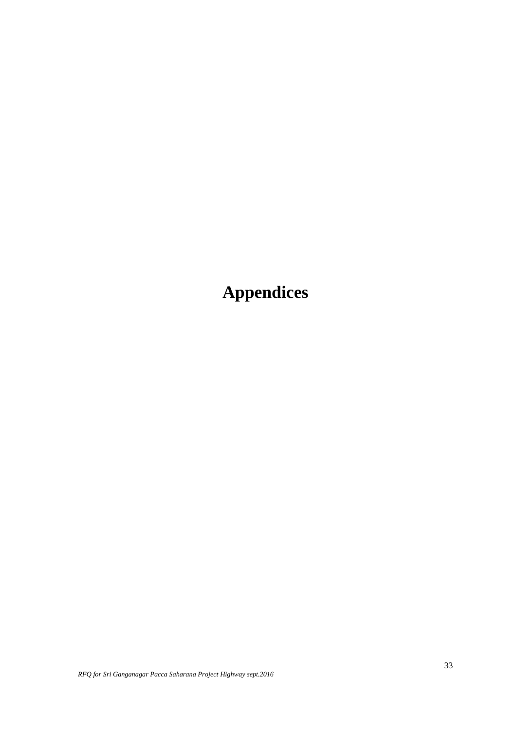# Appendices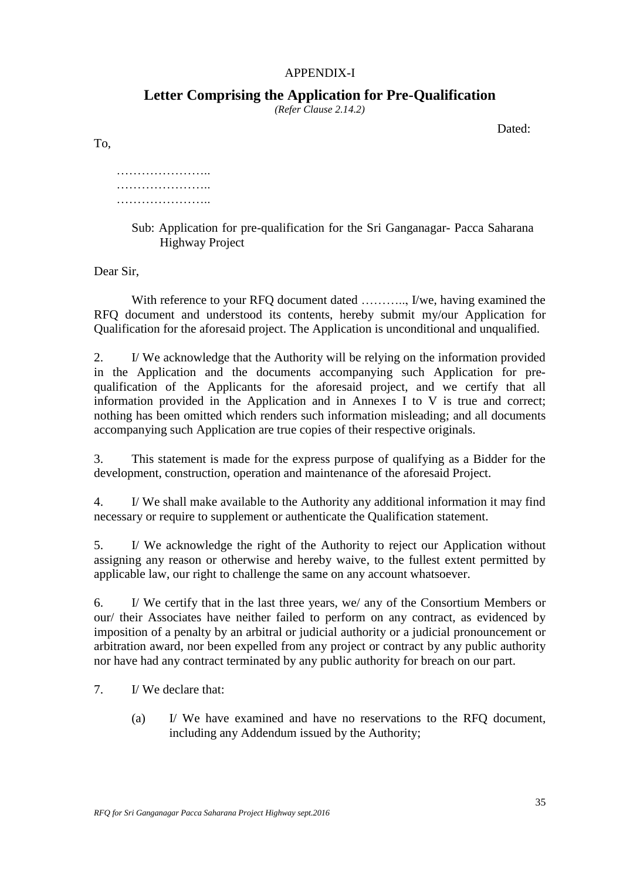APPENDIX-I

## Letter Comprising the Application for Pre-Qualification

*(Refer Clause 2.14.2)*

Dated:

To,

…………………..
…………………..
…………………..

Sub: Application for pre-qualification for the Sri Ganganagar- Pacca Saharana Highway Project

Dear Sir,

With reference to your RFQ document dated ……….., I/we, having examined the RFQ document and understood its contents, hereby submit my/our Application for Qualification for the aforesaid project. The Application is unconditional and unqualified.

2. I/ We acknowledge that the Authority will be relying on the information provided in the Application and the documents accompanying such Application for pre-qualification of the Applicants for the aforesaid project, and we certify that all information provided in the Application and in Annexes I to V is true and correct; nothing has been omitted which renders such information misleading; and all documents accompanying such Application are true copies of their respective originals.

3. This statement is made for the express purpose of qualifying as a Bidder for the development, construction, operation and maintenance of the aforesaid Project.

4. I/ We shall make available to the Authority any additional information it may find necessary or require to supplement or authenticate the Qualification statement.

5. I/ We acknowledge the right of the Authority to reject our Application without assigning any reason or otherwise and hereby waive, to the fullest extent permitted by applicable law, our right to challenge the same on any account whatsoever.

6. I/ We certify that in the last three years, we/ any of the Consortium Members or our/ their Associates have neither failed to perform on any contract, as evidenced by imposition of a penalty by an arbitral or judicial authority or a judicial pronouncement or arbitration award, nor been expelled from any project or contract by any public authority nor have had any contract terminated by any public authority for breach on our part.

7. I/ We declare that:

(a) I/ We have examined and have no reservations to the RFQ document, including any Addendum issued by the Authority;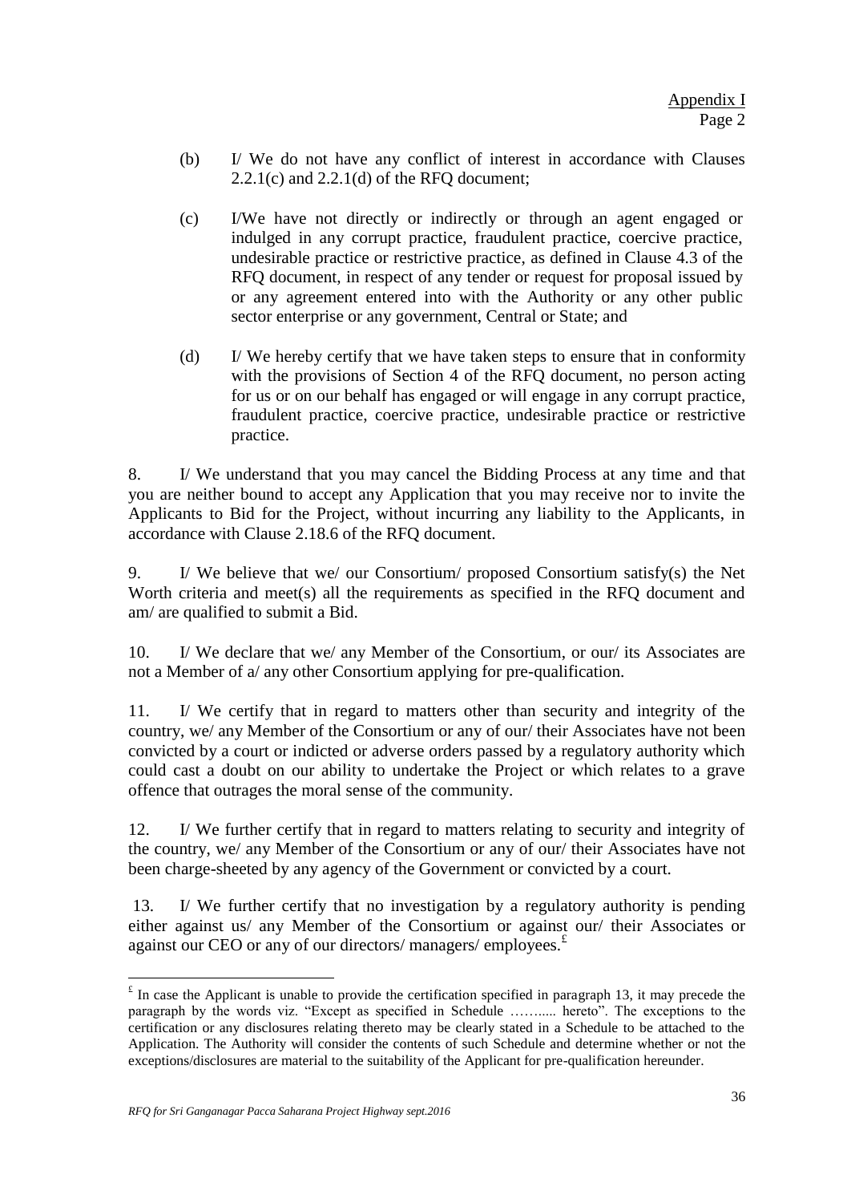Appendix I
Page 2

(b) I/ We do not have any conflict of interest in accordance with Clauses 2.2.1(c) and 2.2.1(d) of the RFQ document;

(c) I/We have not directly or indirectly or through an agent engaged or indulged in any corrupt practice, fraudulent practice, coercive practice, undesirable practice or restrictive practice, as defined in Clause 4.3 of the RFQ document, in respect of any tender or request for proposal issued by or any agreement entered into with the Authority or any other public sector enterprise or any government, Central or State; and

(d) I/ We hereby certify that we have taken steps to ensure that in conformity with the provisions of Section 4 of the RFQ document, no person acting for us or on our behalf has engaged or will engage in any corrupt practice, fraudulent practice, coercive practice, undesirable practice or restrictive practice.

8. I/ We understand that you may cancel the Bidding Process at any time and that you are neither bound to accept any Application that you may receive nor to invite the Applicants to Bid for the Project, without incurring any liability to the Applicants, in accordance with Clause 2.18.6 of the RFQ document.

9. I/ We believe that we/ our Consortium/ proposed Consortium satisfy(s) the Net Worth criteria and meet(s) all the requirements as specified in the RFQ document and am/ are qualified to submit a Bid.

10. I/ We declare that we/ any Member of the Consortium, or our/ its Associates are not a Member of a/ any other Consortium applying for pre-qualification.

11. I/ We certify that in regard to matters other than security and integrity of the country, we/ any Member of the Consortium or any of our/ their Associates have not been convicted by a court or indicted or adverse orders passed by a regulatory authority which could cast a doubt on our ability to undertake the Project or which relates to a grave offence that outrages the moral sense of the community.

12. I/ We further certify that in regard to matters relating to security and integrity of the country, we/ any Member of the Consortium or any of our/ their Associates have not been charge-sheeted by any agency of the Government or convicted by a court.

13. I/ We further certify that no investigation by a regulatory authority is pending either against us/ any Member of the Consortium or against our/ their Associates or against our CEO or any of our directors/ managers/ employees.[£]

---

[£] In case the Applicant is unable to provide the certification specified in paragraph 13, it may precede the paragraph by the words viz. "Except as specified in Schedule ……..... hereto". The exceptions to the certification or any disclosures relating thereto may be clearly stated in a Schedule to be attached to the Application. The Authority will consider the contents of such Schedule and determine whether or not the exceptions/disclosures are material to the suitability of the Applicant for pre-qualification hereunder.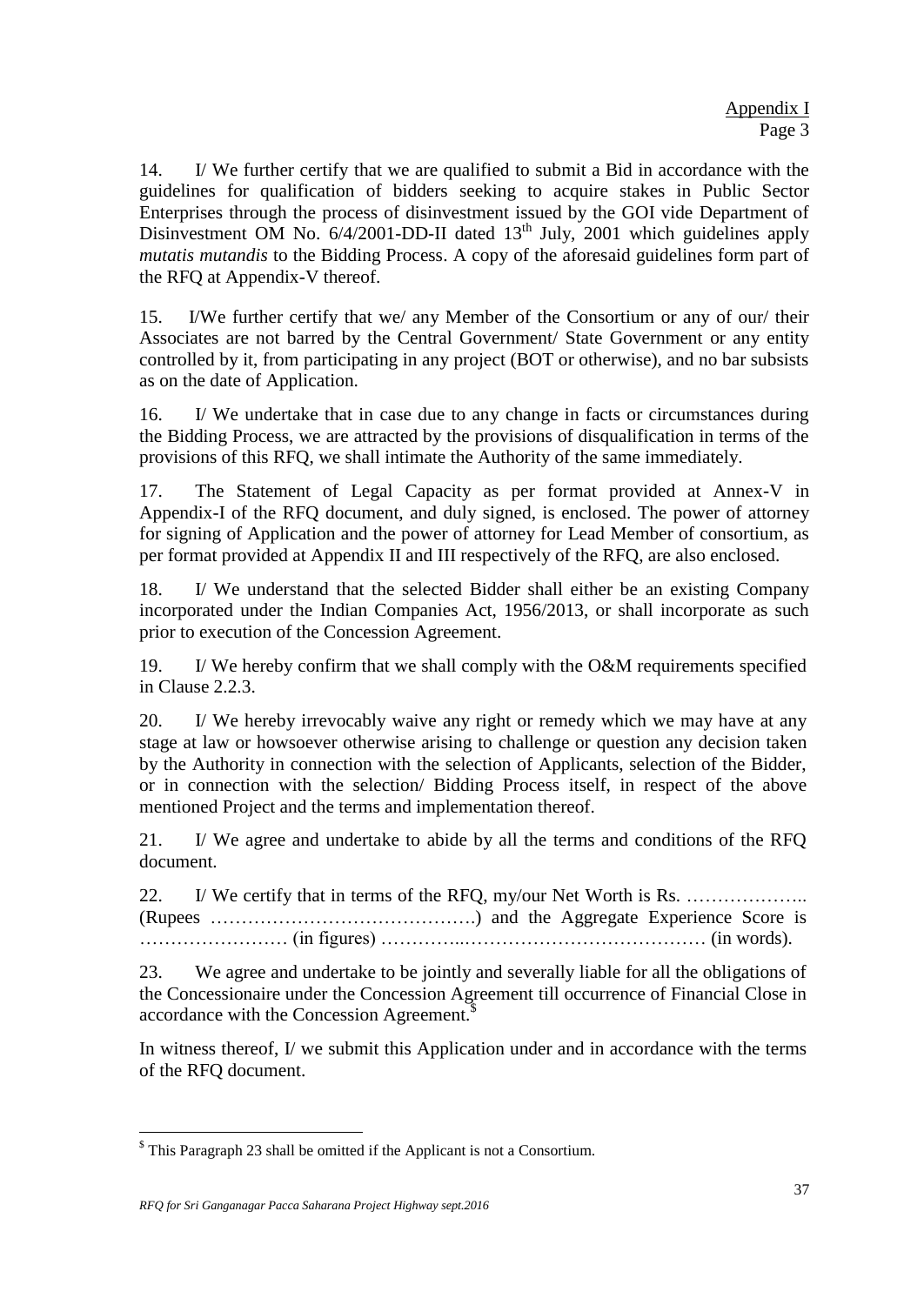Appendix I
Page 3

14. I/ We further certify that we are qualified to submit a Bid in accordance with the guidelines for qualification of bidders seeking to acquire stakes in Public Sector Enterprises through the process of disinvestment issued by the GOI vide Department of Disinvestment OM No. 6/4/2001-DD-II dated 13th July, 2001 which guidelines apply *mutatis mutandis* to the Bidding Process. A copy of the aforesaid guidelines form part of the RFQ at Appendix-V thereof.

15. I/We further certify that we/ any Member of the Consortium or any of our/ their Associates are not barred by the Central Government/ State Government or any entity controlled by it, from participating in any project (BOT or otherwise), and no bar subsists as on the date of Application.

16. I/ We undertake that in case due to any change in facts or circumstances during the Bidding Process, we are attracted by the provisions of disqualification in terms of the provisions of this RFQ, we shall intimate the Authority of the same immediately.

17. The Statement of Legal Capacity as per format provided at Annex-V in Appendix-I of the RFQ document, and duly signed, is enclosed. The power of attorney for signing of Application and the power of attorney for Lead Member of consortium, as per format provided at Appendix II and III respectively of the RFQ, are also enclosed.

18. I/ We understand that the selected Bidder shall either be an existing Company incorporated under the Indian Companies Act, 1956/2013, or shall incorporate as such prior to execution of the Concession Agreement.

19. I/ We hereby confirm that we shall comply with the O&M requirements specified in Clause 2.2.3.

20. I/ We hereby irrevocably waive any right or remedy which we may have at any stage at law or howsoever otherwise arising to challenge or question any decision taken by the Authority in connection with the selection of Applicants, selection of the Bidder, or in connection with the selection/ Bidding Process itself, in respect of the above mentioned Project and the terms and implementation thereof.

21. I/ We agree and undertake to abide by all the terms and conditions of the RFQ document.

22. I/ We certify that in terms of the RFQ, my/our Net Worth is Rs. ……………….. (Rupees …………………………………….) and the Aggregate Experience Score is …………………… (in figures) …………..………………………………… (in words).

23. We agree and undertake to be jointly and severally liable for all the obligations of the Concessionaire under the Concession Agreement till occurrence of Financial Close in accordance with the Concession Agreement.[$]

In witness thereof, I/ we submit this Application under and in accordance with the terms of the RFQ document.

---

[$] This Paragraph 23 shall be omitted if the Applicant is not a Consortium.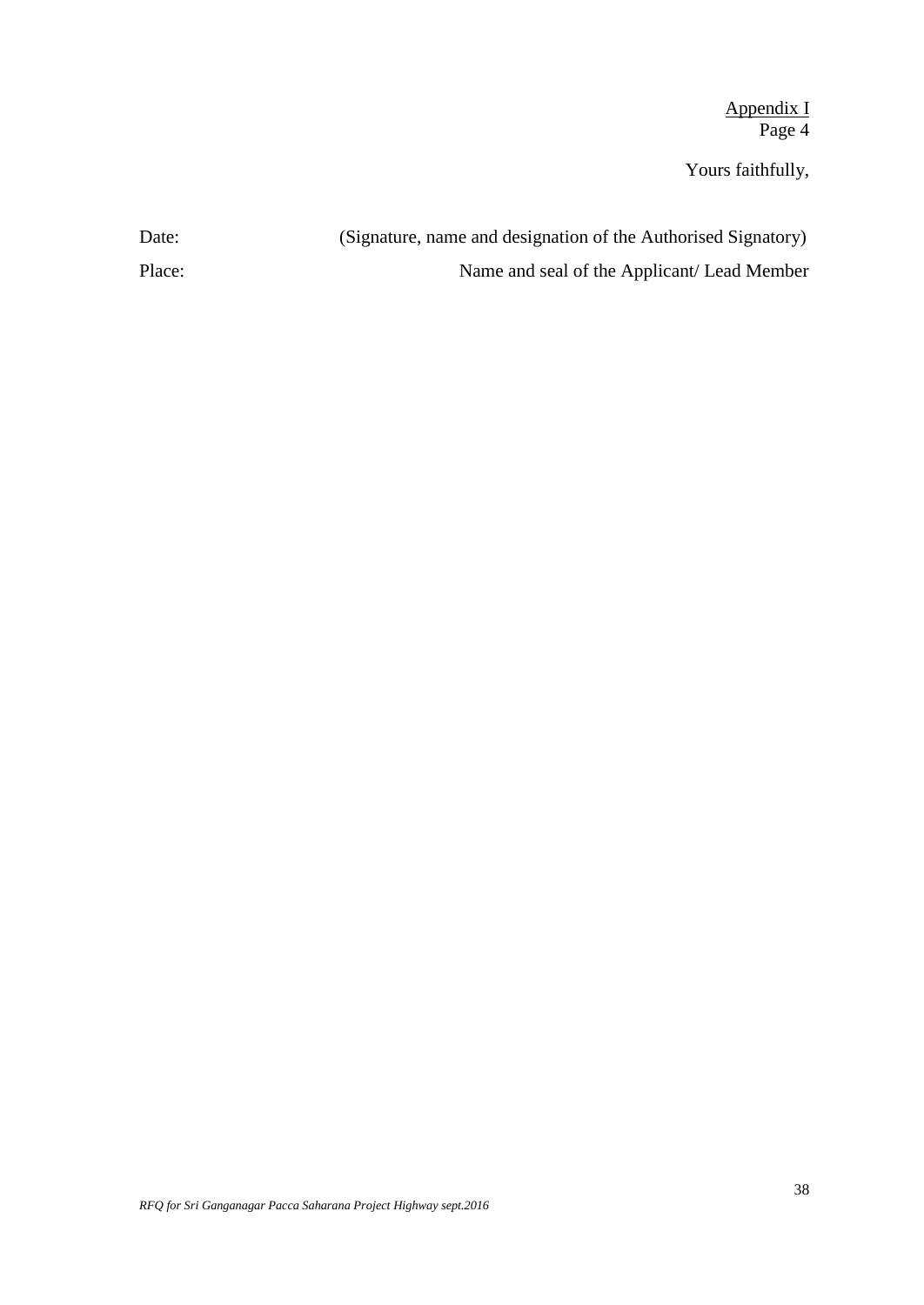Appendix I
Page 4

Yours faithfully,

Date: (Signature, name and designation of the Authorised Signatory)

Place: Name and seal of the Applicant/ Lead Member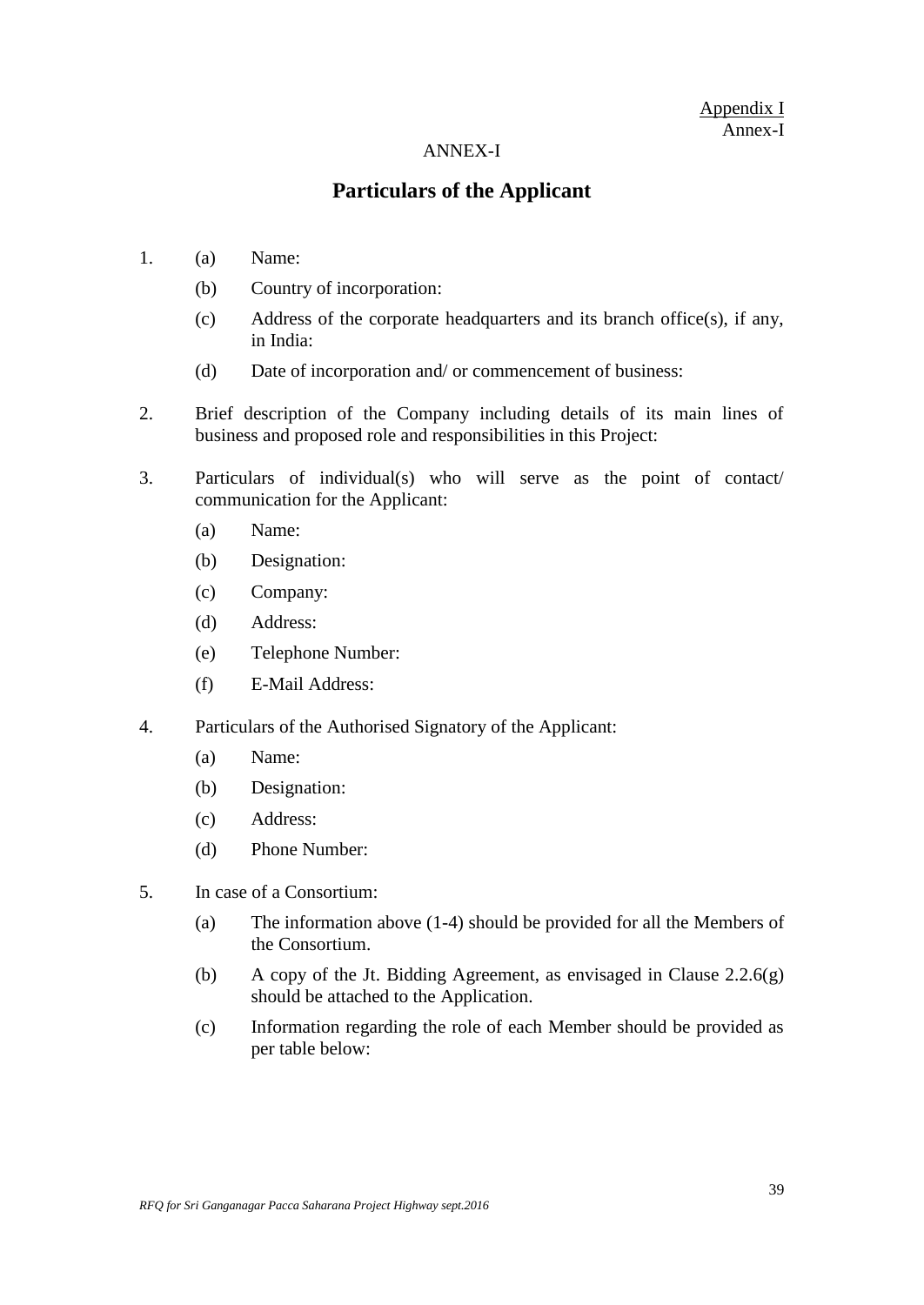Appendix I
Annex-I

ANNEX-I

# Particulars of the Applicant

1. (a) Name:

   (b) Country of incorporation:

   (c) Address of the corporate headquarters and its branch office(s), if any, in India:

   (d) Date of incorporation and/ or commencement of business:

2. Brief description of the Company including details of its main lines of business and proposed role and responsibilities in this Project:

3. Particulars of individual(s) who will serve as the point of contact/ communication for the Applicant:

   (a) Name:

   (b) Designation:

   (c) Company:

   (d) Address:

   (e) Telephone Number:

   (f) E-Mail Address:

4. Particulars of the Authorised Signatory of the Applicant:

   (a) Name:

   (b) Designation:

   (c) Address:

   (d) Phone Number:

5. In case of a Consortium:

   (a) The information above (1-4) should be provided for all the Members of the Consortium.

   (b) A copy of the Jt. Bidding Agreement, as envisaged in Clause 2.2.6(g) should be attached to the Application.

   (c) Information regarding the role of each Member should be provided as per table below: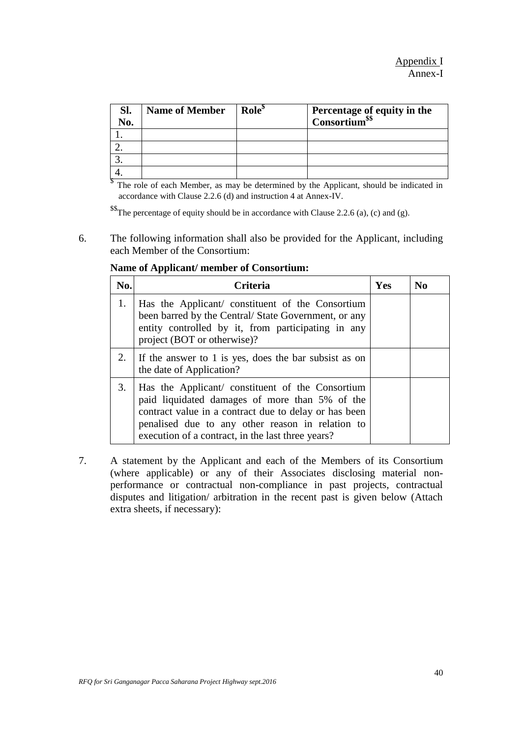Appendix I
Annex-I

| Sl. No. | Name of Member | Role[$] | Percentage of equity in the Consortium[$$] |
|---|---|---|---|
| 1. | | | |
| 2. | | | |
| 3. | | | |
| 4. | | | |

[$] The role of each Member, as may be determined by the Applicant, should be indicated in accordance with Clause 2.2.6 (d) and instruction 4 at Annex-IV.

[$$] The percentage of equity should be in accordance with Clause 2.2.6 (a), (c) and (g).

6. The following information shall also be provided for the Applicant, including each Member of the Consortium:

**Name of Applicant/ member of Consortium:**

| No. | Criteria | Yes | No |
|---|---|---|---|
| 1. | Has the Applicant/ constituent of the Consortium been barred by the Central/ State Government, or any entity controlled by it, from participating in any project (BOT or otherwise)? | | |
| 2. | If the answer to 1 is yes, does the bar subsist as on the date of Application? | | |
| 3. | Has the Applicant/ constituent of the Consortium paid liquidated damages of more than 5% of the contract value in a contract due to delay or has been penalised due to any other reason in relation to execution of a contract, in the last three years? | | |

7. A statement by the Applicant and each of the Members of its Consortium (where applicable) or any of their Associates disclosing material non-performance or contractual non-compliance in past projects, contractual disputes and litigation/ arbitration in the recent past is given below (Attach extra sheets, if necessary):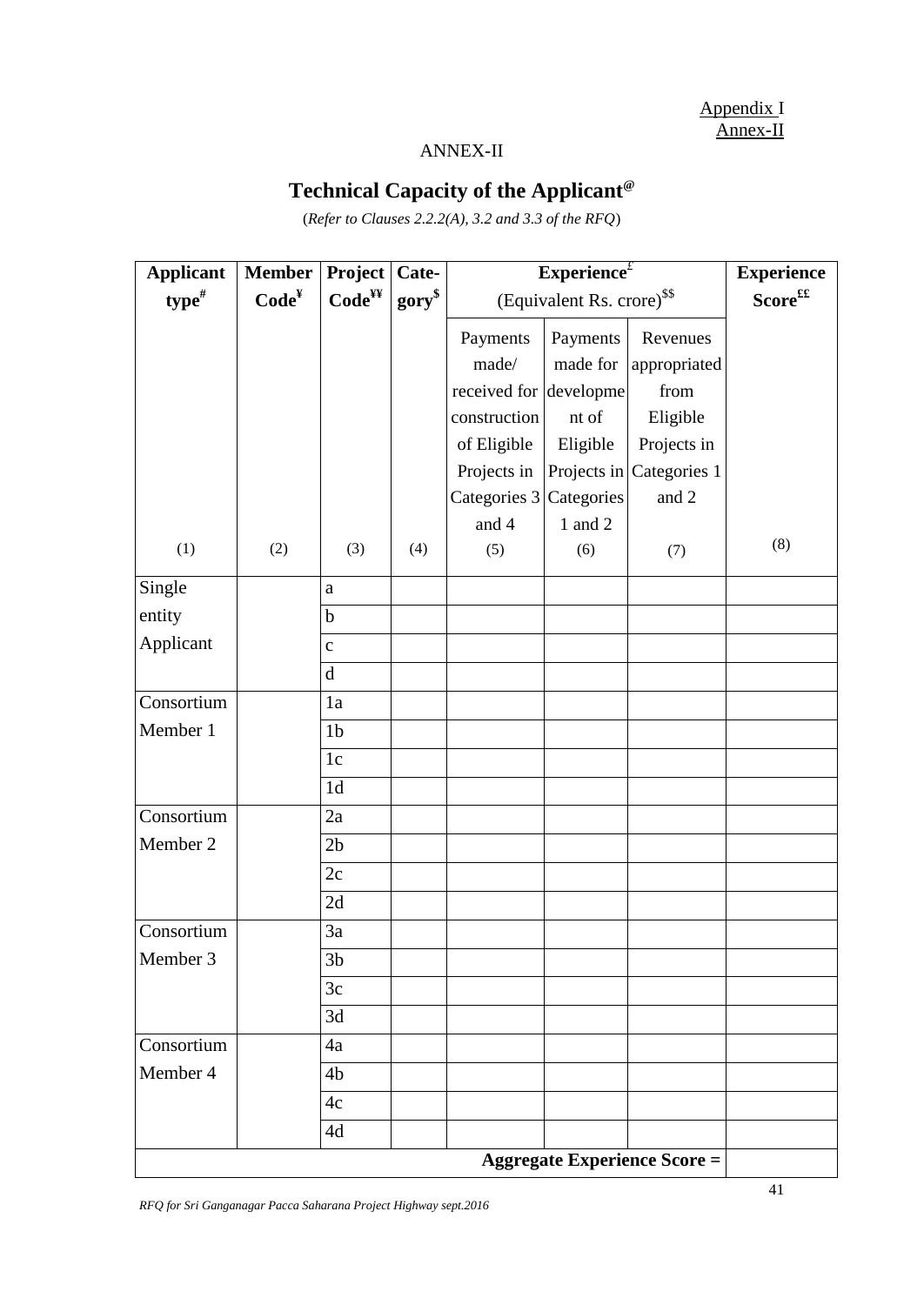Appendix I
Annex-II

ANNEX-II

# Technical Capacity of the Applicant[@]

(*Refer to Clauses 2.2.2(A), 3.2 and 3.3 of the RFQ*)

| **Applicant type**[#] | **Member Code**[¥] | **Project Code**[¥¥] | **Cate-gory**[$] | **Experience**[£] (Equivalent Rs. crore)[$$] | | | **Experience Score**[££] |
|---|---|---|---|---|---|---|---|
| | | | | Payments made/ received for construction of Eligible Projects in Categories 3 and 4 | Payments made for development of Eligible Projects in Categories 1 and 2 | Revenues appropriated from Eligible Projects in Categories 1 and 2 | |
| (1) | (2) | (3) | (4) | (5) | (6) | (7) | (8) |
| Single entity Applicant | | a | | | | | |
| | | b | | | | | |
| | | c | | | | | |
| | | d | | | | | |
| Consortium Member 1 | | 1a | | | | | |
| | | 1b | | | | | |
| | | 1c | | | | | |
| | | 1d | | | | | |
| Consortium Member 2 | | 2a | | | | | |
| | | 2b | | | | | |
| | | 2c | | | | | |
| | | 2d | | | | | |
| Consortium Member 3 | | 3a | | | | | |
| | | 3b | | | | | |
| | | 3c | | | | | |
| | | 3d | | | | | |
| Consortium Member 4 | | 4a | | | | | |
| | | 4b | | | | | |
| | | 4c | | | | | |
| | | 4d | | | | | |
| | | | | | | **Aggregate Experience Score =** | |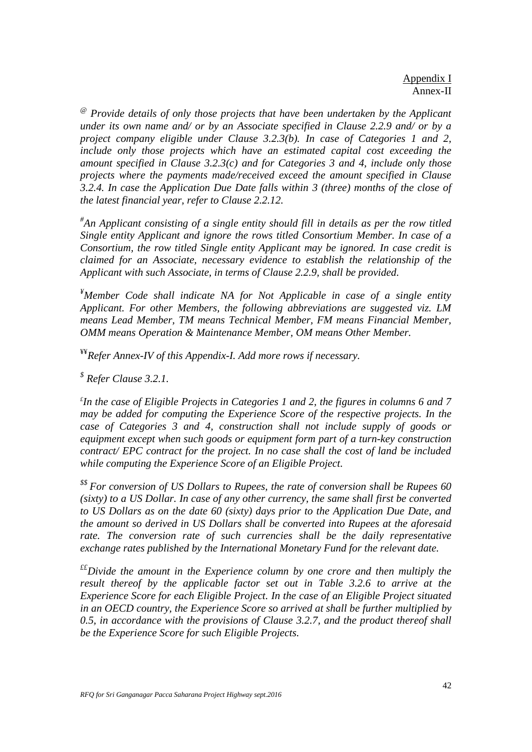Appendix I
Annex-II

[@] *Provide details of only those projects that have been undertaken by the Applicant under its own name and/ or by an Associate specified in Clause 2.2.9 and/ or by a project company eligible under Clause 3.2.3(b). In case of Categories 1 and 2, include only those projects which have an estimated capital cost exceeding the amount specified in Clause 3.2.3(c) and for Categories 3 and 4, include only those projects where the payments made/received exceed the amount specified in Clause 3.2.4. In case the Application Due Date falls within 3 (three) months of the close of the latest financial year, refer to Clause 2.2.12.*

[#]*An Applicant consisting of a single entity should fill in details as per the row titled Single entity Applicant and ignore the rows titled Consortium Member. In case of a Consortium, the row titled Single entity Applicant may be ignored. In case credit is claimed for an Associate, necessary evidence to establish the relationship of the Applicant with such Associate, in terms of Clause 2.2.9, shall be provided.*

[¥]*Member Code shall indicate NA for Not Applicable in case of a single entity Applicant. For other Members, the following abbreviations are suggested viz. LM means Lead Member, TM means Technical Member, FM means Financial Member, OMM means Operation & Maintenance Member, OM means Other Member.*

[¥¥]*Refer Annex-IV of this Appendix-I. Add more rows if necessary.*

[$] *Refer Clause 3.2.1.*

[£]*In the case of Eligible Projects in Categories 1 and 2, the figures in columns 6 and 7 may be added for computing the Experience Score of the respective projects. In the case of Categories 3 and 4, construction shall not include supply of goods or equipment except when such goods or equipment form part of a turn-key construction contract/ EPC contract for the project. In no case shall the cost of land be included while computing the Experience Score of an Eligible Project.*

[$$] *For conversion of US Dollars to Rupees, the rate of conversion shall be Rupees 60 (sixty) to a US Dollar. In case of any other currency, the same shall first be converted to US Dollars as on the date 60 (sixty) days prior to the Application Due Date, and the amount so derived in US Dollars shall be converted into Rupees at the aforesaid rate. The conversion rate of such currencies shall be the daily representative exchange rates published by the International Monetary Fund for the relevant date.*

[££]*Divide the amount in the Experience column by one crore and then multiply the result thereof by the applicable factor set out in Table 3.2.6 to arrive at the Experience Score for each Eligible Project. In the case of an Eligible Project situated in an OECD country, the Experience Score so arrived at shall be further multiplied by 0.5, in accordance with the provisions of Clause 3.2.7, and the product thereof shall be the Experience Score for such Eligible Projects.*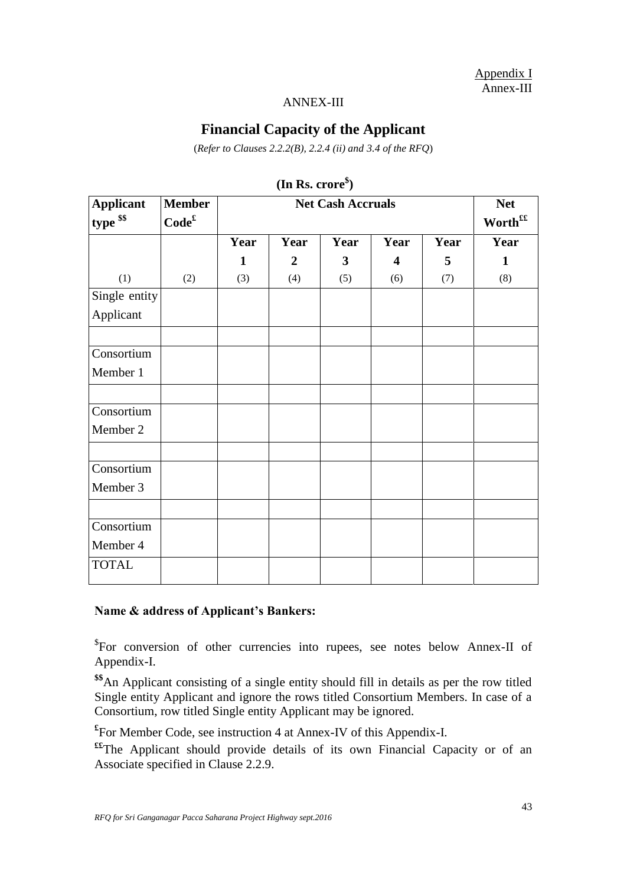Appendix I
Annex-III

ANNEX-III

## Financial Capacity of the Applicant

(*Refer to Clauses 2.2.2(B), 2.2.4 (ii) and 3.4 of the RFQ*)

**(In Rs. crore[$])**

| **Applicant type [$$]** | **Member Code[£]** | **Net Cash Accruals** | | | | | **Net Worth[££]** |
|---|---|---|---|---|---|---|---|
| | | **Year 1** | **Year 2** | **Year 3** | **Year 4** | **Year 5** | **Year 1** |
| (1) | (2) | (3) | (4) | (5) | (6) | (7) | (8) |
| Single entity Applicant | | | | | | | |
| | | | | | | | |
| Consortium Member 1 | | | | | | | |
| | | | | | | | |
| Consortium Member 2 | | | | | | | |
| | | | | | | | |
| Consortium Member 3 | | | | | | | |
| | | | | | | | |
| Consortium Member 4 | | | | | | | |
| TOTAL | | | | | | | |

**Name & address of Applicant's Bankers:**

[$]For conversion of other currencies into rupees, see notes below Annex-II of Appendix-I.

**[$$]**An Applicant consisting of a single entity should fill in details as per the row titled Single entity Applicant and ignore the rows titled Consortium Members. In case of a Consortium, row titled Single entity Applicant may be ignored.

**[£]**For Member Code, see instruction 4 at Annex-IV of this Appendix-I.

**[££]**The Applicant should provide details of its own Financial Capacity or of an Associate specified in Clause 2.2.9.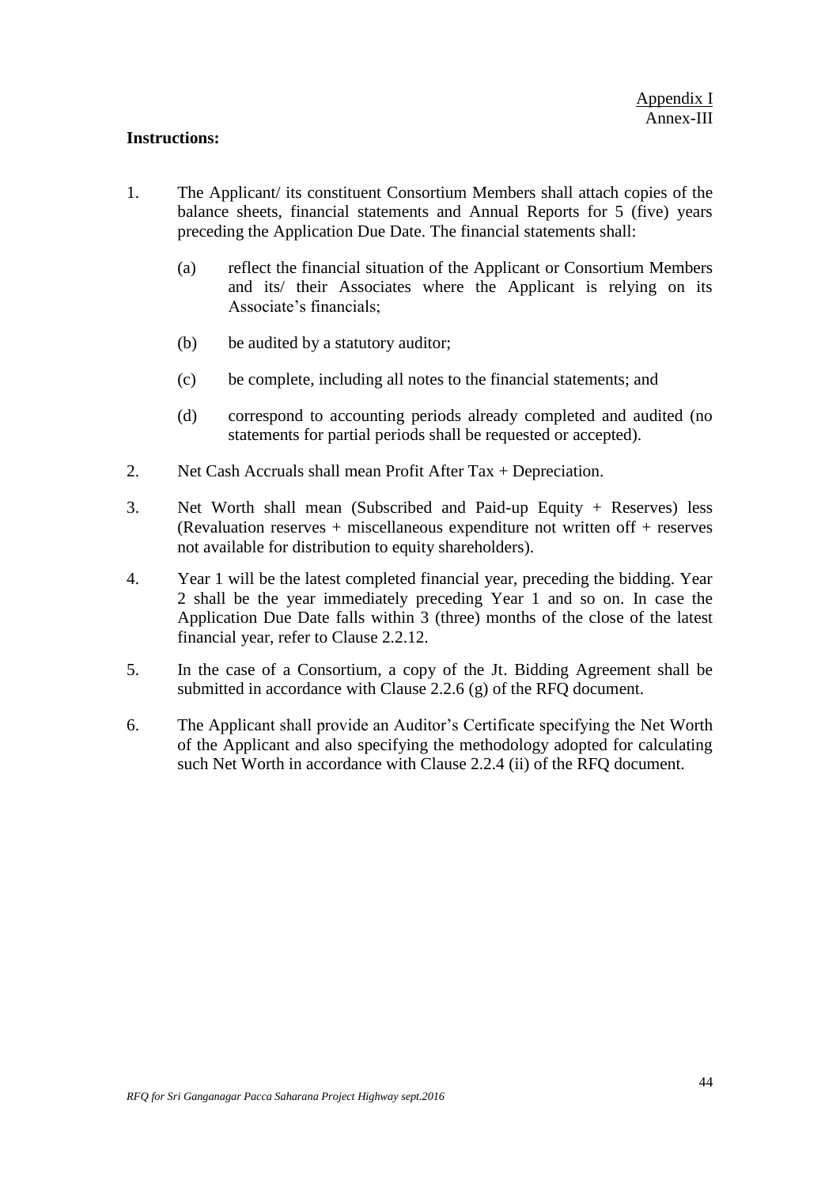Appendix I
Annex-III

**Instructions:**

1. The Applicant/ its constituent Consortium Members shall attach copies of the balance sheets, financial statements and Annual Reports for 5 (five) years preceding the Application Due Date. The financial statements shall:

   (a) reflect the financial situation of the Applicant or Consortium Members and its/ their Associates where the Applicant is relying on its Associate's financials;

   (b) be audited by a statutory auditor;

   (c) be complete, including all notes to the financial statements; and

   (d) correspond to accounting periods already completed and audited (no statements for partial periods shall be requested or accepted).

2. Net Cash Accruals shall mean Profit After Tax + Depreciation.

3. Net Worth shall mean (Subscribed and Paid-up Equity + Reserves) less (Revaluation reserves + miscellaneous expenditure not written off + reserves not available for distribution to equity shareholders).

4. Year 1 will be the latest completed financial year, preceding the bidding. Year 2 shall be the year immediately preceding Year 1 and so on. In case the Application Due Date falls within 3 (three) months of the close of the latest financial year, refer to Clause 2.2.12.

5. In the case of a Consortium, a copy of the Jt. Bidding Agreement shall be submitted in accordance with Clause 2.2.6 (g) of the RFQ document.

6. The Applicant shall provide an Auditor's Certificate specifying the Net Worth of the Applicant and also specifying the methodology adopted for calculating such Net Worth in accordance with Clause 2.2.4 (ii) of the RFQ document.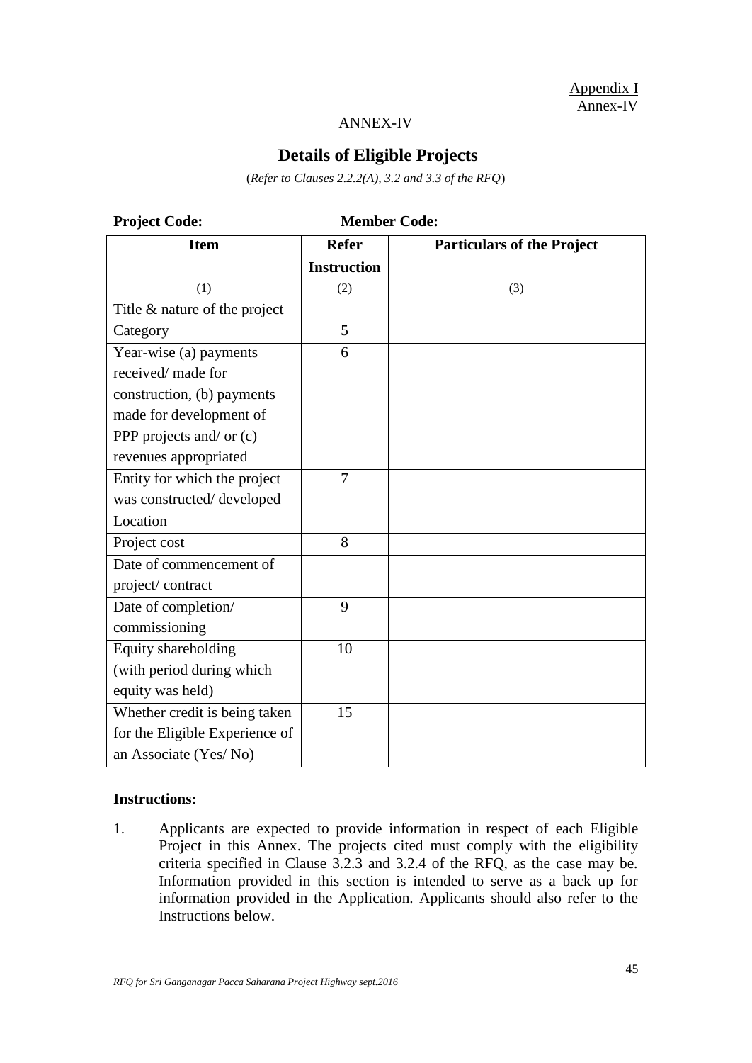Appendix I
Annex-IV

ANNEX-IV

## Details of Eligible Projects

(*Refer to Clauses 2.2.2(A), 3.2 and 3.3 of the RFQ*)

**Project Code:** **Member Code:**

| **Item** | **Refer Instruction** | **Particulars of the Project** |
|---|---|---|
| (1) | (2) | (3) |
| Title & nature of the project | | |
| Category | 5 | |
| Year-wise (a) payments received/ made for construction, (b) payments made for development of PPP projects and/ or (c) revenues appropriated | 6 | |
| Entity for which the project was constructed/ developed | 7 | |
| Location | | |
| Project cost | 8 | |
| Date of commencement of project/ contract | | |
| Date of completion/ commissioning | 9 | |
| Equity shareholding (with period during which equity was held) | 10 | |
| Whether credit is being taken for the Eligible Experience of an Associate (Yes/ No) | 15 | |

**Instructions:**

1. Applicants are expected to provide information in respect of each Eligible Project in this Annex. The projects cited must comply with the eligibility criteria specified in Clause 3.2.3 and 3.2.4 of the RFQ, as the case may be. Information provided in this section is intended to serve as a back up for information provided in the Application. Applicants should also refer to the Instructions below.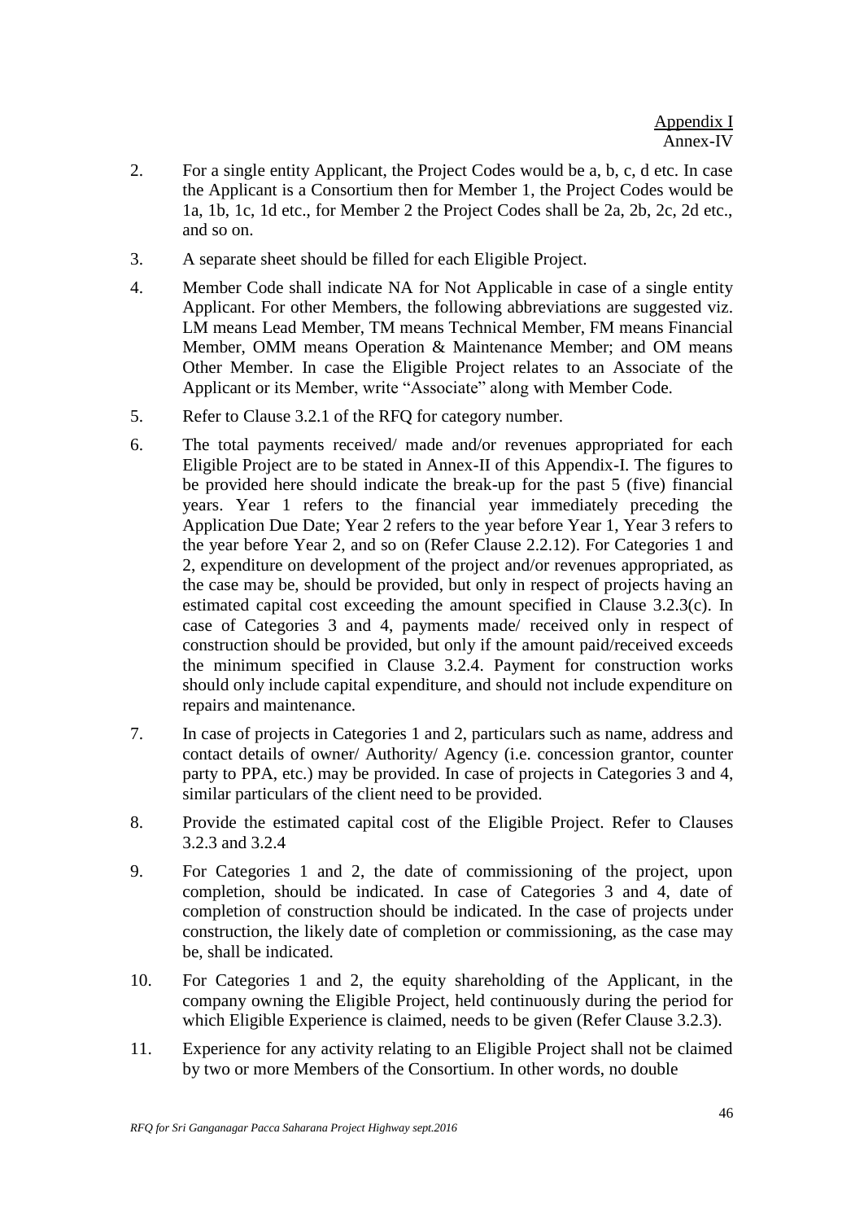Appendix I
Annex-IV

2. For a single entity Applicant, the Project Codes would be a, b, c, d etc. In case the Applicant is a Consortium then for Member 1, the Project Codes would be 1a, 1b, 1c, 1d etc., for Member 2 the Project Codes shall be 2a, 2b, 2c, 2d etc., and so on.

3. A separate sheet should be filled for each Eligible Project.

4. Member Code shall indicate NA for Not Applicable in case of a single entity Applicant. For other Members, the following abbreviations are suggested viz. LM means Lead Member, TM means Technical Member, FM means Financial Member, OMM means Operation & Maintenance Member; and OM means Other Member. In case the Eligible Project relates to an Associate of the Applicant or its Member, write "Associate" along with Member Code.

5. Refer to Clause 3.2.1 of the RFQ for category number.

6. The total payments received/ made and/or revenues appropriated for each Eligible Project are to be stated in Annex-II of this Appendix-I. The figures to be provided here should indicate the break-up for the past 5 (five) financial years. Year 1 refers to the financial year immediately preceding the Application Due Date; Year 2 refers to the year before Year 1, Year 3 refers to the year before Year 2, and so on (Refer Clause 2.2.12). For Categories 1 and 2, expenditure on development of the project and/or revenues appropriated, as the case may be, should be provided, but only in respect of projects having an estimated capital cost exceeding the amount specified in Clause 3.2.3(c). In case of Categories 3 and 4, payments made/ received only in respect of construction should be provided, but only if the amount paid/received exceeds the minimum specified in Clause 3.2.4. Payment for construction works should only include capital expenditure, and should not include expenditure on repairs and maintenance.

7. In case of projects in Categories 1 and 2, particulars such as name, address and contact details of owner/ Authority/ Agency (i.e. concession grantor, counter party to PPA, etc.) may be provided. In case of projects in Categories 3 and 4, similar particulars of the client need to be provided.

8. Provide the estimated capital cost of the Eligible Project. Refer to Clauses 3.2.3 and 3.2.4

9. For Categories 1 and 2, the date of commissioning of the project, upon completion, should be indicated. In case of Categories 3 and 4, date of completion of construction should be indicated. In the case of projects under construction, the likely date of completion or commissioning, as the case may be, shall be indicated.

10. For Categories 1 and 2, the equity shareholding of the Applicant, in the company owning the Eligible Project, held continuously during the period for which Eligible Experience is claimed, needs to be given (Refer Clause 3.2.3).

11. Experience for any activity relating to an Eligible Project shall not be claimed by two or more Members of the Consortium. In other words, no double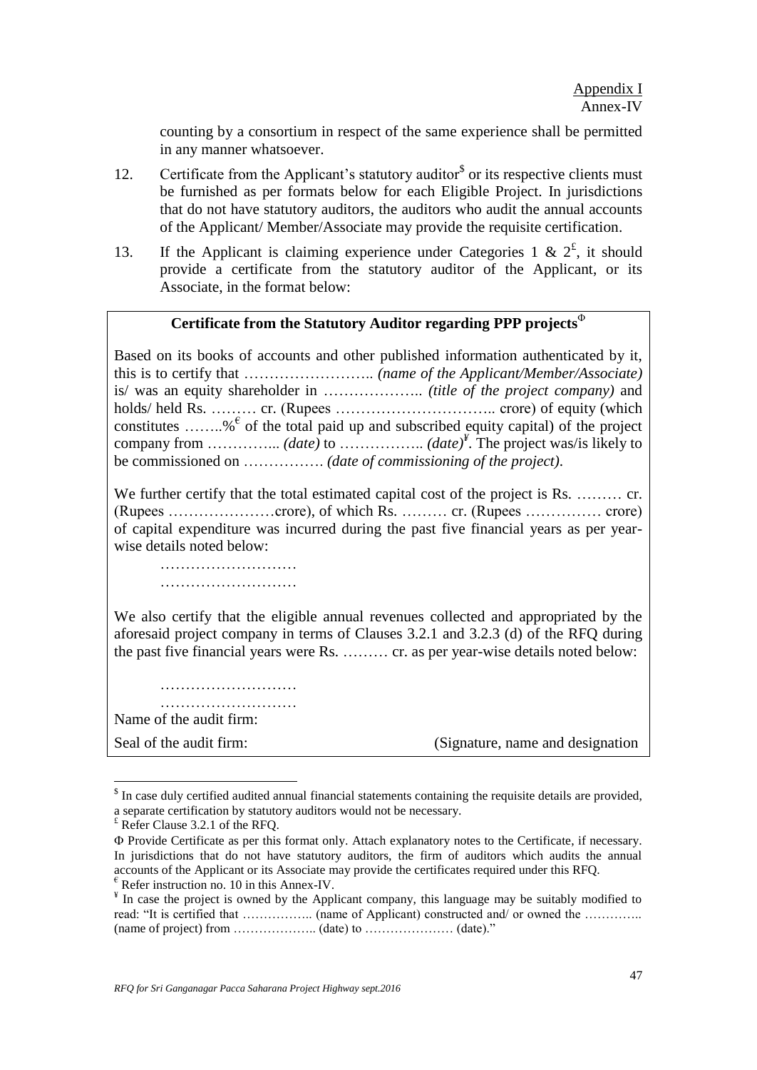counting by a consortium in respect of the same experience shall be permitted in any manner whatsoever.

12. Certificate from the Applicant's statutory auditor[$] or its respective clients must be furnished as per formats below for each Eligible Project. In jurisdictions that do not have statutory auditors, the auditors who audit the annual accounts of the Applicant/ Member/Associate may provide the requisite certification.

13. If the Applicant is claiming experience under Categories 1 & 2[£], it should provide a certificate from the statutory auditor of the Applicant, or its Associate, in the format below:

---

**Certificate from the Statutory Auditor regarding PPP projects**[Φ]

Based on its books of accounts and other published information authenticated by it, this is to certify that …………………….. *(name of the Applicant/Member/Associate)* is/ was an equity shareholder in ……………….. *(title of the project company)* and holds/ held Rs. ……… cr. (Rupees ………………………….. crore) of equity (which constitutes ……..%[€] of the total paid up and subscribed equity capital) of the project company from …………... *(date)* to …………….. *(date)*[¥]. The project was/is likely to be commissioned on ……………. *(date of commissioning of the project)*.

We further certify that the total estimated capital cost of the project is Rs. ……… cr. (Rupees …………………crore), of which Rs. ……… cr. (Rupees …………… crore) of capital expenditure was incurred during the past five financial years as per year-wise details noted below:

………………………

………………………

We also certify that the eligible annual revenues collected and appropriated by the aforesaid project company in terms of Clauses 3.2.1 and 3.2.3 (d) of the RFQ during the past five financial years were Rs. ……… cr. as per year-wise details noted below:

………………………

………………………

Name of the audit firm:

Seal of the audit firm: (Signature, name and designation

---

[$] In case duly certified audited annual financial statements containing the requisite details are provided, a separate certification by statutory auditors would not be necessary.

[£] Refer Clause 3.2.1 of the RFQ.

[Φ] Provide Certificate as per this format only. Attach explanatory notes to the Certificate, if necessary. In jurisdictions that do not have statutory auditors, the firm of auditors which audits the annual accounts of the Applicant or its Associate may provide the certificates required under this RFQ.

[€] Refer instruction no. 10 in this Annex-IV.

[¥] In case the project is owned by the Applicant company, this language may be suitably modified to read: "It is certified that …………….. (name of Applicant) constructed and/ or owned the ………….. (name of project) from ……………….. (date) to ………………… (date)."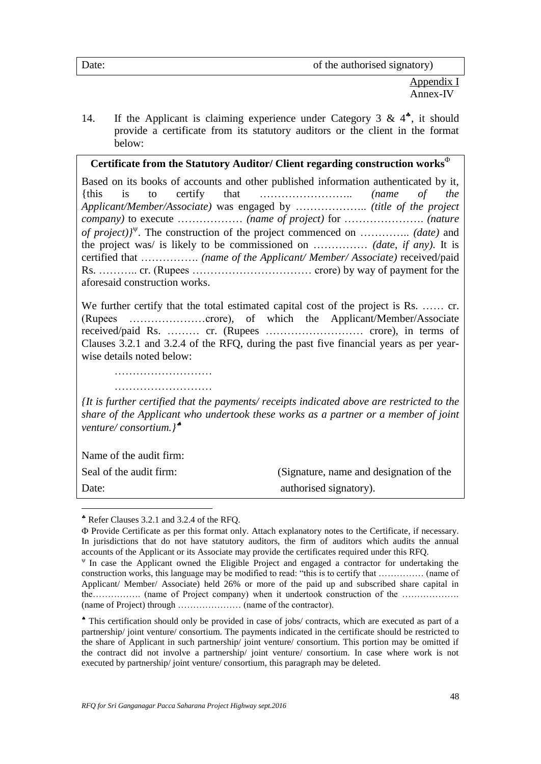| Date: | of the authorised signatory) |
|---|---|

Appendix I
Annex-IV

14. If the Applicant is claiming experience under Category 3 & 4[♣], it should provide a certificate from its statutory auditors or the client in the format below:

**Certificate from the Statutory Auditor/ Client regarding construction works**[Φ]

Based on its books of accounts and other published information authenticated by it, {this is to certify that …………………….. *(name of the Applicant/Member/Associate)* was engaged by ……………….. *(title of the project company)* to execute ……………… *(name of project)* for …………………. *(nature of project)}*[Ψ]. The construction of the project commenced on ………….. *(date)* and the project was/ is likely to be commissioned on …………… *(date, if any)*. It is certified that ……………. *(name of the Applicant/ Member/ Associate)* received/paid Rs. ……….. cr. (Rupees …………………………… crore) by way of payment for the aforesaid construction works.

We further certify that the total estimated capital cost of the project is Rs. …… cr. (Rupees …………………crore), of which the Applicant/Member/Associate received/paid Rs. ……… cr. (Rupees ……………………… crore), in terms of Clauses 3.2.1 and 3.2.4 of the RFQ, during the past five financial years as per year-wise details noted below:

………………………

………………………

*{It is further certified that the payments/ receipts indicated above are restricted to the share of the Applicant who undertook these works as a partner or a member of joint venture/ consortium.}*[♠]

Name of the audit firm:

Seal of the audit firm: (Signature, name and designation of the

Date: authorised signatory).

---

♣ Refer Clauses 3.2.1 and 3.2.4 of the RFQ.

Φ Provide Certificate as per this format only. Attach explanatory notes to the Certificate, if necessary. In jurisdictions that do not have statutory auditors, the firm of auditors which audits the annual accounts of the Applicant or its Associate may provide the certificates required under this RFQ.

Ψ In case the Applicant owned the Eligible Project and engaged a contractor for undertaking the construction works, this language may be modified to read: "this is to certify that …………… (name of Applicant/ Member/ Associate) held 26% or more of the paid up and subscribed share capital in the……………. (name of Project company) when it undertook construction of the ………………. (name of Project) through ………………… (name of the contractor).

♠ This certification should only be provided in case of jobs/ contracts, which are executed as part of a partnership/ joint venture/ consortium. The payments indicated in the certificate should be restricted to the share of Applicant in such partnership/ joint venture/ consortium. This portion may be omitted if the contract did not involve a partnership/ joint venture/ consortium. In case where work is not executed by partnership/ joint venture/ consortium, this paragraph may be deleted.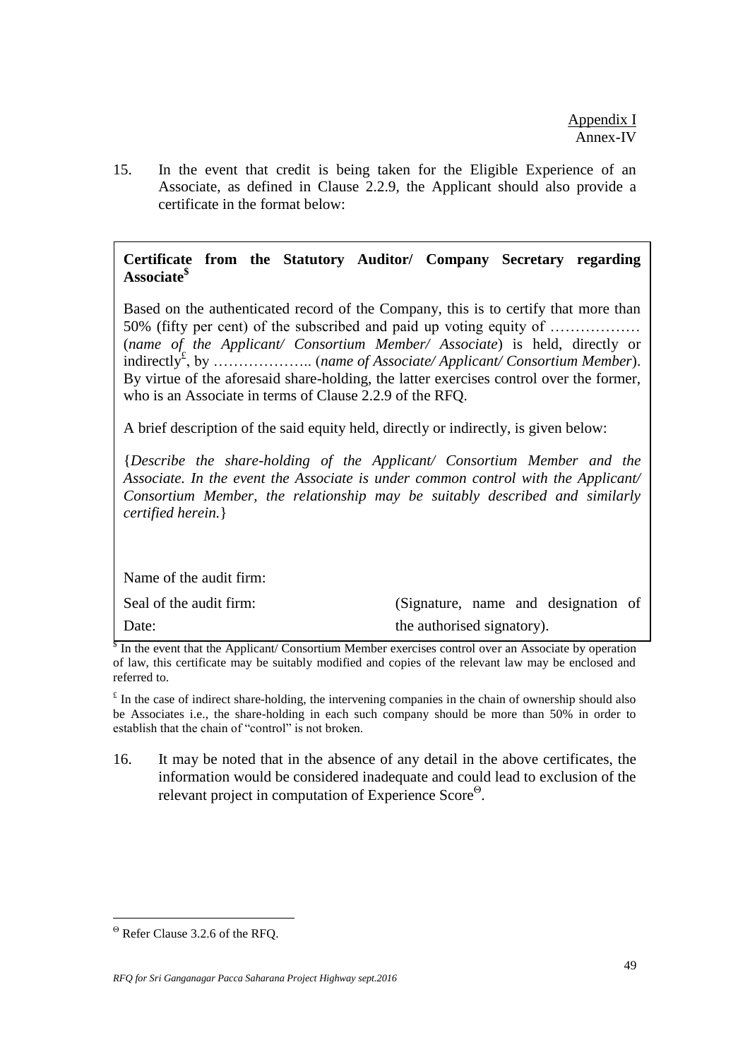Appendix I
Annex-IV

15. In the event that credit is being taken for the Eligible Experience of an Associate, as defined in Clause 2.2.9, the Applicant should also provide a certificate in the format below:

> **Certificate from the Statutory Auditor/ Company Secretary regarding Associate[$]**
>
> Based on the authenticated record of the Company, this is to certify that more than 50% (fifty per cent) of the subscribed and paid up voting equity of ……………… (*name of the Applicant/ Consortium Member/ Associate*) is held, directly or indirectly[£], by ……………….. (*name of Associate/ Applicant/ Consortium Member*). By virtue of the aforesaid share-holding, the latter exercises control over the former, who is an Associate in terms of Clause 2.2.9 of the RFQ.
>
> A brief description of the said equity held, directly or indirectly, is given below:
>
> {*Describe the share-holding of the Applicant/ Consortium Member and the Associate. In the event the Associate is under common control with the Applicant/ Consortium Member, the relationship may be suitably described and similarly certified herein.*}
>
> Name of the audit firm:
>
> Seal of the audit firm: (Signature, name and designation of
>
> Date: the authorised signatory).

[$] In the event that the Applicant/ Consortium Member exercises control over an Associate by operation of law, this certificate may be suitably modified and copies of the relevant law may be enclosed and referred to.

[£] In the case of indirect share-holding, the intervening companies in the chain of ownership should also be Associates i.e., the share-holding in each such company should be more than 50% in order to establish that the chain of "control" is not broken.

16. It may be noted that in the absence of any detail in the above certificates, the information would be considered inadequate and could lead to exclusion of the relevant project in computation of Experience Score[Θ].

---

[Θ] Refer Clause 3.2.6 of the RFQ.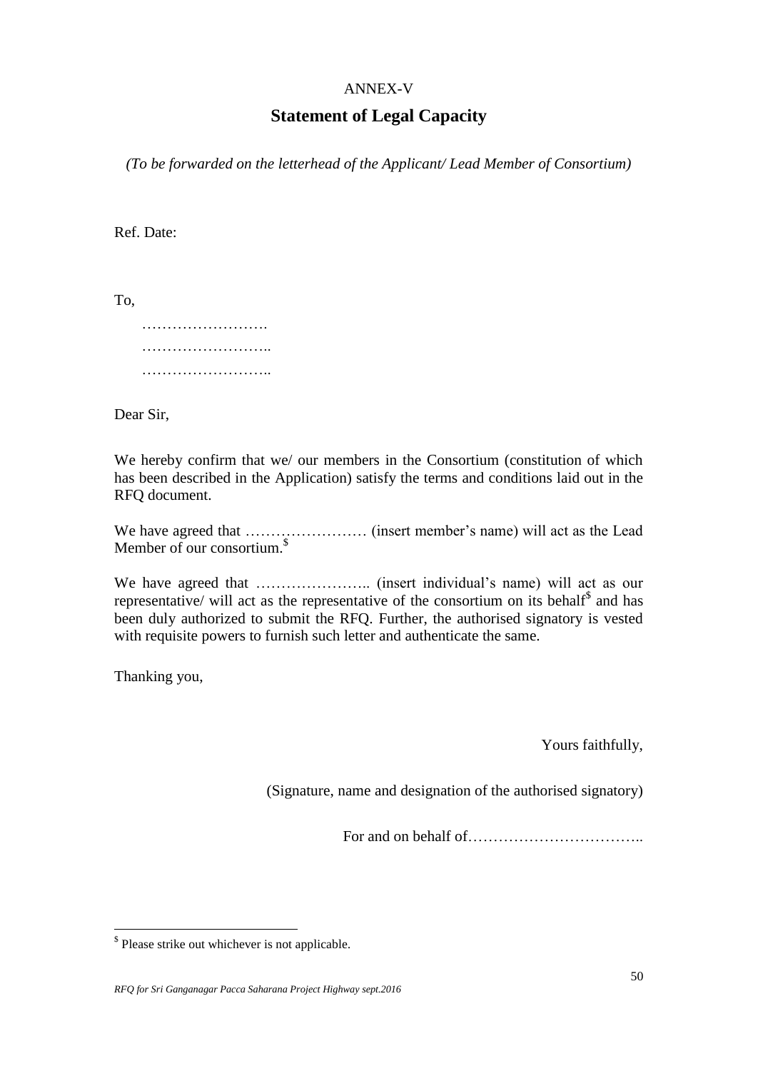ANNEX-V

# Statement of Legal Capacity

*(To be forwarded on the letterhead of the Applicant/ Lead Member of Consortium)*

Ref. Date:

To,

…………………….  
……………………..  
……………………..

Dear Sir,

We hereby confirm that we/ our members in the Consortium (constitution of which has been described in the Application) satisfy the terms and conditions laid out in the RFQ document.

We have agreed that …………………… (insert member's name) will act as the Lead Member of our consortium.[$]

We have agreed that ………………….. (insert individual's name) will act as our representative/ will act as the representative of the consortium on its behalf[$] and has been duly authorized to submit the RFQ. Further, the authorised signatory is vested with requisite powers to furnish such letter and authenticate the same.

Thanking you,

Yours faithfully,

(Signature, name and designation of the authorised signatory)

For and on behalf of……………………………..

---

[$] Please strike out whichever is not applicable.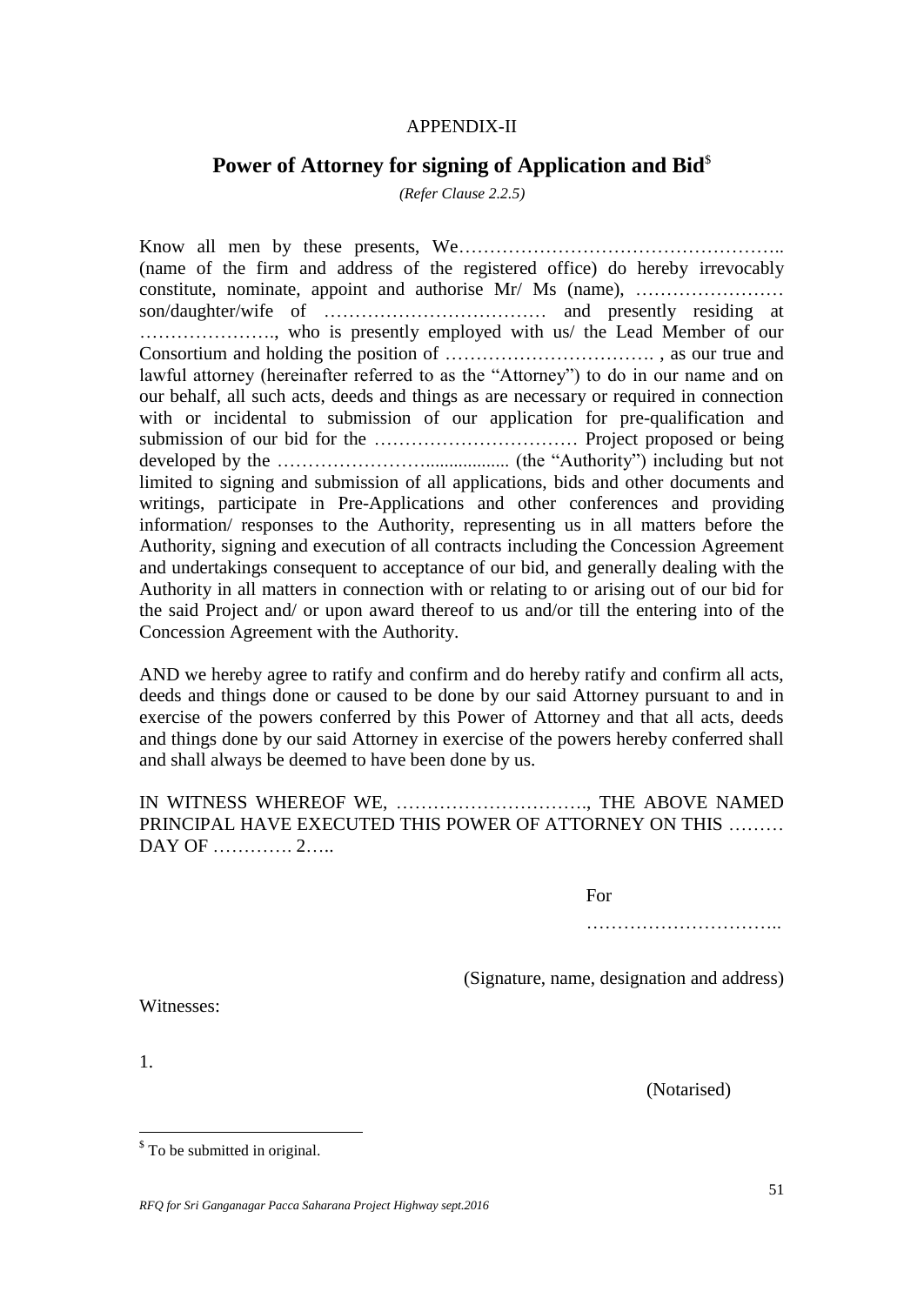APPENDIX-II

## Power of Attorney for signing of Application and Bid[$]

*(Refer Clause 2.2.5)*

Know all men by these presents, We…………………………………………….. (name of the firm and address of the registered office) do hereby irrevocably constitute, nominate, appoint and authorise Mr/ Ms (name), …………………… son/daughter/wife of ……………………………… and presently residing at …………………., who is presently employed with us/ the Lead Member of our Consortium and holding the position of ……………………………. , as our true and lawful attorney (hereinafter referred to as the "Attorney") to do in our name and on our behalf, all such acts, deeds and things as are necessary or required in connection with or incidental to submission of our application for pre-qualification and submission of our bid for the …………………………… Project proposed or being developed by the ……………………................. (the "Authority") including but not limited to signing and submission of all applications, bids and other documents and writings, participate in Pre-Applications and other conferences and providing information/ responses to the Authority, representing us in all matters before the Authority, signing and execution of all contracts including the Concession Agreement and undertakings consequent to acceptance of our bid, and generally dealing with the Authority in all matters in connection with or relating to or arising out of our bid for the said Project and/ or upon award thereof to us and/or till the entering into of the Concession Agreement with the Authority.

AND we hereby agree to ratify and confirm and do hereby ratify and confirm all acts, deeds and things done or caused to be done by our said Attorney pursuant to and in exercise of the powers conferred by this Power of Attorney and that all acts, deeds and things done by our said Attorney in exercise of the powers hereby conferred shall and shall always be deemed to have been done by us.

IN WITNESS WHEREOF WE, …………………………., THE ABOVE NAMED PRINCIPAL HAVE EXECUTED THIS POWER OF ATTORNEY ON THIS ……… DAY OF …………. 2…..

For

…………………………..

(Signature, name, designation and address)

Witnesses:

1.

(Notarised)

[$] To be submitted in original.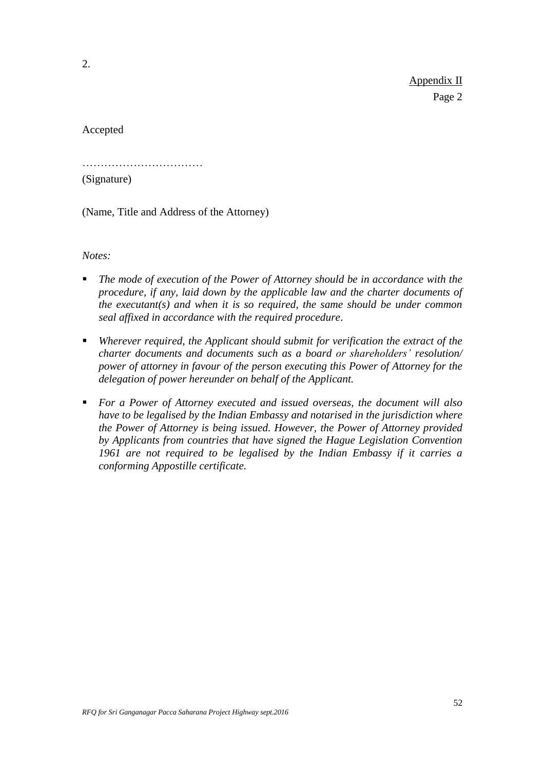2.

Appendix II
Page 2

Accepted

……………………………
(Signature)

(Name, Title and Address of the Attorney)

*Notes:*

- *The mode of execution of the Power of Attorney should be in accordance with the procedure, if any, laid down by the applicable law and the charter documents of the executant(s) and when it is so required, the same should be under common seal affixed in accordance with the required procedure*.
- *Wherever required, the Applicant should submit for verification the extract of the charter documents and documents such as a board or shareholders' resolution/ power of attorney in favour of the person executing this Power of Attorney for the delegation of power hereunder on behalf of the Applicant.*
- *For a Power of Attorney executed and issued overseas, the document will also have to be legalised by the Indian Embassy and notarised in the jurisdiction where the Power of Attorney is being issued. However, the Power of Attorney provided by Applicants from countries that have signed the Hague Legislation Convention 1961 are not required to be legalised by the Indian Embassy if it carries a conforming Appostille certificate.*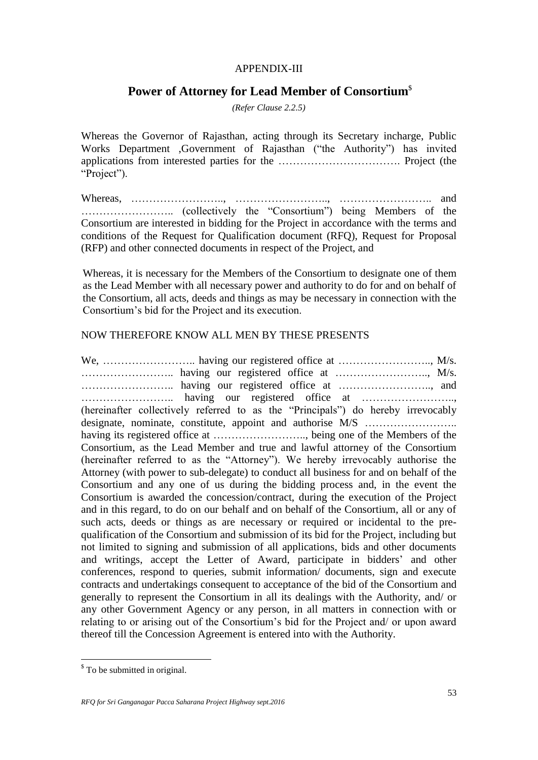APPENDIX-III

# Power of Attorney for Lead Member of Consortium[$]

*(Refer Clause 2.2.5)*

Whereas the Governor of Rajasthan, acting through its Secretary incharge, Public Works Department ,Government of Rajasthan ("the Authority") has invited applications from interested parties for the ……………………………. Project (the "Project").

Whereas, …………………….., …………………….., …………………….. and …………………….. (collectively the "Consortium") being Members of the Consortium are interested in bidding for the Project in accordance with the terms and conditions of the Request for Qualification document (RFQ), Request for Proposal (RFP) and other connected documents in respect of the Project, and

Whereas, it is necessary for the Members of the Consortium to designate one of them as the Lead Member with all necessary power and authority to do for and on behalf of the Consortium, all acts, deeds and things as may be necessary in connection with the Consortium's bid for the Project and its execution.

NOW THEREFORE KNOW ALL MEN BY THESE PRESENTS

We, …………………….. having our registered office at …………………….., M/s. …………………….. having our registered office at …………………….., M/s. …………………….. having our registered office at …………………….., and …………………….. having our registered office at …………………….., (hereinafter collectively referred to as the "Principals") do hereby irrevocably designate, nominate, constitute, appoint and authorise M/S …………………….. having its registered office at …………………….., being one of the Members of the Consortium, as the Lead Member and true and lawful attorney of the Consortium (hereinafter referred to as the "Attorney"). We hereby irrevocably authorise the Attorney (with power to sub-delegate) to conduct all business for and on behalf of the Consortium and any one of us during the bidding process and, in the event the Consortium is awarded the concession/contract, during the execution of the Project and in this regard, to do on our behalf and on behalf of the Consortium, all or any of such acts, deeds or things as are necessary or required or incidental to the pre-qualification of the Consortium and submission of its bid for the Project, including but not limited to signing and submission of all applications, bids and other documents and writings, accept the Letter of Award, participate in bidders' and other conferences, respond to queries, submit information/ documents, sign and execute contracts and undertakings consequent to acceptance of the bid of the Consortium and generally to represent the Consortium in all its dealings with the Authority, and/ or any other Government Agency or any person, in all matters in connection with or relating to or arising out of the Consortium's bid for the Project and/ or upon award thereof till the Concession Agreement is entered into with the Authority.

---

[$] To be submitted in original.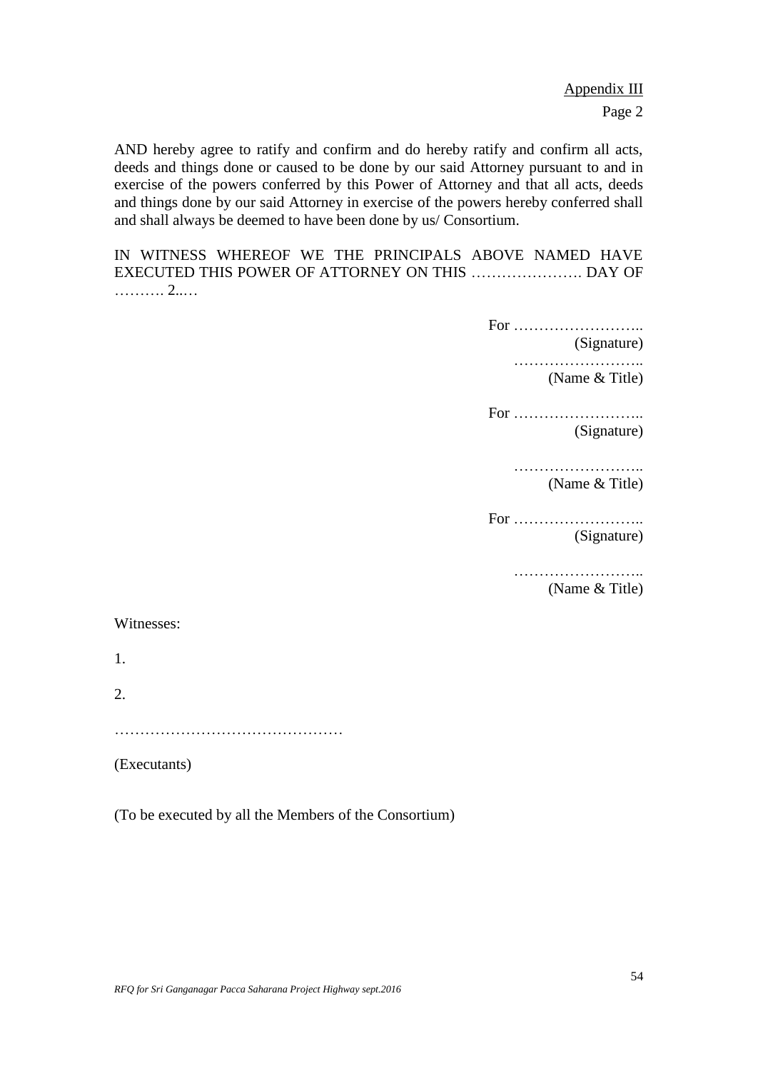Appendix III

Page 2

AND hereby agree to ratify and confirm and do hereby ratify and confirm all acts, deeds and things done or caused to be done by our said Attorney pursuant to and in exercise of the powers conferred by this Power of Attorney and that all acts, deeds and things done by our said Attorney in exercise of the powers hereby conferred shall and shall always be deemed to have been done by us/ Consortium.

IN WITNESS WHEREOF WE THE PRINCIPALS ABOVE NAMED HAVE EXECUTED THIS POWER OF ATTORNEY ON THIS …………………. DAY OF ………. 2..…

For ……………………..
(Signature)

……………………..
(Name & Title)

For ……………………..
(Signature)

……………………..
(Name & Title)

For ……………………..
(Signature)

……………………..
(Name & Title)

Witnesses:

1.

2.

………………………………………

(Executants)

(To be executed by all the Members of the Consortium)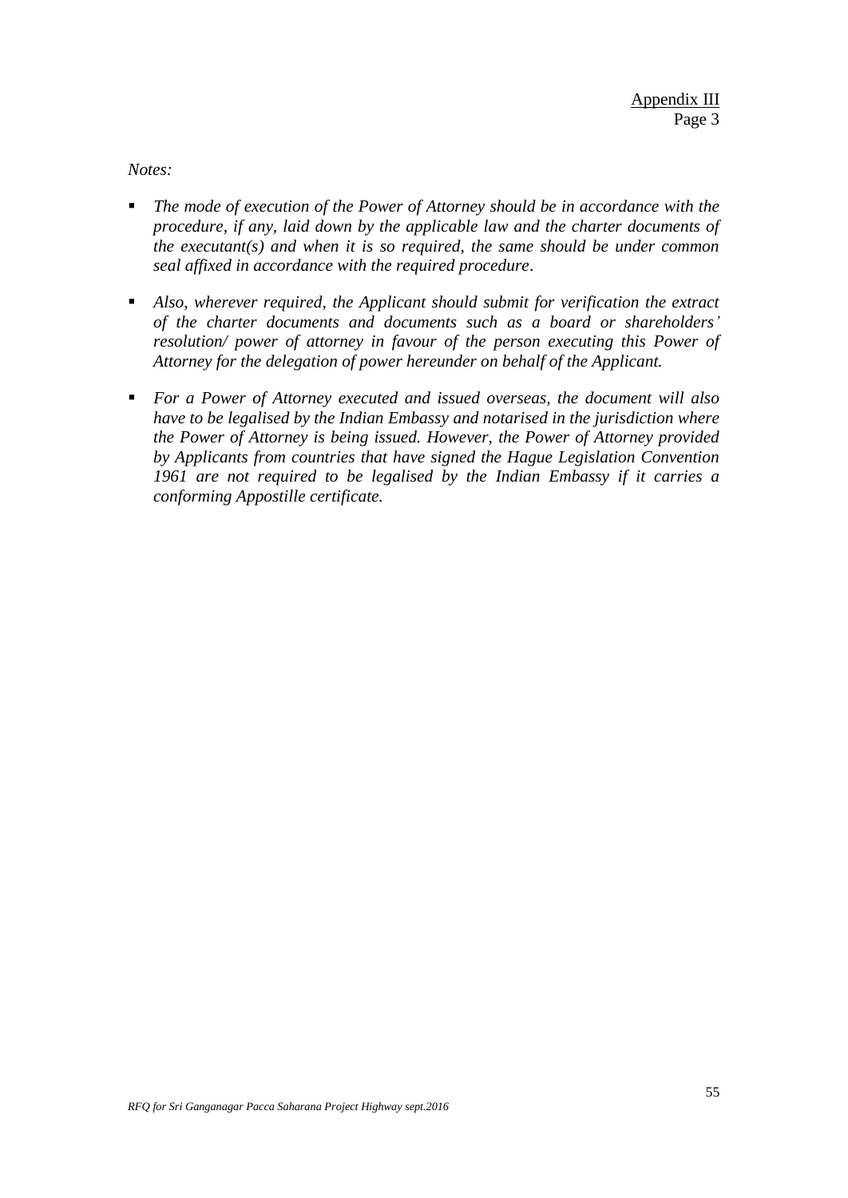Appendix III
Page 3

*Notes:*

- *The mode of execution of the Power of Attorney should be in accordance with the procedure, if any, laid down by the applicable law and the charter documents of the executant(s) and when it is so required, the same should be under common seal affixed in accordance with the required procedure*.

- *Also, wherever required, the Applicant should submit for verification the extract of the charter documents and documents such as a board or shareholders' resolution/ power of attorney in favour of the person executing this Power of Attorney for the delegation of power hereunder on behalf of the Applicant.*

- *For a Power of Attorney executed and issued overseas, the document will also have to be legalised by the Indian Embassy and notarised in the jurisdiction where the Power of Attorney is being issued. However, the Power of Attorney provided by Applicants from countries that have signed the Hague Legislation Convention 1961 are not required to be legalised by the Indian Embassy if it carries a conforming Appostille certificate.*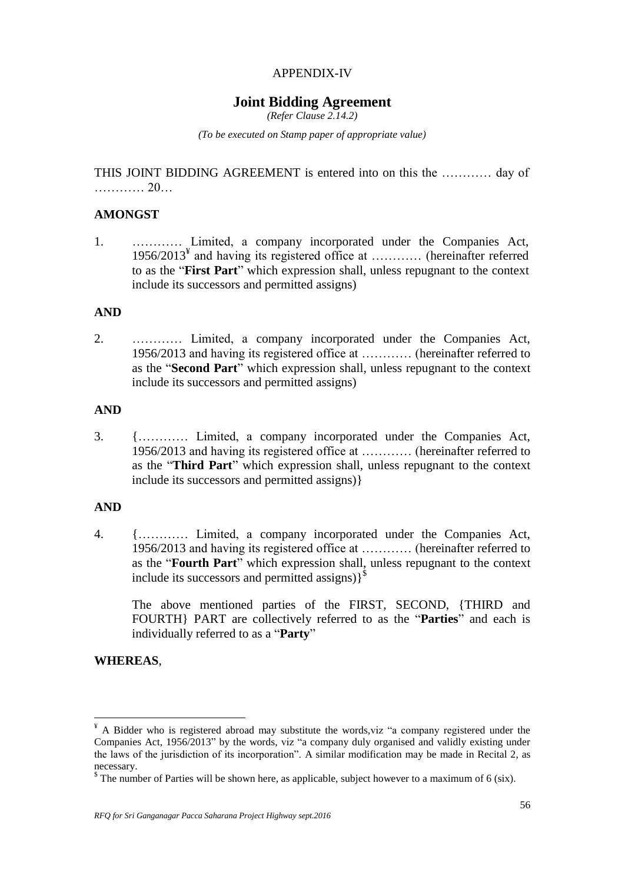APPENDIX-IV

# Joint Bidding Agreement

*(Refer Clause 2.14.2)*

*(To be executed on Stamp paper of appropriate value)*

THIS JOINT BIDDING AGREEMENT is entered into on this the ………… day of ………… 20…

**AMONGST**

1. ………… Limited, a company incorporated under the Companies Act, 1956/2013[¥] and having its registered office at ………… (hereinafter referred to as the "**First Part**" which expression shall, unless repugnant to the context include its successors and permitted assigns)

**AND**

2. ………… Limited, a company incorporated under the Companies Act, 1956/2013 and having its registered office at ………… (hereinafter referred to as the "**Second Part**" which expression shall, unless repugnant to the context include its successors and permitted assigns)

**AND**

3. {………… Limited, a company incorporated under the Companies Act, 1956/2013 and having its registered office at ………… (hereinafter referred to as the "**Third Part**" which expression shall, unless repugnant to the context include its successors and permitted assigns)}

**AND**

4. {………… Limited, a company incorporated under the Companies Act, 1956/2013 and having its registered office at ………… (hereinafter referred to as the "**Fourth Part**" which expression shall, unless repugnant to the context include its successors and permitted assigns)}[$]

   The above mentioned parties of the FIRST, SECOND, {THIRD and FOURTH} PART are collectively referred to as the "**Parties**" and each is individually referred to as a "**Party**"

**WHEREAS**,

---

[¥] A Bidder who is registered abroad may substitute the words,viz "a company registered under the Companies Act, 1956/2013" by the words, viz "a company duly organised and validly existing under the laws of the jurisdiction of its incorporation". A similar modification may be made in Recital 2, as necessary.

[$] The number of Parties will be shown here, as applicable, subject however to a maximum of 6 (six).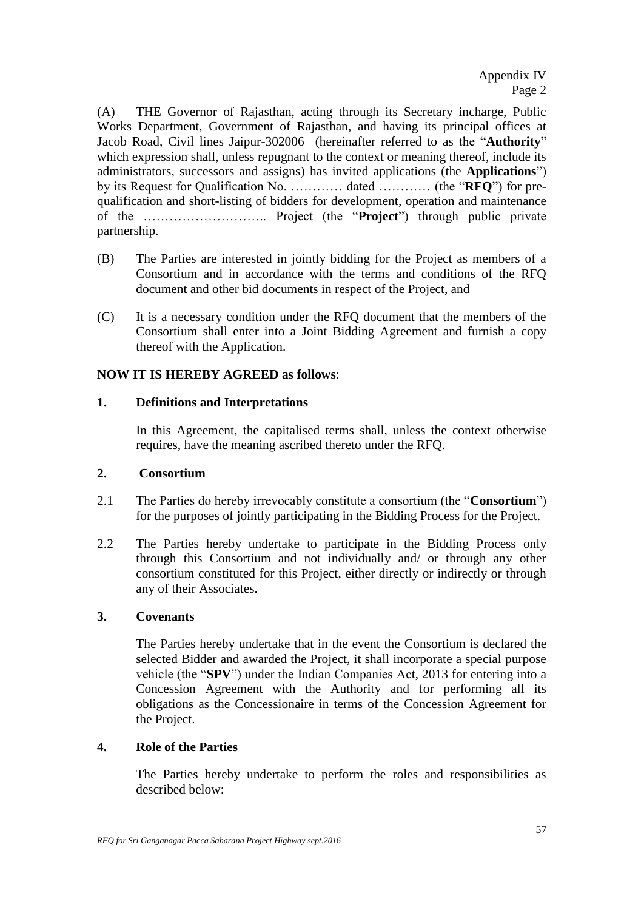(A) THE Governor of Rajasthan, acting through its Secretary incharge, Public Works Department, Government of Rajasthan, and having its principal offices at Jacob Road, Civil lines Jaipur-302006 (hereinafter referred to as the "**Authority**" which expression shall, unless repugnant to the context or meaning thereof, include its administrators, successors and assigns) has invited applications (the **Applications**") by its Request for Qualification No. ………… dated ………… (the "**RFQ**") for pre-qualification and short-listing of bidders for development, operation and maintenance of the ……………………….. Project (the "**Project**") through public private partnership.

(B) The Parties are interested in jointly bidding for the Project as members of a Consortium and in accordance with the terms and conditions of the RFQ document and other bid documents in respect of the Project, and

(C) It is a necessary condition under the RFQ document that the members of the Consortium shall enter into a Joint Bidding Agreement and furnish a copy thereof with the Application.

**NOW IT IS HEREBY AGREED as follows**:

**1. Definitions and Interpretations**

In this Agreement, the capitalised terms shall, unless the context otherwise requires, have the meaning ascribed thereto under the RFQ.

**2. Consortium**

2.1 The Parties do hereby irrevocably constitute a consortium (the "**Consortium**") for the purposes of jointly participating in the Bidding Process for the Project.

2.2 The Parties hereby undertake to participate in the Bidding Process only through this Consortium and not individually and/ or through any other consortium constituted for this Project, either directly or indirectly or through any of their Associates.

**3. Covenants**

The Parties hereby undertake that in the event the Consortium is declared the selected Bidder and awarded the Project, it shall incorporate a special purpose vehicle (the "**SPV**") under the Indian Companies Act, 2013 for entering into a Concession Agreement with the Authority and for performing all its obligations as the Concessionaire in terms of the Concession Agreement for the Project.

**4. Role of the Parties**

The Parties hereby undertake to perform the roles and responsibilities as described below: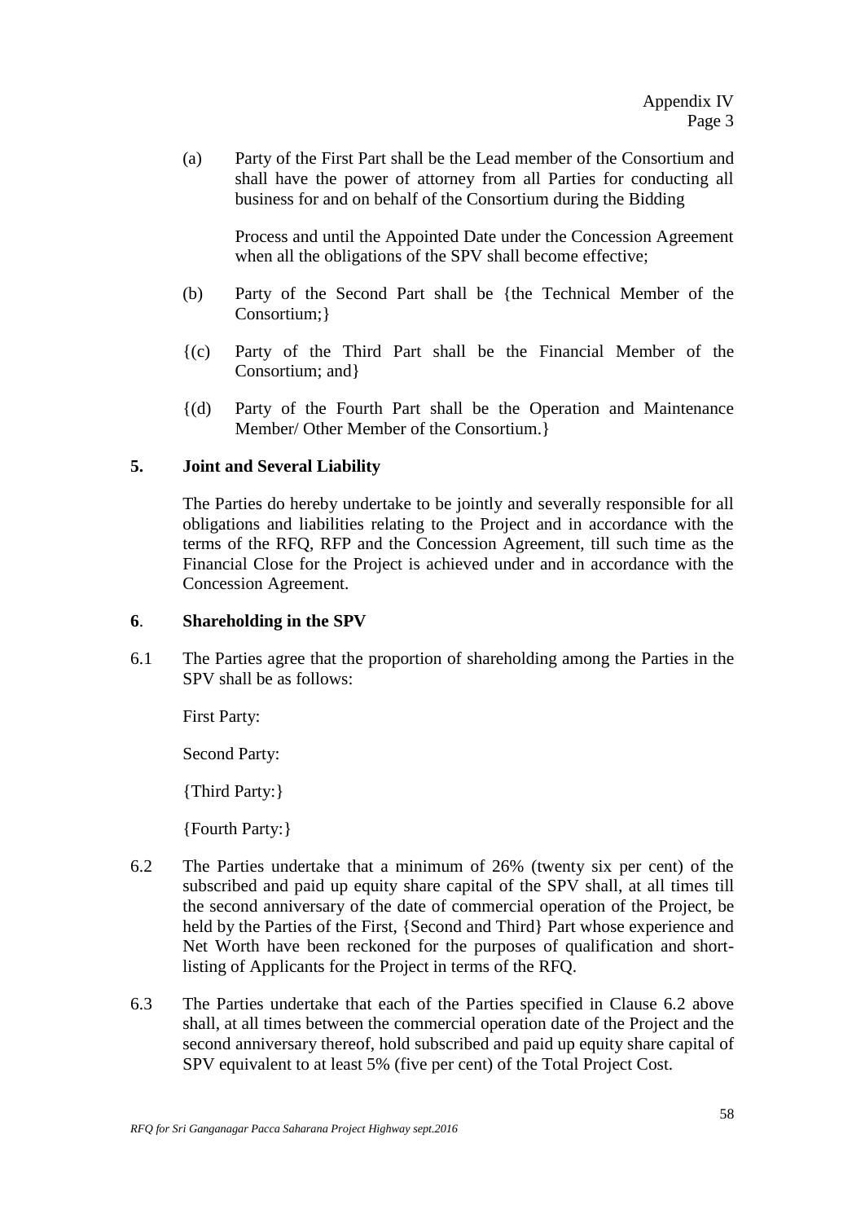(a) Party of the First Part shall be the Lead member of the Consortium and shall have the power of attorney from all Parties for conducting all business for and on behalf of the Consortium during the Bidding

Process and until the Appointed Date under the Concession Agreement when all the obligations of the SPV shall become effective;

(b) Party of the Second Part shall be {the Technical Member of the Consortium;}

{(c) Party of the Third Part shall be the Financial Member of the Consortium; and}

{(d) Party of the Fourth Part shall be the Operation and Maintenance Member/ Other Member of the Consortium.}

**5. Joint and Several Liability**

The Parties do hereby undertake to be jointly and severally responsible for all obligations and liabilities relating to the Project and in accordance with the terms of the RFQ, RFP and the Concession Agreement, till such time as the Financial Close for the Project is achieved under and in accordance with the Concession Agreement.

**6. Shareholding in the SPV**

6.1 The Parties agree that the proportion of shareholding among the Parties in the SPV shall be as follows:

First Party:

Second Party:

{Third Party:}

{Fourth Party:}

6.2 The Parties undertake that a minimum of 26% (twenty six per cent) of the subscribed and paid up equity share capital of the SPV shall, at all times till the second anniversary of the date of commercial operation of the Project, be held by the Parties of the First, {Second and Third} Part whose experience and Net Worth have been reckoned for the purposes of qualification and short-listing of Applicants for the Project in terms of the RFQ.

6.3 The Parties undertake that each of the Parties specified in Clause 6.2 above shall, at all times between the commercial operation date of the Project and the second anniversary thereof, hold subscribed and paid up equity share capital of SPV equivalent to at least 5% (five per cent) of the Total Project Cost.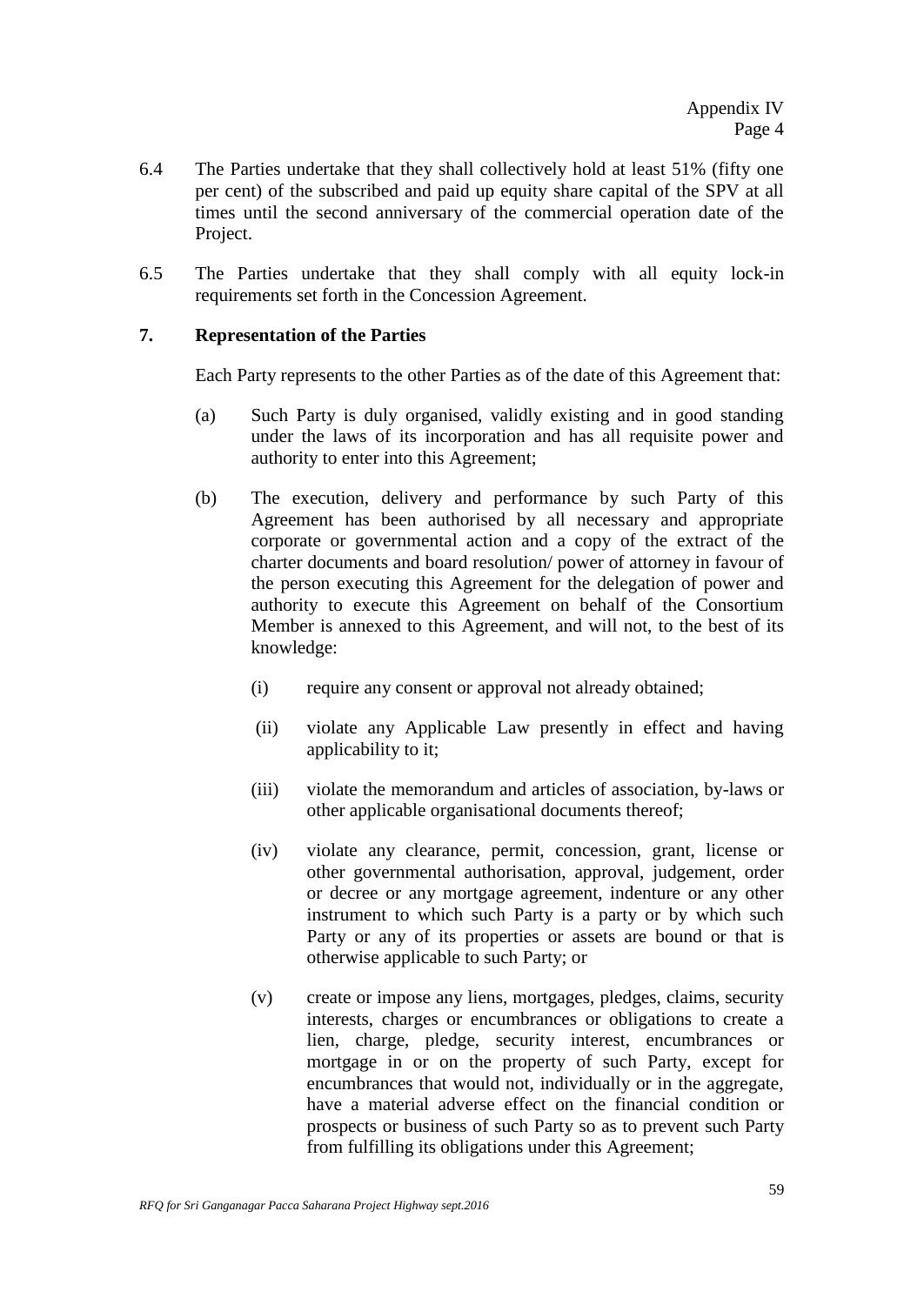6.4 The Parties undertake that they shall collectively hold at least 51% (fifty one per cent) of the subscribed and paid up equity share capital of the SPV at all times until the second anniversary of the commercial operation date of the Project.

6.5 The Parties undertake that they shall comply with all equity lock-in requirements set forth in the Concession Agreement.

**7. Representation of the Parties**

Each Party represents to the other Parties as of the date of this Agreement that:

(a) Such Party is duly organised, validly existing and in good standing under the laws of its incorporation and has all requisite power and authority to enter into this Agreement;

(b) The execution, delivery and performance by such Party of this Agreement has been authorised by all necessary and appropriate corporate or governmental action and a copy of the extract of the charter documents and board resolution/ power of attorney in favour of the person executing this Agreement for the delegation of power and authority to execute this Agreement on behalf of the Consortium Member is annexed to this Agreement, and will not, to the best of its knowledge:

(i) require any consent or approval not already obtained;

(ii) violate any Applicable Law presently in effect and having applicability to it;

(iii) violate the memorandum and articles of association, by-laws or other applicable organisational documents thereof;

(iv) violate any clearance, permit, concession, grant, license or other governmental authorisation, approval, judgement, order or decree or any mortgage agreement, indenture or any other instrument to which such Party is a party or by which such Party or any of its properties or assets are bound or that is otherwise applicable to such Party; or

(v) create or impose any liens, mortgages, pledges, claims, security interests, charges or encumbrances or obligations to create a lien, charge, pledge, security interest, encumbrances or mortgage in or on the property of such Party, except for encumbrances that would not, individually or in the aggregate, have a material adverse effect on the financial condition or prospects or business of such Party so as to prevent such Party from fulfilling its obligations under this Agreement;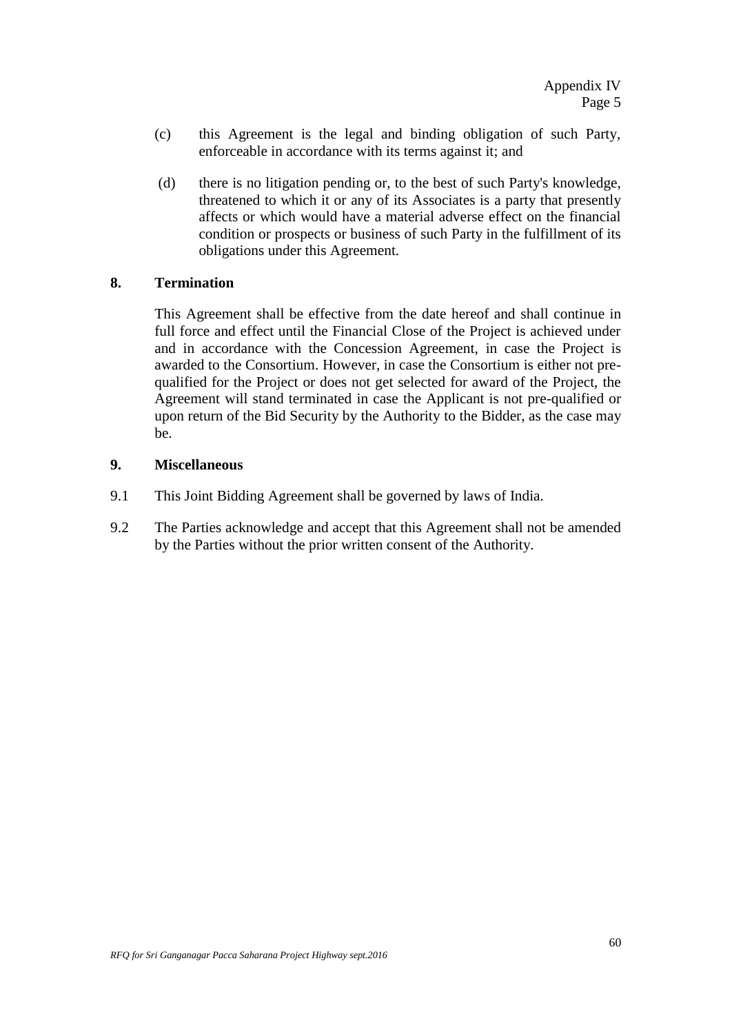(c) this Agreement is the legal and binding obligation of such Party, enforceable in accordance with its terms against it; and

(d) there is no litigation pending or, to the best of such Party's knowledge, threatened to which it or any of its Associates is a party that presently affects or which would have a material adverse effect on the financial condition or prospects or business of such Party in the fulfillment of its obligations under this Agreement.

**8. Termination**

This Agreement shall be effective from the date hereof and shall continue in full force and effect until the Financial Close of the Project is achieved under and in accordance with the Concession Agreement, in case the Project is awarded to the Consortium. However, in case the Consortium is either not pre-qualified for the Project or does not get selected for award of the Project, the Agreement will stand terminated in case the Applicant is not pre-qualified or upon return of the Bid Security by the Authority to the Bidder, as the case may be.

**9. Miscellaneous**

9.1 This Joint Bidding Agreement shall be governed by laws of India.

9.2 The Parties acknowledge and accept that this Agreement shall not be amended by the Parties without the prior written consent of the Authority.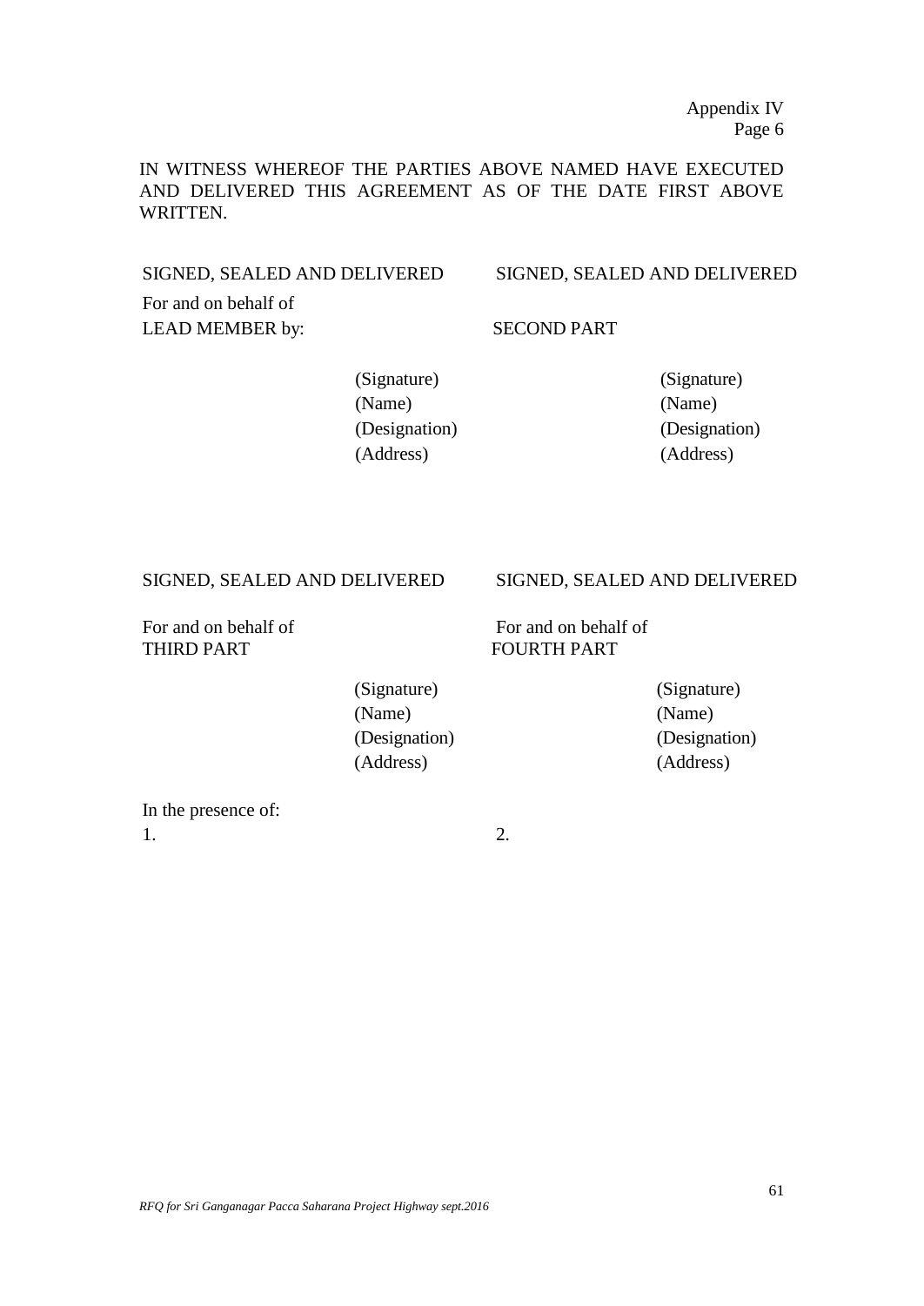Appendix IV
Page 6

IN WITNESS WHEREOF THE PARTIES ABOVE NAMED HAVE EXECUTED AND DELIVERED THIS AGREEMENT AS OF THE DATE FIRST ABOVE WRITTEN.

SIGNED, SEALED AND DELIVERED
For and on behalf of
LEAD MEMBER by:

(Signature)
(Name)
(Designation)
(Address)

SIGNED, SEALED AND DELIVERED

SECOND PART

(Signature)
(Name)
(Designation)
(Address)

SIGNED, SEALED AND DELIVERED

For and on behalf of
THIRD PART

(Signature)
(Name)
(Designation)
(Address)

SIGNED, SEALED AND DELIVERED

For and on behalf of
FOURTH PART

(Signature)
(Name)
(Designation)
(Address)

In the presence of:

1. 

2.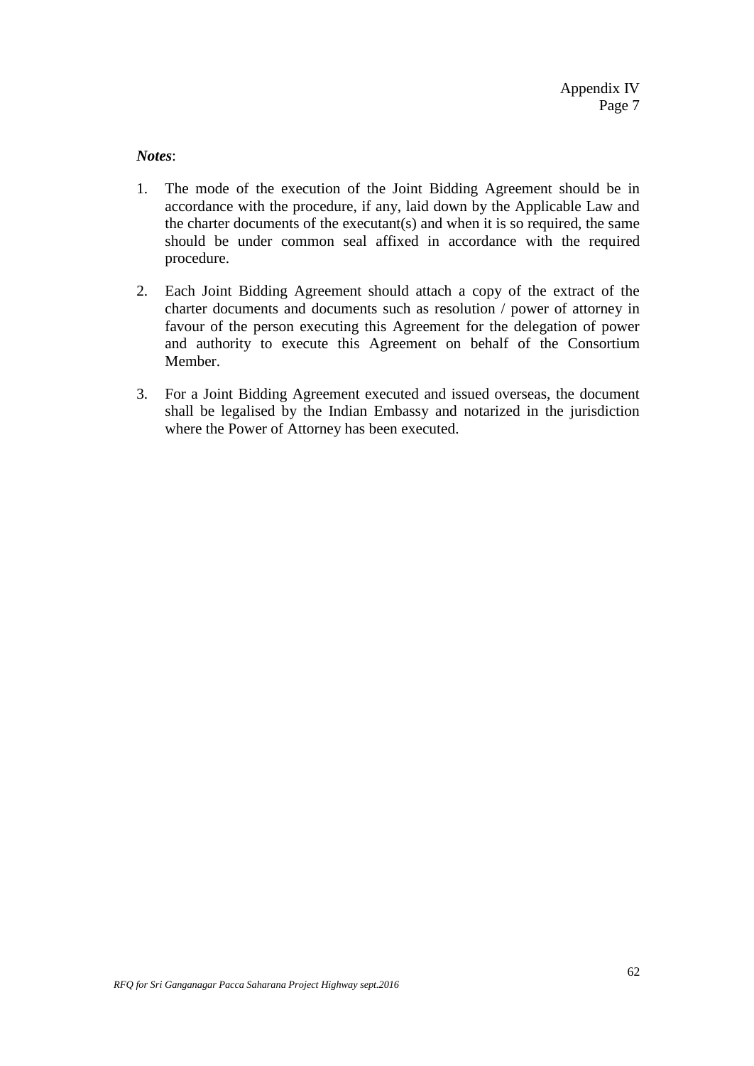Appendix IV
Page 7

***Notes***:

1. The mode of the execution of the Joint Bidding Agreement should be in accordance with the procedure, if any, laid down by the Applicable Law and the charter documents of the executant(s) and when it is so required, the same should be under common seal affixed in accordance with the required procedure.

2. Each Joint Bidding Agreement should attach a copy of the extract of the charter documents and documents such as resolution / power of attorney in favour of the person executing this Agreement for the delegation of power and authority to execute this Agreement on behalf of the Consortium Member.

3. For a Joint Bidding Agreement executed and issued overseas, the document shall be legalised by the Indian Embassy and notarized in the jurisdiction where the Power of Attorney has been executed.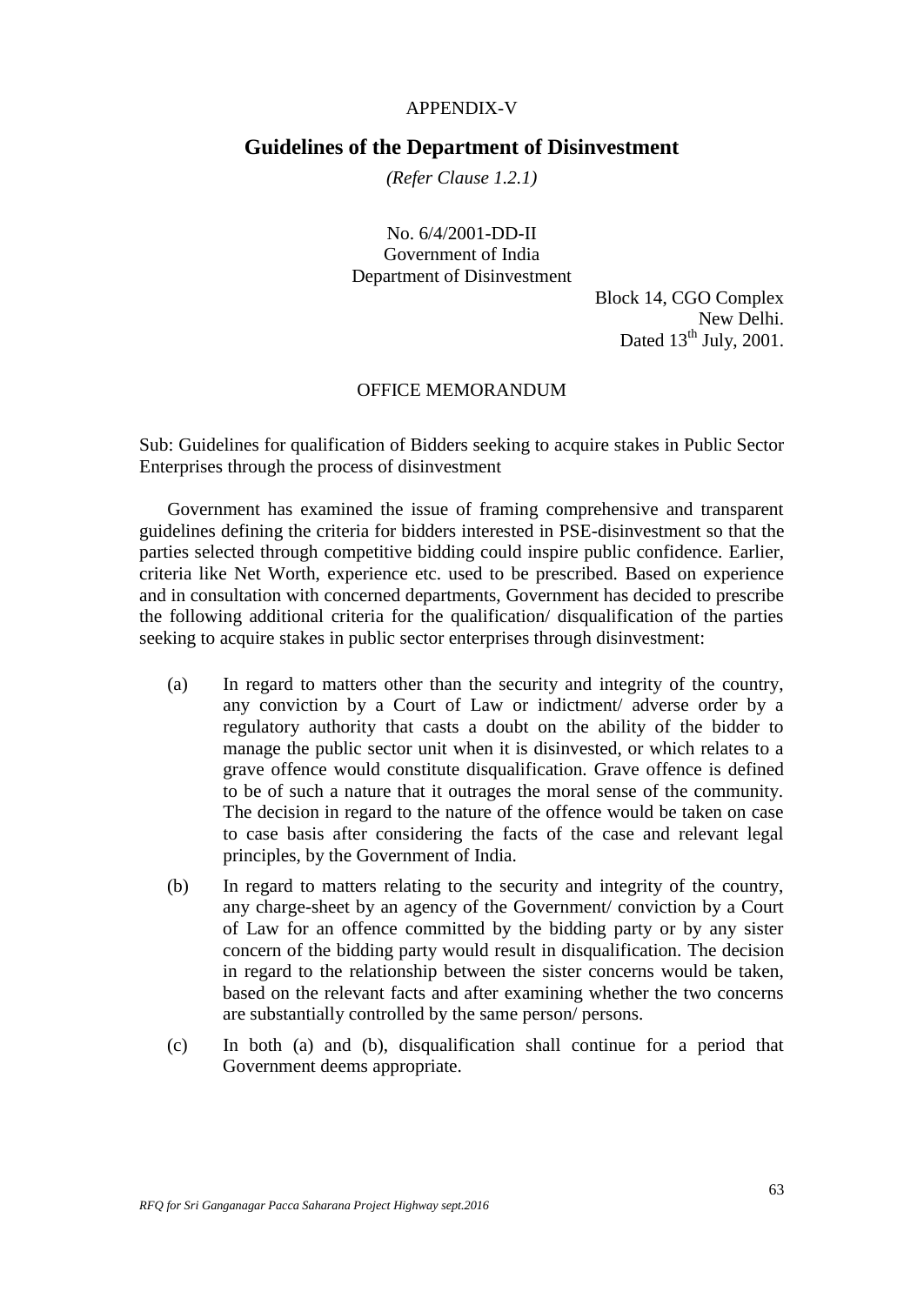APPENDIX-V

## Guidelines of the Department of Disinvestment

*(Refer Clause 1.2.1)*

No. 6/4/2001-DD-II
Government of India
Department of Disinvestment

Block 14, CGO Complex
New Delhi.
Dated 13th July, 2001.

OFFICE MEMORANDUM

Sub: Guidelines for qualification of Bidders seeking to acquire stakes in Public Sector Enterprises through the process of disinvestment

Government has examined the issue of framing comprehensive and transparent guidelines defining the criteria for bidders interested in PSE-disinvestment so that the parties selected through competitive bidding could inspire public confidence. Earlier, criteria like Net Worth, experience etc. used to be prescribed. Based on experience and in consultation with concerned departments, Government has decided to prescribe the following additional criteria for the qualification/ disqualification of the parties seeking to acquire stakes in public sector enterprises through disinvestment:

(a) In regard to matters other than the security and integrity of the country, any conviction by a Court of Law or indictment/ adverse order by a regulatory authority that casts a doubt on the ability of the bidder to manage the public sector unit when it is disinvested, or which relates to a grave offence would constitute disqualification. Grave offence is defined to be of such a nature that it outrages the moral sense of the community. The decision in regard to the nature of the offence would be taken on case to case basis after considering the facts of the case and relevant legal principles, by the Government of India.

(b) In regard to matters relating to the security and integrity of the country, any charge-sheet by an agency of the Government/ conviction by a Court of Law for an offence committed by the bidding party or by any sister concern of the bidding party would result in disqualification. The decision in regard to the relationship between the sister concerns would be taken, based on the relevant facts and after examining whether the two concerns are substantially controlled by the same person/ persons.

(c) In both (a) and (b), disqualification shall continue for a period that Government deems appropriate.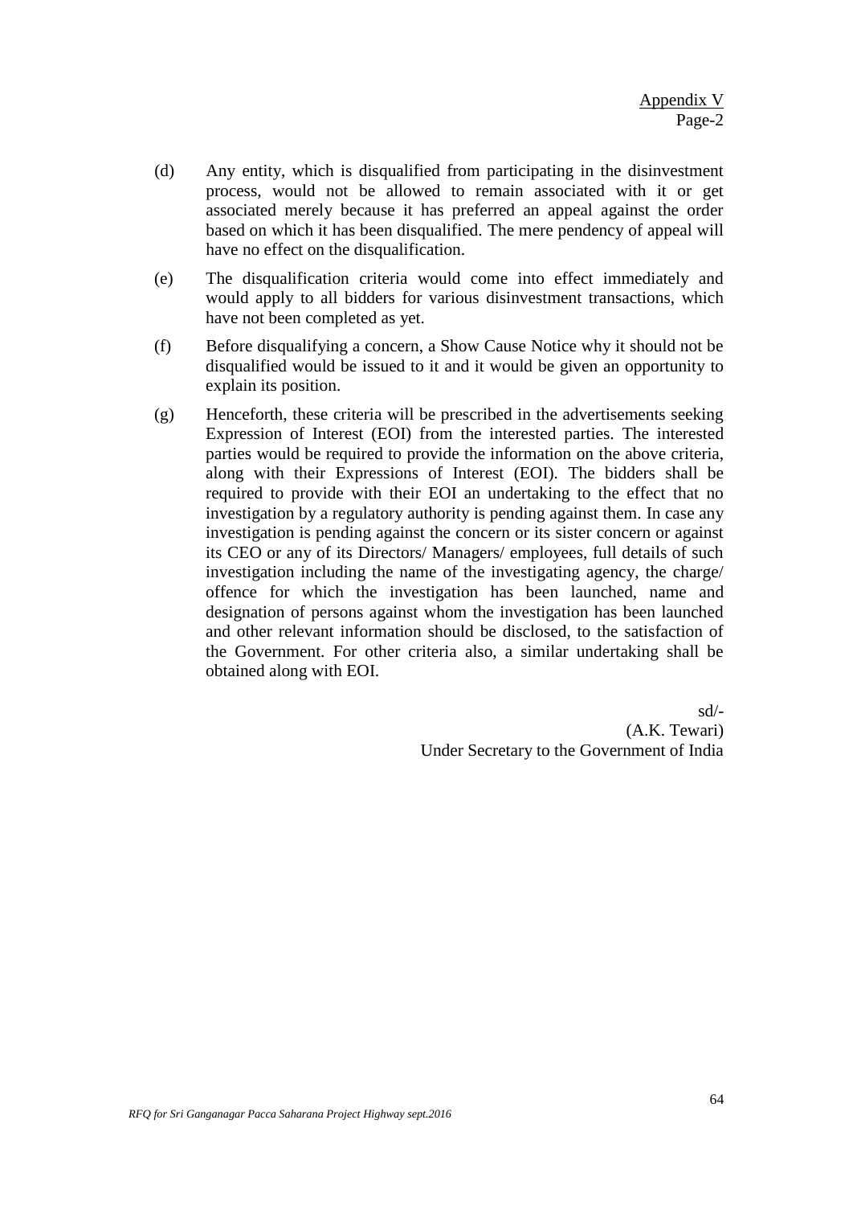Appendix V
Page-2

(d) Any entity, which is disqualified from participating in the disinvestment process, would not be allowed to remain associated with it or get associated merely because it has preferred an appeal against the order based on which it has been disqualified. The mere pendency of appeal will have no effect on the disqualification.

(e) The disqualification criteria would come into effect immediately and would apply to all bidders for various disinvestment transactions, which have not been completed as yet.

(f) Before disqualifying a concern, a Show Cause Notice why it should not be disqualified would be issued to it and it would be given an opportunity to explain its position.

(g) Henceforth, these criteria will be prescribed in the advertisements seeking Expression of Interest (EOI) from the interested parties. The interested parties would be required to provide the information on the above criteria, along with their Expressions of Interest (EOI). The bidders shall be required to provide with their EOI an undertaking to the effect that no investigation by a regulatory authority is pending against them. In case any investigation is pending against the concern or its sister concern or against its CEO or any of its Directors/ Managers/ employees, full details of such investigation including the name of the investigating agency, the charge/ offence for which the investigation has been launched, name and designation of persons against whom the investigation has been launched and other relevant information should be disclosed, to the satisfaction of the Government. For other criteria also, a similar undertaking shall be obtained along with EOI.

sd/-
(A.K. Tewari)
Under Secretary to the Government of India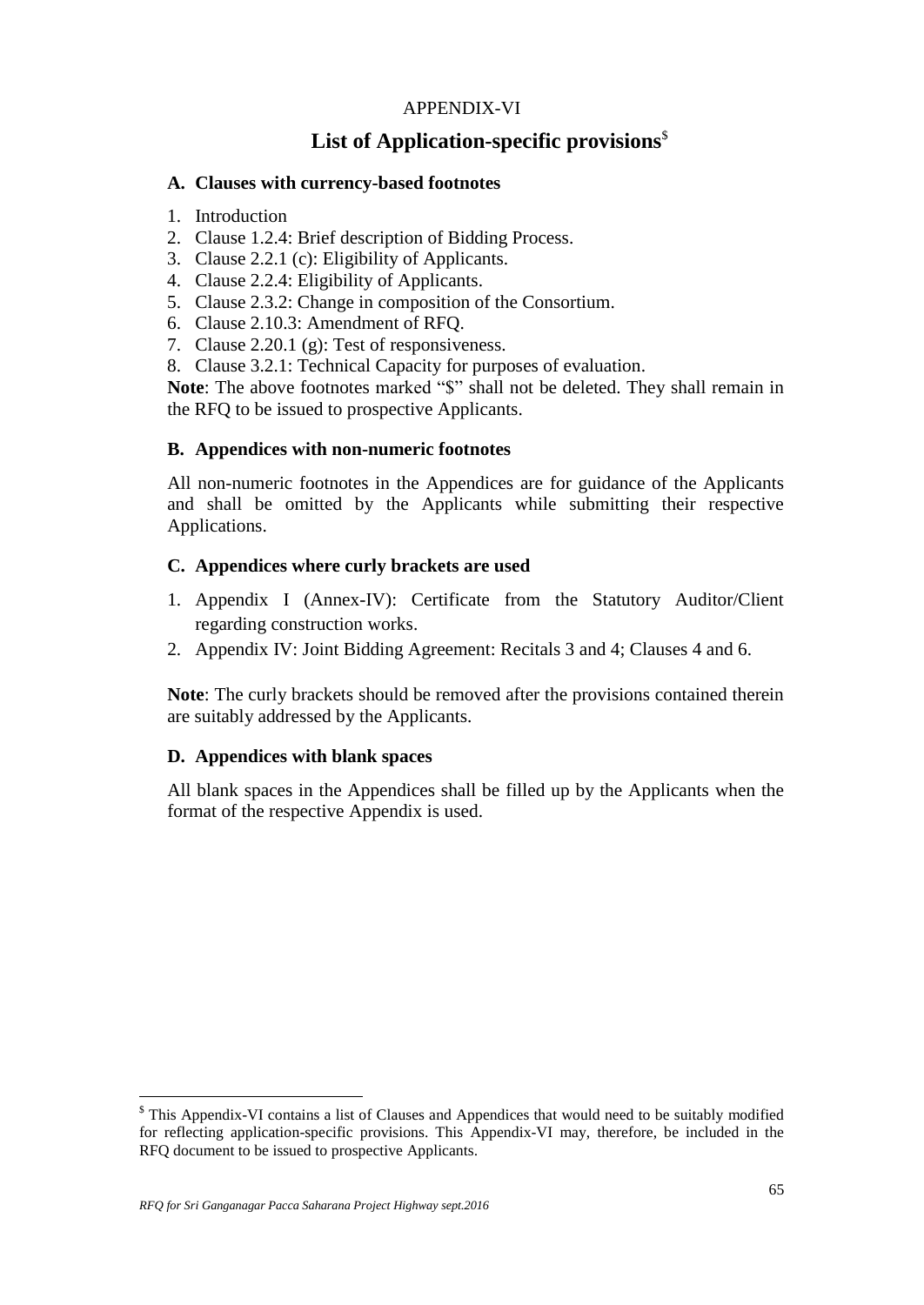APPENDIX-VI

# List of Application-specific provisions[$]

### A. Clauses with currency-based footnotes

1. Introduction
2. Clause 1.2.4: Brief description of Bidding Process.
3. Clause 2.2.1 (c): Eligibility of Applicants.
4. Clause 2.2.4: Eligibility of Applicants.
5. Clause 2.3.2: Change in composition of the Consortium.
6. Clause 2.10.3: Amendment of RFQ.
7. Clause 2.20.1 (g): Test of responsiveness.
8. Clause 3.2.1: Technical Capacity for purposes of evaluation.

**Note**: The above footnotes marked "$" shall not be deleted. They shall remain in the RFQ to be issued to prospective Applicants.

### B. Appendices with non-numeric footnotes

All non-numeric footnotes in the Appendices are for guidance of the Applicants and shall be omitted by the Applicants while submitting their respective Applications.

### C. Appendices where curly brackets are used

1. Appendix I (Annex-IV): Certificate from the Statutory Auditor/Client regarding construction works.
2. Appendix IV: Joint Bidding Agreement: Recitals 3 and 4; Clauses 4 and 6.

**Note**: The curly brackets should be removed after the provisions contained therein are suitably addressed by the Applicants.

### D. Appendices with blank spaces

All blank spaces in the Appendices shall be filled up by the Applicants when the format of the respective Appendix is used.

---

[$] This Appendix-VI contains a list of Clauses and Appendices that would need to be suitably modified for reflecting application-specific provisions. This Appendix-VI may, therefore, be included in the RFQ document to be issued to prospective Applicants.